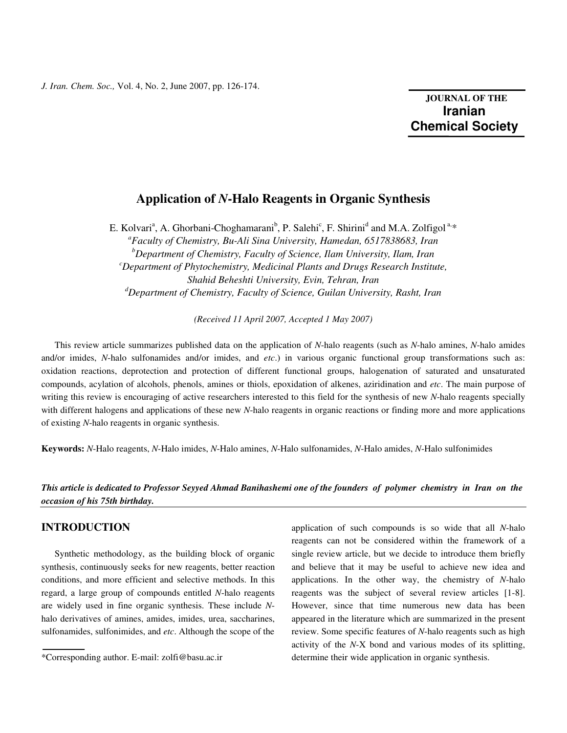JOURNAL OF THE
**Iranian Chemical Society**

# Application of *N*-Halo Reagents in Organic Synthesis

E. Kolvari[a], A. Ghorbani-Choghamarani[b], P. Salehi[c], F. Shirini[d] and M.A. Zolfigol[a,*]

[a]*Faculty of Chemistry, Bu-Ali Sina University, Hamedan, 6517838683, Iran*
[b]*Department of Chemistry, Faculty of Science, Ilam University, Ilam, Iran*
[c]*Department of Phytochemistry, Medicinal Plants and Drugs Research Institute, Shahid Beheshti University, Evin, Tehran, Iran*
[d]*Department of Chemistry, Faculty of Science, Guilan University, Rasht, Iran*

*(Received 11 April 2007, Accepted 1 May 2007)*

This review article summarizes published data on the application of *N*-halo reagents (such as *N*-halo amines, *N*-halo amides and/or imides, *N*-halo sulfonamides and/or imides, and *etc*.) in various organic functional group transformations such as: oxidation reactions, deprotection and protection of different functional groups, halogenation of saturated and unsaturated compounds, acylation of alcohols, phenols, amines or thiols, epoxidation of alkenes, aziridination and *etc*. The main purpose of writing this review is encouraging of active researchers interested to this field for the synthesis of new *N*-halo reagents specially with different halogens and applications of these new *N*-halo reagents in organic reactions or finding more and more applications of existing *N*-halo reagents in organic synthesis.

**Keywords:** *N*-Halo reagents, *N*-Halo imides, *N*-Halo amines, *N*-Halo sulfonamides, *N*-Halo amides, *N*-Halo sulfonimides

***This article is dedicated to Professor Seyyed Ahmad Banihashemi one of the founders of polymer chemistry in Iran on the occasion of his 75th birthday.***

## INTRODUCTION

Synthetic methodology, as the building block of organic synthesis, continuously seeks for new reagents, better reaction conditions, and more efficient and selective methods. In this regard, a large group of compounds entitled *N*-halo reagents are widely used in fine organic synthesis. These include *N*-halo derivatives of amines, amides, imides, urea, saccharines, sulfonamides, sulfonimides, and *etc*. Although the scope of the application of such compounds is so wide that all *N*-halo reagents can not be considered within the framework of a single review article, but we decide to introduce them briefly and believe that it may be useful to achieve new idea and applications. In the other way, the chemistry of *N*-halo reagents was the subject of several review articles [1-8]. However, since that time numerous new data has been appeared in the literature which are summarized in the present review. Some specific features of *N*-halo reagents such as high activity of the *N*-X bond and various modes of its splitting, determine their wide application in organic synthesis.

*Corresponding author. E-mail: zolfi@basu.ac.ir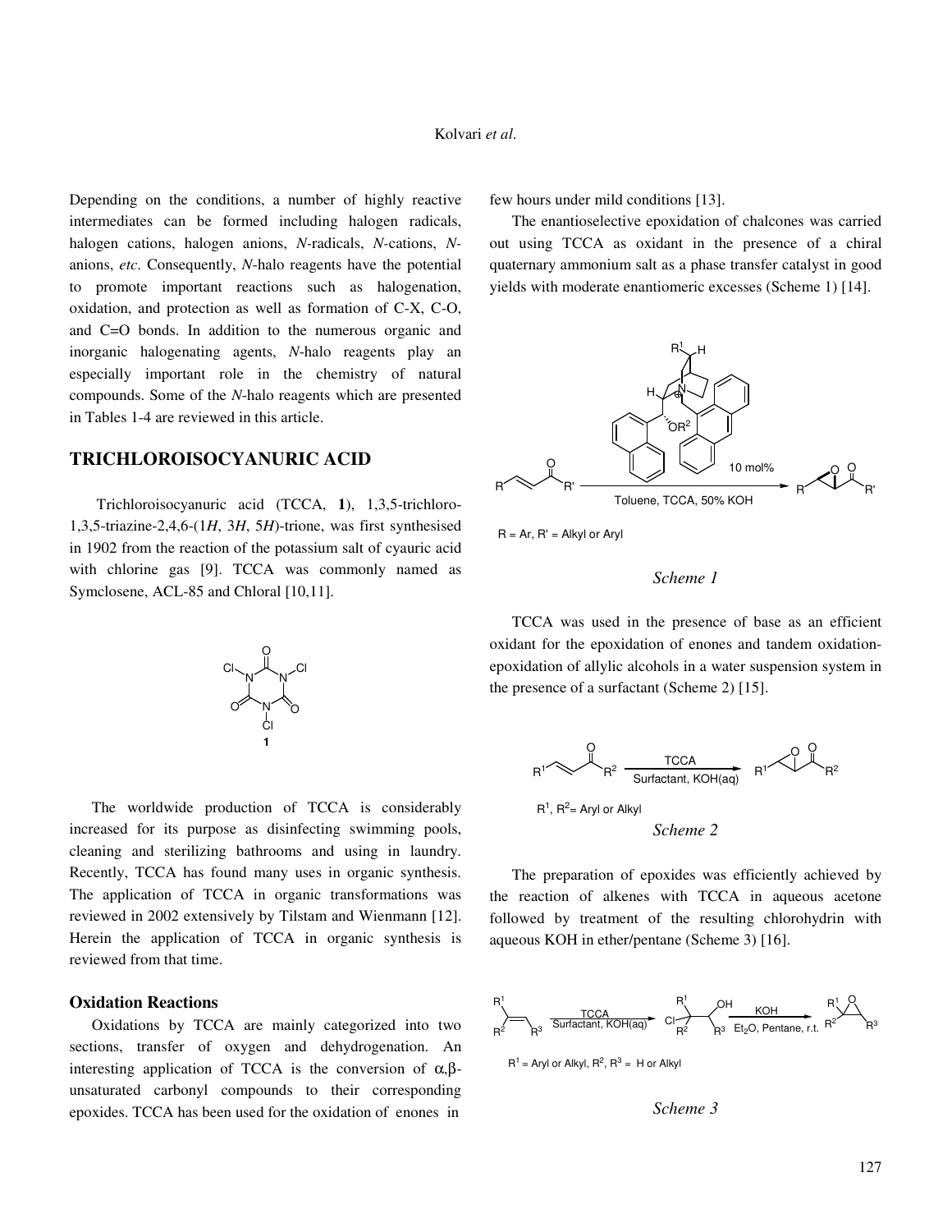Depending on the conditions, a number of highly reactive intermediates can be formed including halogen radicals, halogen cations, halogen anions, *N*-radicals, *N*-cations, *N*-anions, *etc*. Consequently, *N*-halo reagents have the potential to promote important reactions such as halogenation, oxidation, and protection as well as formation of C-X, C-O, and C=O bonds. In addition to the numerous organic and inorganic halogenating agents, *N*-halo reagents play an especially important role in the chemistry of natural compounds. Some of the *N*-halo reagents which are presented in Tables 1-4 are reviewed in this article.

## TRICHLOROISOCYANURIC ACID

Trichloroisocyanuric acid (TCCA, **1**), 1,3,5-trichloro-1,3,5-triazine-2,4,6-(1*H*, 3*H*, 5*H*)-trione, was first synthesised in 1902 from the reaction of the potassium salt of cyauric acid with chlorine gas [9]. TCCA was commonly named as Symclosene, ACL-85 and Chloral [10,11].

**1**

The worldwide production of TCCA is considerably increased for its purpose as disinfecting swimming pools, cleaning and sterilizing bathrooms and using in laundry. Recently, TCCA has found many uses in organic synthesis. The application of TCCA in organic transformations was reviewed in 2002 extensively by Tilstam and Wienmann [12]. Herein the application of TCCA in organic synthesis is reviewed from that time.

### Oxidation Reactions

Oxidations by TCCA are mainly categorized into two sections, transfer of oxygen and dehydrogenation. An interesting application of TCCA is the conversion of $\alpha,\beta$-unsaturated carbonyl compounds to their corresponding epoxides. TCCA has been used for the oxidation of enones in few hours under mild conditions [13].

The enantioselective epoxidation of chalcones was carried out using TCCA as oxidant in the presence of a chiral quaternary ammonium salt as a phase transfer catalyst in good yields with moderate enantiomeric excesses (Scheme 1) [14].

10 mol%

Toluene, TCCA, 50% KOH

R = Ar, R' = Alkyl or Aryl

*Scheme 1*

TCCA was used in the presence of base as an efficient oxidant for the epoxidation of enones and tandem oxidation-epoxidation of allylic alcohols in a water suspension system in the presence of a surfactant (Scheme 2) [15].

TCCA

Surfactant, KOH(aq)

$R^1$, $R^2$= Aryl or Alkyl

*Scheme 2*

The preparation of epoxides was efficiently achieved by the reaction of alkenes with TCCA in aqueous acetone followed by treatment of the resulting chlorohydrin with aqueous KOH in ether/pentane (Scheme 3) [16].

TCCA

Surfactant, KOH(aq)

KOH

$Et_2O$, Pentane, r.t.

$R^1$ = Aryl or Alkyl, $R^2$, $R^3$ = H or Alkyl

*Scheme 3*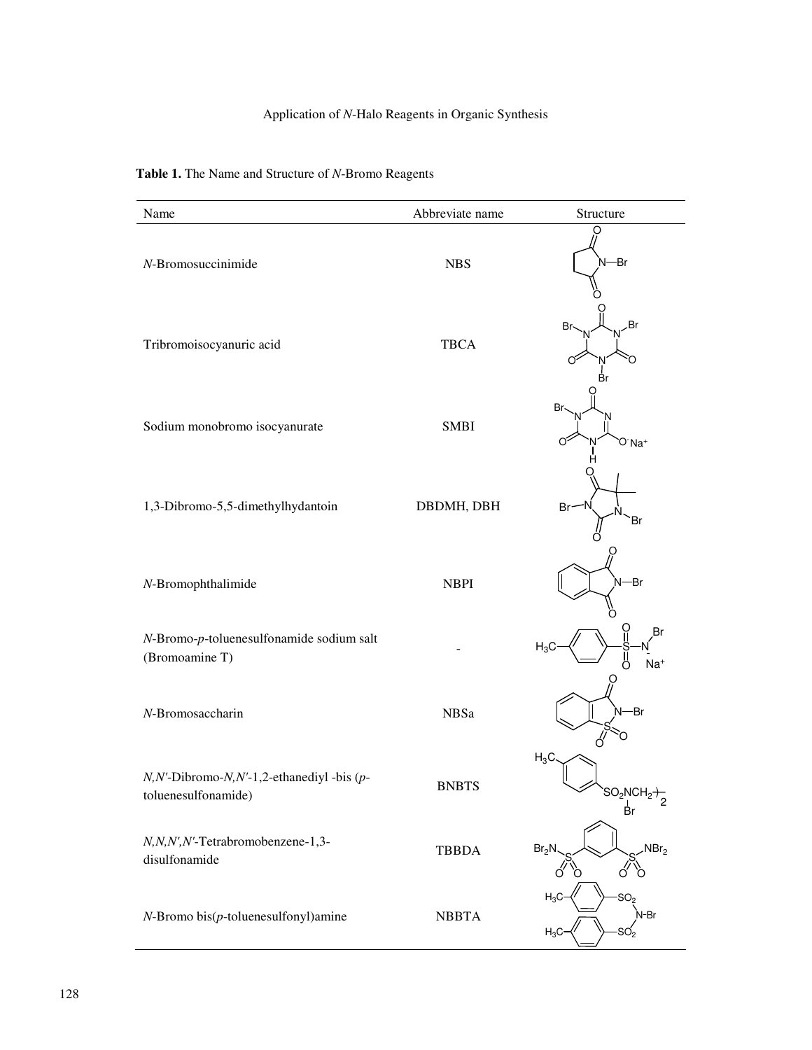**Table 1.** The Name and Structure of *N*-Bromo Reagents

| Name | Abbreviate name | Structure |
|---|---|---|
| *N*-Bromosuccinimide | NBS | |
| Tribromoisocyanuric acid | TBCA | |
| Sodium monobromo isocyanurate | SMBI | |
| 1,3-Dibromo-5,5-dimethylhydantoin | DBDMH, DBH | |
| *N*-Bromophthalimide | NBPI | |
| *N*-Bromo-*p*-toluenesulfonamide sodium salt (Bromoamine T) | - | |
| *N*-Bromosaccharin | NBSa | |
| *N,N′*-Dibromo-*N,N′*-1,2-ethanediyl -bis (*p*-toluenesulfonamide) | BNBTS | |
| *N,N,N′,N′*-Tetrabromobenzene-1,3-disulfonamide | TBBDA | |
| *N*-Bromo bis(*p*-toluenesulfonyl)amine | NBBTA | |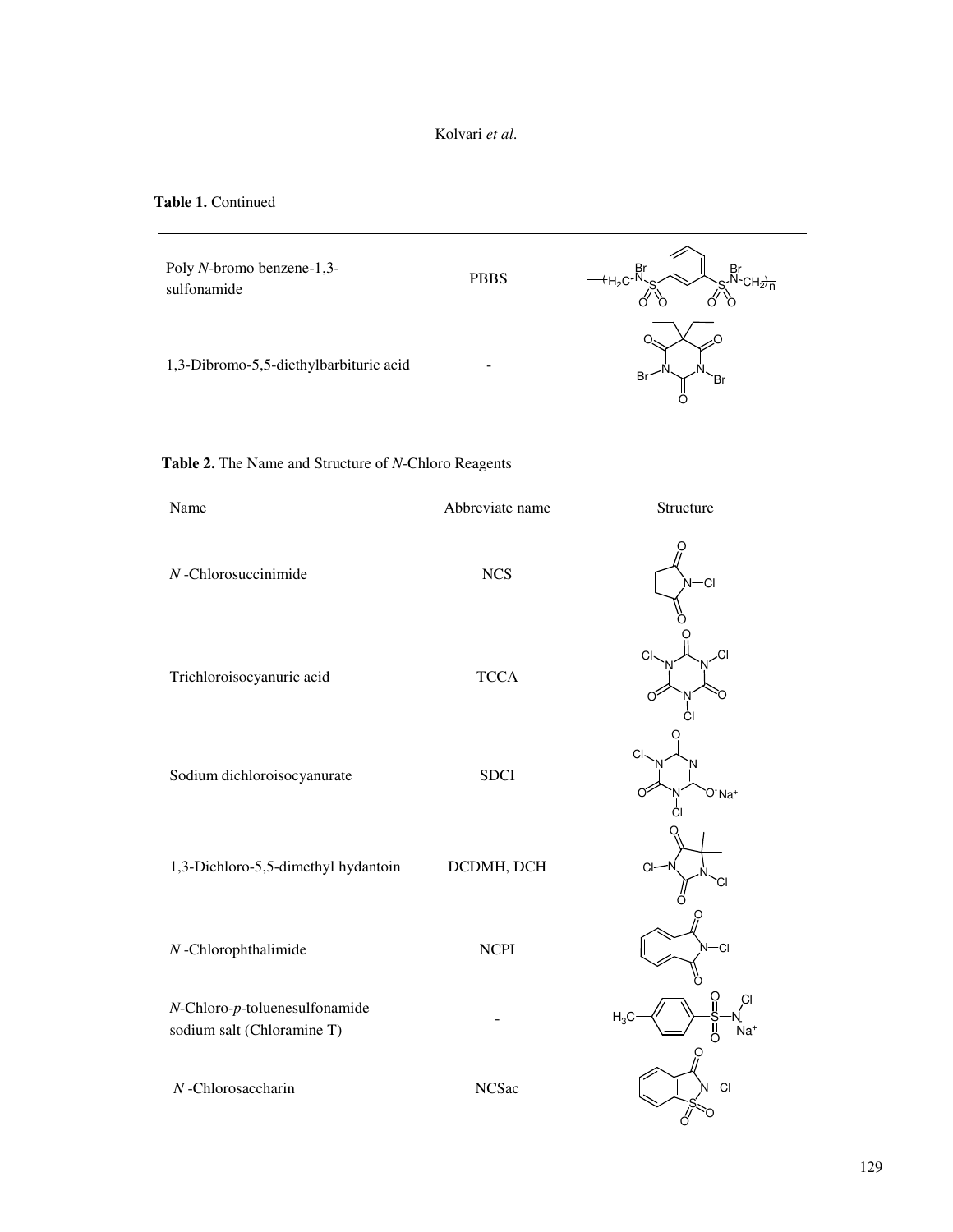**Table 1.** Continued

| | | |
|---|---|---|
| Poly *N*-bromo benzene-1,3-sulfonamide | PBBS | |
| 1,3-Dibromo-5,5-diethylbarbituric acid | - | |

**Table 2.** The Name and Structure of *N*-Chloro Reagents

| Name | Abbreviate name | Structure |
|---|---|---|
| *N* -Chlorosuccinimide | NCS | |
| Trichloroisocyanuric acid | TCCA | |
| Sodium dichloroisocyanurate | SDCI | |
| 1,3-Dichloro-5,5-dimethyl hydantoin | DCDMH, DCH | |
| *N* -Chlorophthalimide | NCPI | |
| *N*-Chloro-*p*-toluenesulfonamide sodium salt (Chloramine T) | - | |
| *N* -Chlorosaccharin | NCSac | |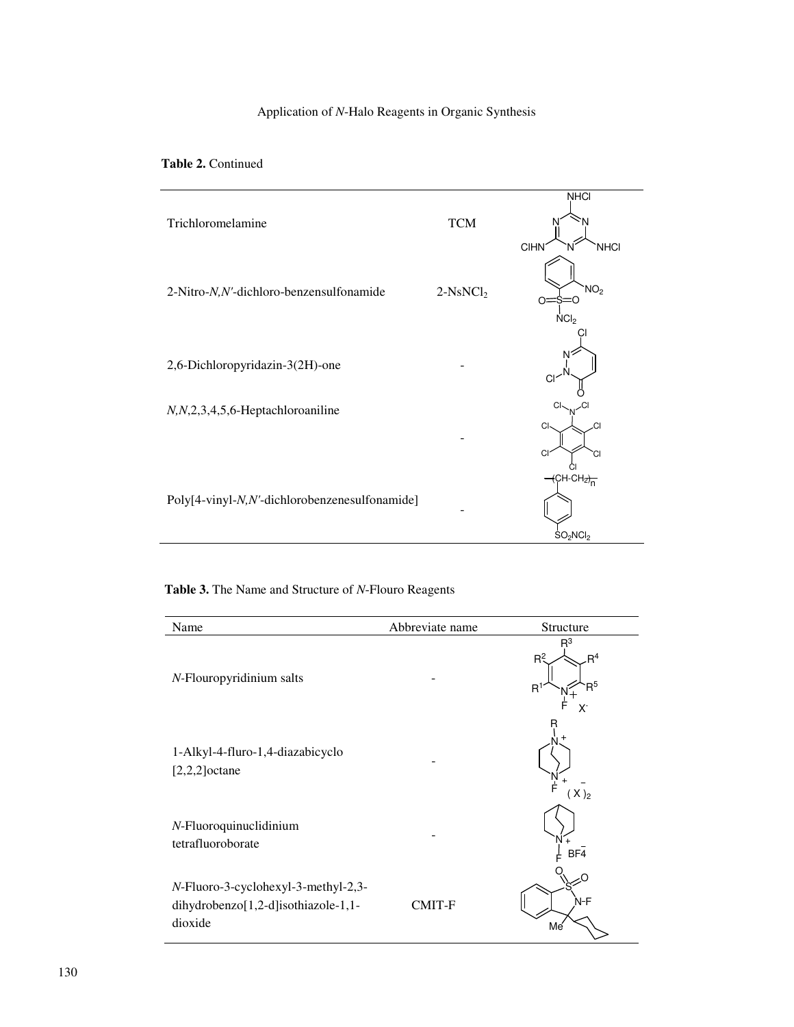**Table 2.** Continued

| | | |
|---|---|---|
| Trichloromelamine | TCM | |
| 2-Nitro-*N,N′*-dichloro-benzensulfonamide | 2-$NsNCl_2$ | |
| 2,6-Dichloropyridazin-3(2H)-one | - | |
| *N,N*,2,3,4,5,6-Heptachloroaniline | - | |
| Poly[4-vinyl-*N,N′*-dichlorobenzenesulfonamide] | - | |

**Table 3.** The Name and Structure of *N*-Flouro Reagents

| Name | Abbreviate name | Structure |
|---|---|---|
| *N*-Flouropyridinium salts | - | |
| 1-Alkyl-4-fluro-1,4-diazabicyclo [2,2,2]octane | - | |
| *N*-Fluoroquinuclidinium tetrafluoroborate | - | |
| *N*-Fluoro-3-cyclohexyl-3-methyl-2,3-dihydrobenzo[1,2-d]isothiazole-1,1-dioxide | CMIT-F | |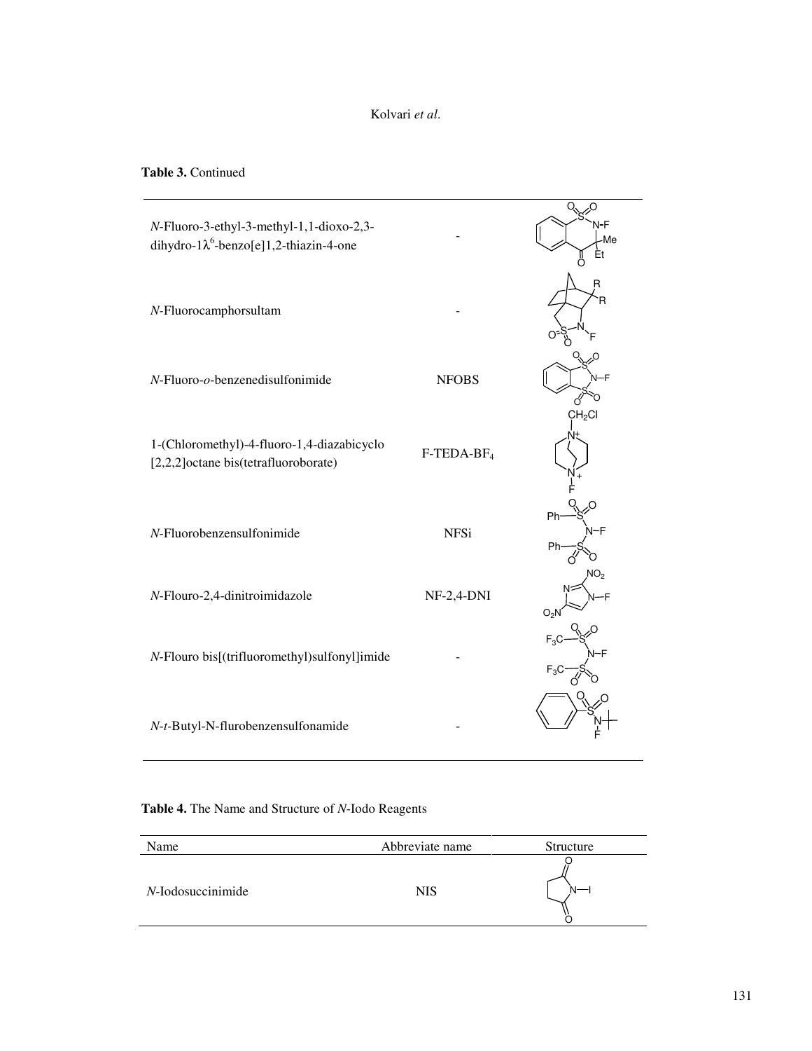**Table 3.** Continued

| Name | Abbreviate name | Structure |
|---|---|---|
| *N*-Fluoro-3-ethyl-3-methyl-1,1-dioxo-2,3-dihydro-1$\lambda^6$-benzo[e]1,2-thiazin-4-one | - | |
| *N*-Fluorocamphorsultam | - | |
| *N*-Fluoro-*o*-benzenedisulfonimide | NFOBS | |
| 1-(Chloromethyl)-4-fluoro-1,4-diazabicyclo [2,2,2]octane bis(tetrafluoroborate) | F-TEDA-$BF_4$ | |
| *N*-Fluorobenzensulfonimide | NFSi | |
| *N*-Flouro-2,4-dinitroimidazole | NF-2,4-DNI | |
| *N*-Flouro bis[(trifluoromethyl)sulfonyl]imide | - | |
| *N*-*t*-Butyl-N-flurobenzensulfonamide | - | |

**Table 4.** The Name and Structure of *N*-Iodo Reagents

| Name | Abbreviate name | Structure |
|---|---|---|
| *N*-Iodosuccinimide | NIS | |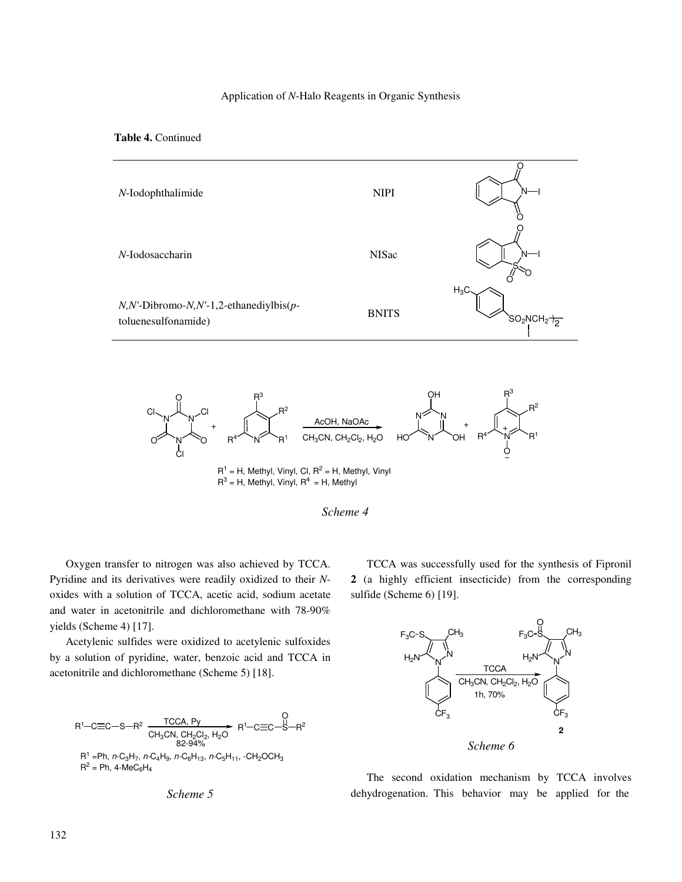**Table 4.** Continued

| | | |
|---|---|---|
| *N*-Iodophthalimide | NIPI | |
| *N*-Iodosaccharin | NISac | |
| *N,N'*-Dibromo-*N,N'*-1,2-ethanediylbis(*p*-toluenesulfonamide) | BNITS | |

$R^1$ = H, Methyl, Vinyl, Cl, $R^2$ = H, Methyl, Vinyl
$R^3$ = H, Methyl, Vinyl, $R^4$ = H, Methyl

*Scheme 4*

Oxygen transfer to nitrogen was also achieved by TCCA. Pyridine and its derivatives were readily oxidized to their *N*-oxides with a solution of TCCA, acetic acid, sodium acetate and water in acetonitrile and dichloromethane with 78-90% yields (Scheme 4) [17].

Acetylenic sulfides were oxidized to acetylenic sulfoxides by a solution of pyridine, water, benzoic acid and TCCA in acetonitrile and dichloromethane (Scheme 5) [18].

$R^1$ =Ph, *n*-$C_3H_7$, *n*-$C_4H_9$, *n*-$C_6H_{13}$, *n*-$C_5H_{11}$, -$CH_2OCH_3$
$R^2$ = Ph, 4-$MeC_6H_4$

*Scheme 5*

TCCA was successfully used for the synthesis of Fipronil **2** (a highly efficient insecticide) from the corresponding sulfide (Scheme 6) [19].

*Scheme 6*

The second oxidation mechanism by TCCA involves dehydrogenation. This behavior may be applied for the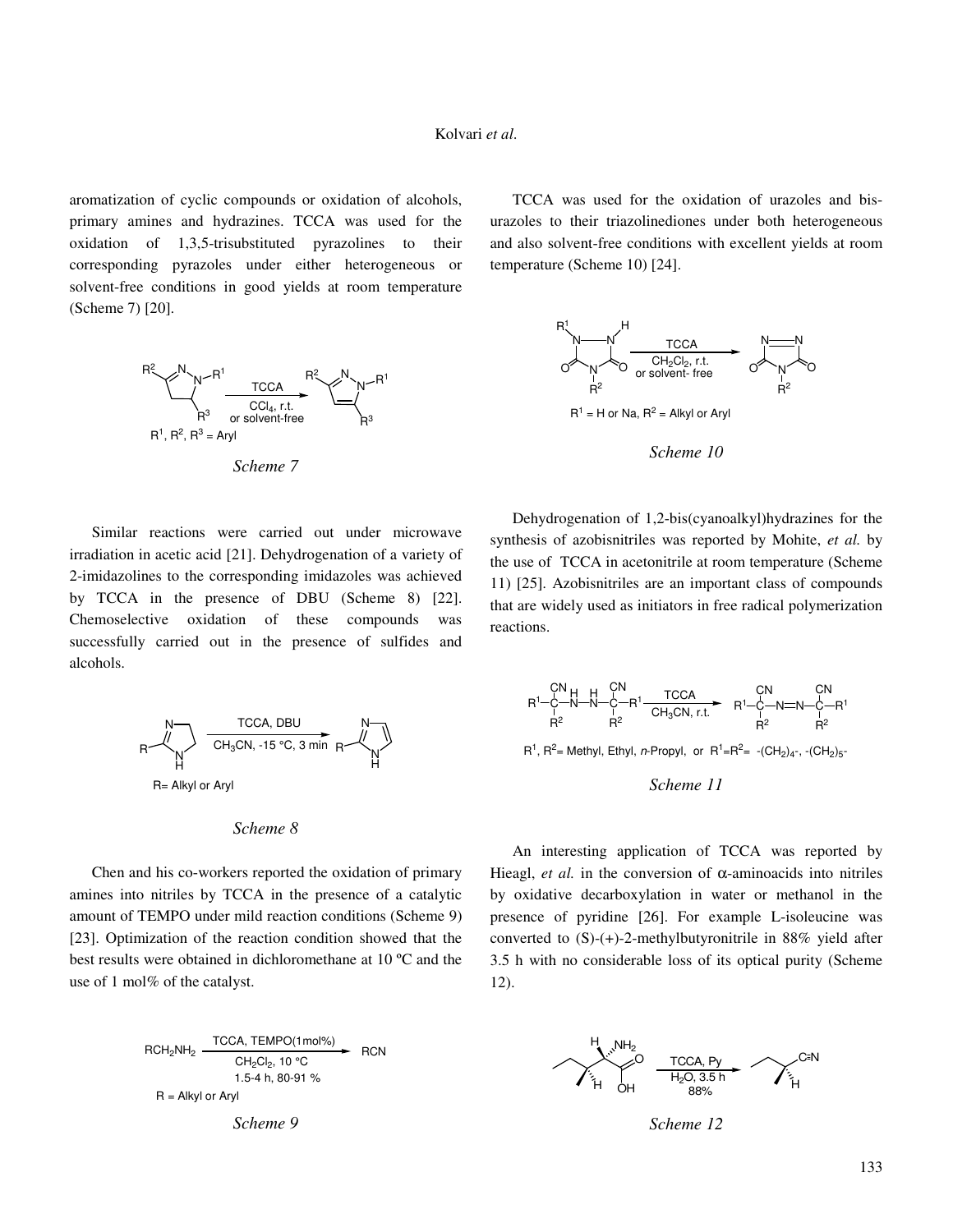aromatization of cyclic compounds or oxidation of alcohols, primary amines and hydrazines. TCCA was used for the oxidation of 1,3,5-trisubstituted pyrazolines to their corresponding pyrazoles under either heterogeneous or solvent-free conditions in good yields at room temperature (Scheme 7) [20].

TCCA; $CCl_4$, r.t. or solvent-free

$R^1$, $R^2$, $R^3$ = Aryl

*Scheme 7*

Similar reactions were carried out under microwave irradiation in acetic acid [21]. Dehydrogenation of a variety of 2-imidazolines to the corresponding imidazoles was achieved by TCCA in the presence of DBU (Scheme 8) [22]. Chemoselective oxidation of these compounds was successfully carried out in the presence of sulfides and alcohols.

TCCA, DBU; $CH_3CN$, -15 °C, 3 min

R= Alkyl or Aryl

*Scheme 8*

Chen and his co-workers reported the oxidation of primary amines into nitriles by TCCA in the presence of a catalytic amount of TEMPO under mild reaction conditions (Scheme 9) [23]. Optimization of the reaction condition showed that the best results were obtained in dichloromethane at 10 ºC and the use of 1 mol% of the catalyst.

$RCH_2NH_2$ → RCN; TCCA, TEMPO(1mol%), $CH_2Cl_2$, 10 °C, 1.5-4 h, 80-91 %

R = Alkyl or Aryl

*Scheme 9*

TCCA was used for the oxidation of urazoles and bis-urazoles to their triazolinediones under both heterogeneous and also solvent-free conditions with excellent yields at room temperature (Scheme 10) [24].

TCCA; $CH_2Cl_2$, r.t. or solvent- free

$R^1$ = H or Na, $R^2$ = Alkyl or Aryl

*Scheme 10*

Dehydrogenation of 1,2-bis(cyanoalkyl)hydrazines for the synthesis of azobisnitriles was reported by Mohite, *et al.* by the use of TCCA in acetonitrile at room temperature (Scheme 11) [25]. Azobisnitriles are an important class of compounds that are widely used as initiators in free radical polymerization reactions.

TCCA; $CH_3CN$, r.t.

$R^1$, $R^2$= Methyl, Ethyl, *n*-Propyl, or $R^1$=$R^2$= -$(CH_2)_4$-, -$(CH_2)_5$-

*Scheme 11*

An interesting application of TCCA was reported by Hieagl, *et al.* in the conversion of α-aminoacids into nitriles by oxidative decarboxylation in water or methanol in the presence of pyridine [26]. For example L-isoleucine was converted to (S)-(+)-2-methylbutyronitrile in 88% yield after 3.5 h with no considerable loss of its optical purity (Scheme 12).

TCCA, Py; $H_2O$, 3.5 h; 88%

*Scheme 12*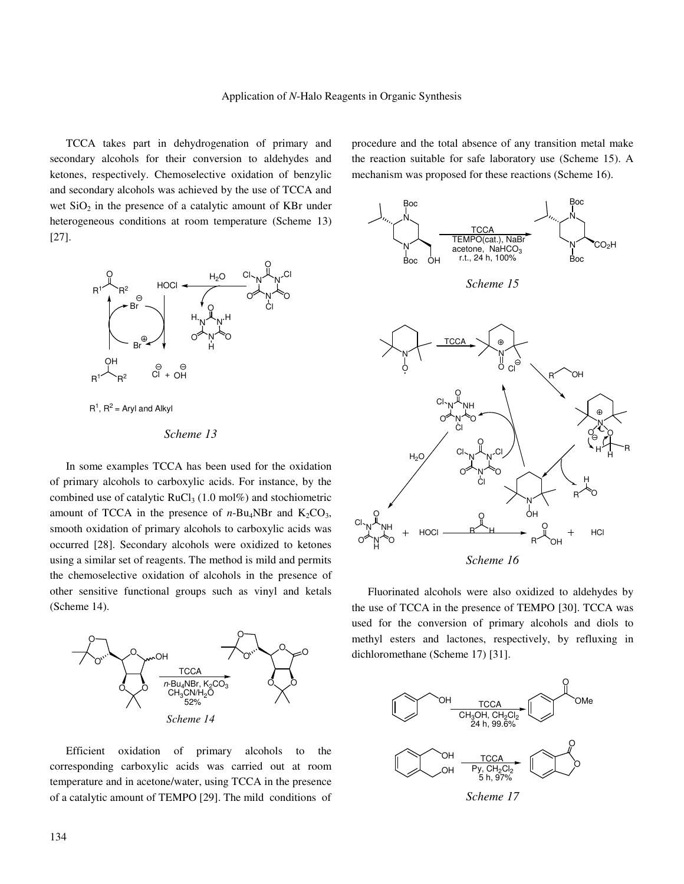TCCA takes part in dehydrogenation of primary and secondary alcohols for their conversion to aldehydes and ketones, respectively. Chemoselective oxidation of benzylic and secondary alcohols was achieved by the use of TCCA and wet $SiO_2$ in the presence of a catalytic amount of KBr under heterogeneous conditions at room temperature (Scheme 13) [27].

$R^1$, $R^2$ = Aryl and Alkyl

*Scheme 13*

In some examples TCCA has been used for the oxidation of primary alcohols to carboxylic acids. For instance, by the combined use of catalytic $RuCl_3$ (1.0 mol%) and stochiometric amount of TCCA in the presence of *n*-$Bu_4NBr$ and $K_2CO_3$, smooth oxidation of primary alcohols to carboxylic acids was occurred [28]. Secondary alcohols were oxidized to ketones using a similar set of reagents. The method is mild and permits the chemoselective oxidation of alcohols in the presence of other sensitive functional groups such as vinyl and ketals (Scheme 14).

*Scheme 14*

Efficient oxidation of primary alcohols to the corresponding carboxylic acids was carried out at room temperature and in acetone/water, using TCCA in the presence of a catalytic amount of TEMPO [29]. The mild conditions of procedure and the total absence of any transition metal make the reaction suitable for safe laboratory use (Scheme 15). A mechanism was proposed for these reactions (Scheme 16).

*Scheme 15*

*Scheme 16*

Fluorinated alcohols were also oxidized to aldehydes by the use of TCCA in the presence of TEMPO [30]. TCCA was used for the conversion of primary alcohols and diols to methyl esters and lactones, respectively, by refluxing in dichloromethane (Scheme 17) [31].

*Scheme 17*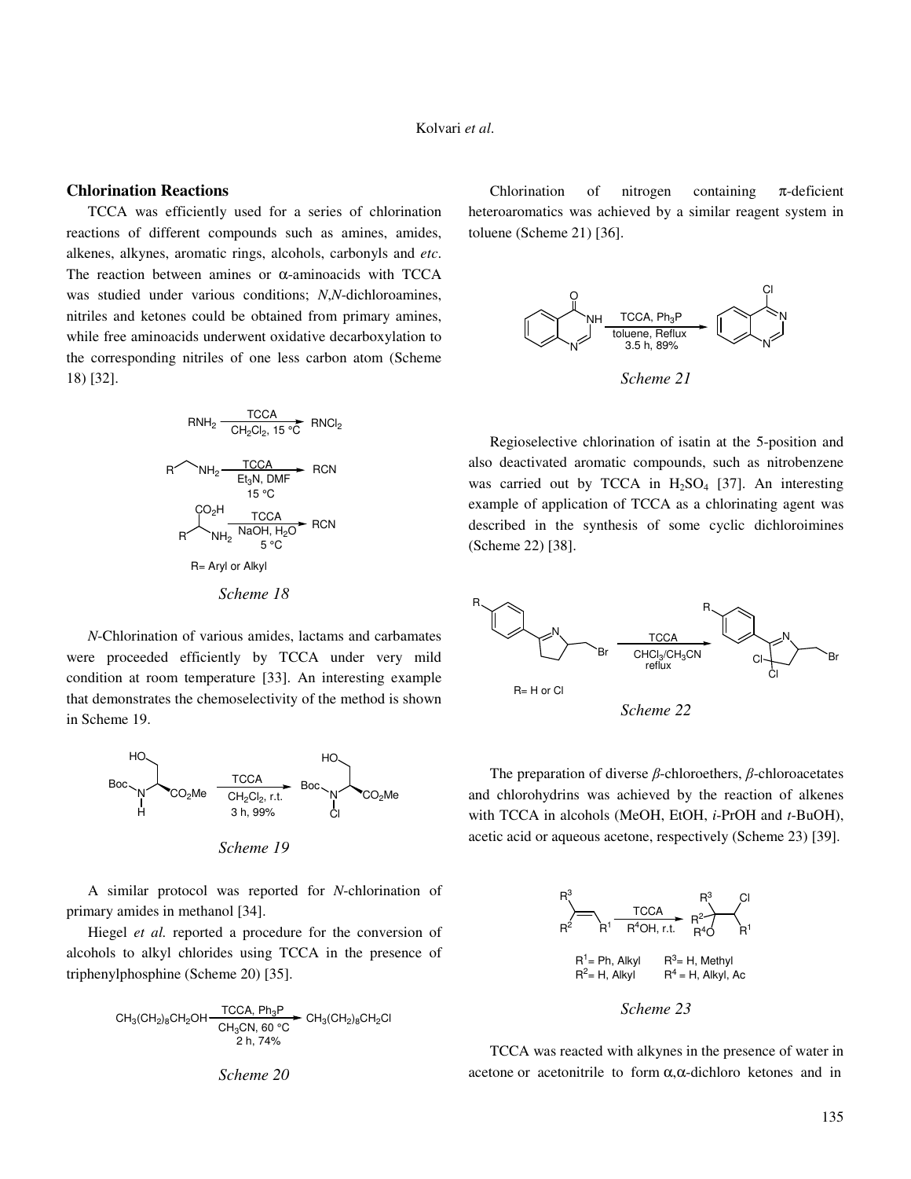## Chlorination Reactions

TCCA was efficiently used for a series of chlorination reactions of different compounds such as amines, amides, alkenes, alkynes, aromatic rings, alcohols, carbonyls and *etc*. The reaction between amines or α-aminoacids with TCCA was studied under various conditions; *N*,*N*-dichloroamines, nitriles and ketones could be obtained from primary amines, while free aminoacids underwent oxidative decarboxylation to the corresponding nitriles of one less carbon atom (Scheme 18) [32].

*Scheme 18*

*N*-Chlorination of various amides, lactams and carbamates were proceeded efficiently by TCCA under very mild condition at room temperature [33]. An interesting example that demonstrates the chemoselectivity of the method is shown in Scheme 19.

*Scheme 19*

A similar protocol was reported for *N*-chlorination of primary amides in methanol [34].

Hiegel *et al.* reported a procedure for the conversion of alcohols to alkyl chlorides using TCCA in the presence of triphenylphosphine (Scheme 20) [35].

*Scheme 20*

Chlorination of nitrogen containing π-deficient heteroaromatics was achieved by a similar reagent system in toluene (Scheme 21) [36].

*Scheme 21*

Regioselective chlorination of isatin at the 5-position and also deactivated aromatic compounds, such as nitrobenzene was carried out by TCCA in $H_2SO_4$ [37]. An interesting example of application of TCCA as a chlorinating agent was described in the synthesis of some cyclic dichloroimines (Scheme 22) [38].

*Scheme 22*

The preparation of diverse *β*-chloroethers, *β*-chloroacetates and chlorohydrins was achieved by the reaction of alkenes with TCCA in alcohols (MeOH, EtOH, *i*-PrOH and *t*-BuOH), acetic acid or aqueous acetone, respectively (Scheme 23) [39].

*Scheme 23*

TCCA was reacted with alkynes in the presence of water in acetone or acetonitrile to form α,α-dichloro ketones and in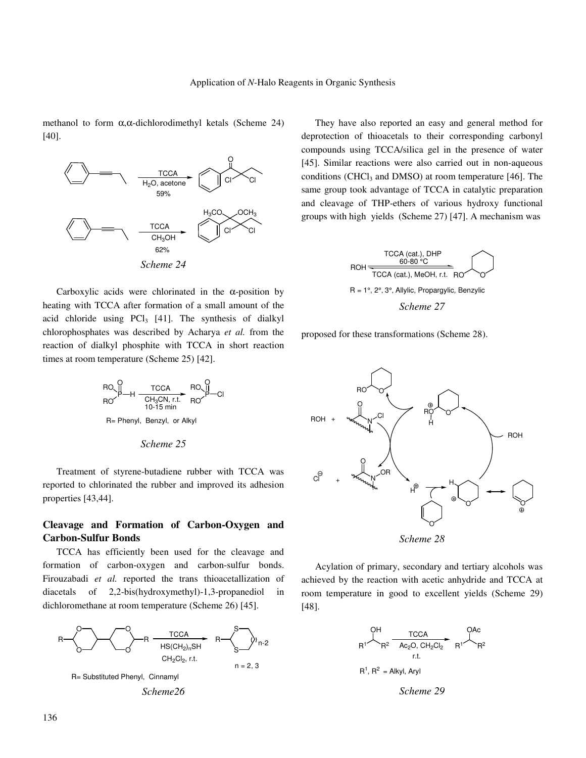methanol to form α,α-dichlorodimethyl ketals (Scheme 24) [40].

*Scheme 24*

Carboxylic acids were chlorinated in the α-position by heating with TCCA after formation of a small amount of the acid chloride using $PCl_3$ [41]. The synthesis of dialkyl chlorophosphates was described by Acharya *et al.* from the reaction of dialkyl phosphite with TCCA in short reaction times at room temperature (Scheme 25) [42].

*Scheme 25*

Treatment of styrene-butadiene rubber with TCCA was reported to chlorinated the rubber and improved its adhesion properties [43,44].

## Cleavage and Formation of Carbon-Oxygen and Carbon-Sulfur Bonds

TCCA has efficiently been used for the cleavage and formation of carbon-oxygen and carbon-sulfur bonds. Firouzabadi *et al.* reported the trans thioacetallization of diacetals of 2,2-bis(hydroxymethyl)-1,3-propanediol in dichloromethane at room temperature (Scheme 26) [45].

*Scheme26*

They have also reported an easy and general method for deprotection of thioacetals to their corresponding carbonyl compounds using TCCA/silica gel in the presence of water [45]. Similar reactions were also carried out in non-aqueous conditions ($CHCl_3$ and DMSO) at room temperature [46]. The same group took advantage of TCCA in catalytic preparation and cleavage of THP-ethers of various hydroxy functional groups with high yields (Scheme 27) [47]. A mechanism was proposed for these transformations (Scheme 28).

*Scheme 27*

*Scheme 28*

Acylation of primary, secondary and tertiary alcohols was achieved by the reaction with acetic anhydride and TCCA at room temperature in good to excellent yields (Scheme 29) [48].

*Scheme 29*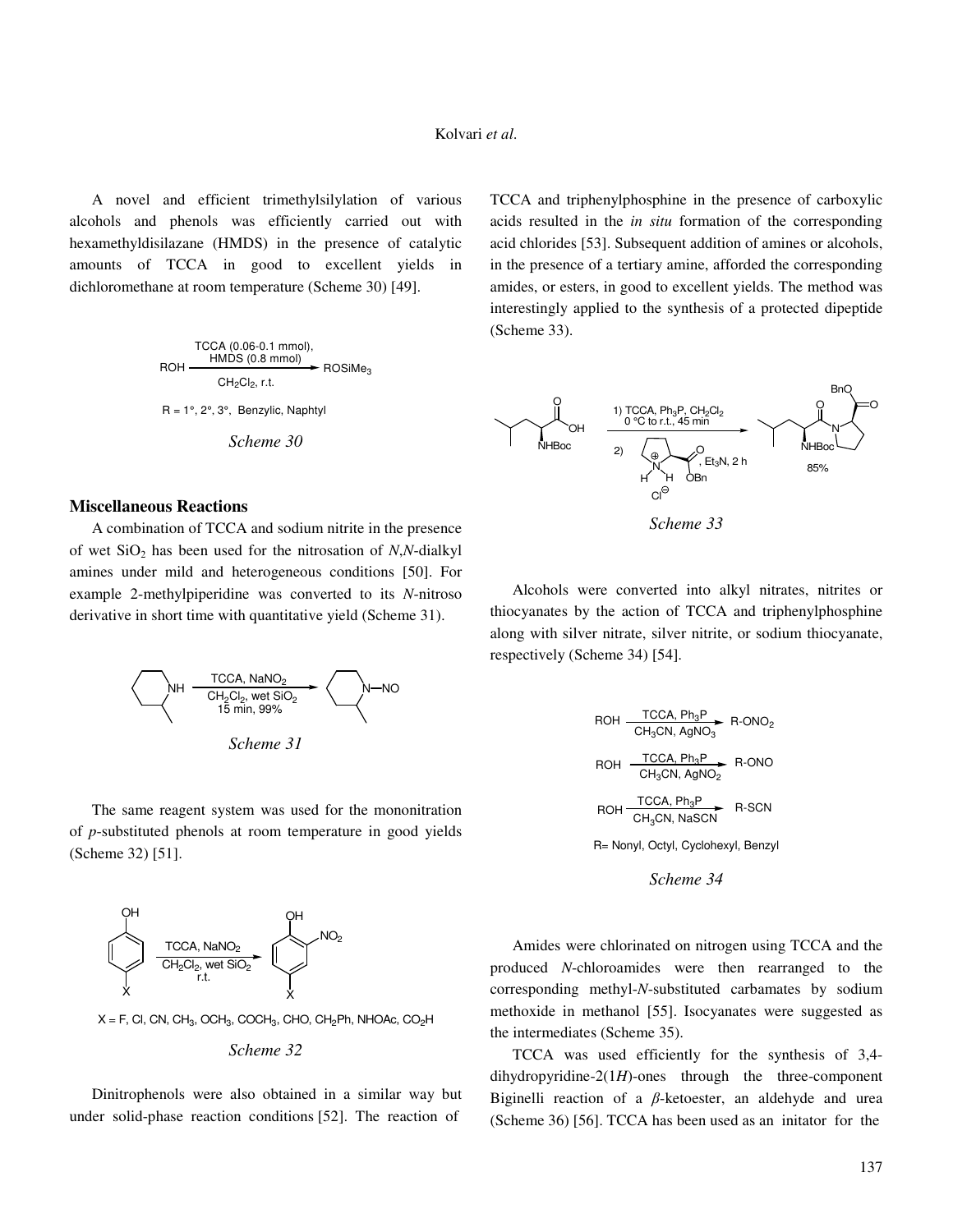A novel and efficient trimethylsilylation of various alcohols and phenols was efficiently carried out with hexamethyldisilazane (HMDS) in the presence of catalytic amounts of TCCA in good to excellent yields in dichloromethane at room temperature (Scheme 30) [49].

$$\text{ROH} \xrightarrow[\text{CH}_2\text{Cl}_2,\ \text{r.t.}]{\text{TCCA (0.06-0.1 mmol), HMDS (0.8 mmol)}} \text{ROSiMe}_3$$

R = 1°, 2°, 3°, Benzylic, Naphtyl

*Scheme 30*

## Miscellaneous Reactions

A combination of TCCA and sodium nitrite in the presence of wet $SiO_2$ has been used for the nitrosation of *N*,*N*-dialkyl amines under mild and heterogeneous conditions [50]. For example 2-methylpiperidine was converted to its *N*-nitroso derivative in short time with quantitative yield (Scheme 31).

*Scheme 31*

The same reagent system was used for the mononitration of *p*-substituted phenols at room temperature in good yields (Scheme 32) [51].

X = F, Cl, CN, $CH_3$, $OCH_3$, $COCH_3$, CHO, $CH_2Ph$, NHOAc, $CO_2H$

*Scheme 32*

Dinitrophenols were also obtained in a similar way but under solid-phase reaction conditions [52]. The reaction of TCCA and triphenylphosphine in the presence of carboxylic acids resulted in the *in situ* formation of the corresponding acid chlorides [53]. Subsequent addition of amines or alcohols, in the presence of a tertiary amine, afforded the corresponding amides, or esters, in good to excellent yields. The method was interestingly applied to the synthesis of a protected dipeptide (Scheme 33).

*Scheme 33*

Alcohols were converted into alkyl nitrates, nitrites or thiocyanates by the action of TCCA and triphenylphosphine along with silver nitrate, silver nitrite, or sodium thiocyanate, respectively (Scheme 34) [54].

$$\text{ROH} \xrightarrow[\text{CH}_3\text{CN, AgNO}_3]{\text{TCCA, Ph}_3\text{P}} \text{R-ONO}_2$$

$$\text{ROH} \xrightarrow[\text{CH}_3\text{CN, AgNO}_2]{\text{TCCA, Ph}_3\text{P}} \text{R-ONO}$$

$$\text{ROH} \xrightarrow[\text{CH}_3\text{CN, NaSCN}]{\text{TCCA, Ph}_3\text{P}} \text{R-SCN}$$

R= Nonyl, Octyl, Cyclohexyl, Benzyl

*Scheme 34*

Amides were chlorinated on nitrogen using TCCA and the produced *N*-chloroamides were then rearranged to the corresponding methyl-*N*-substituted carbamates by sodium methoxide in methanol [55]. Isocyanates were suggested as the intermediates (Scheme 35).

TCCA was used efficiently for the synthesis of 3,4-dihydropyridine-2(1*H*)-ones through the three-component Biginelli reaction of a *β*-ketoester, an aldehyde and urea (Scheme 36) [56]. TCCA has been used as an initator for the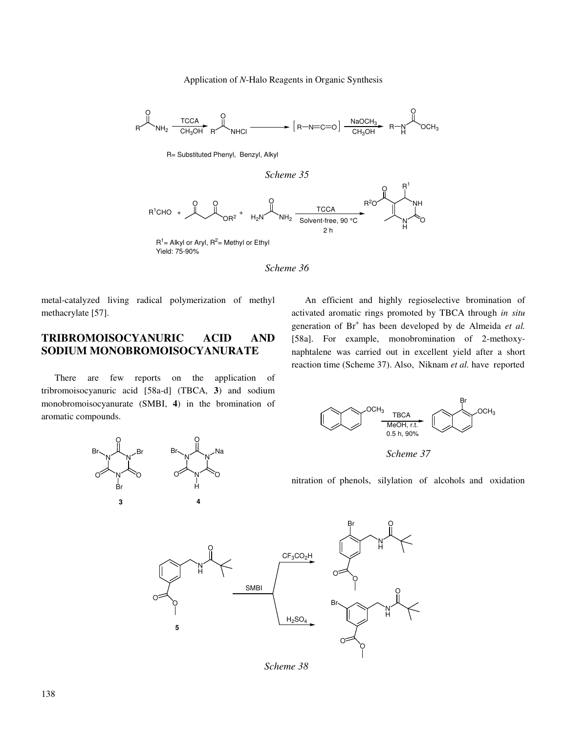Scheme 35

$R^1$= Alkyl or Aryl, $R^2$= Methyl or Ethyl
Yield: 75-90%

Scheme 36

metal-catalyzed living radical polymerization of methyl methacrylate [57].

## TRIBROMOISOCYANURIC ACID AND SODIUM MONOBROMOISOCYANURATE

There are few reports on the application of tribromoisocyanuric acid [58a-d] (TBCA, **3**) and sodium monobromoisocyanurate (SMBI, **4**) in the bromination of aromatic compounds.

An efficient and highly regioselective bromination of activated aromatic rings promoted by TBCA through *in situ* generation of $Br^+$ has been developed by de Almeida *et al.* [58a]. For example, monobromination of 2-methoxy-naphtalene was carried out in excellent yield after a short reaction time (Scheme 37). Also, Niknam *et al.* have reported nitration of phenols, silylation of alcohols and oxidation

Scheme 37

Scheme 38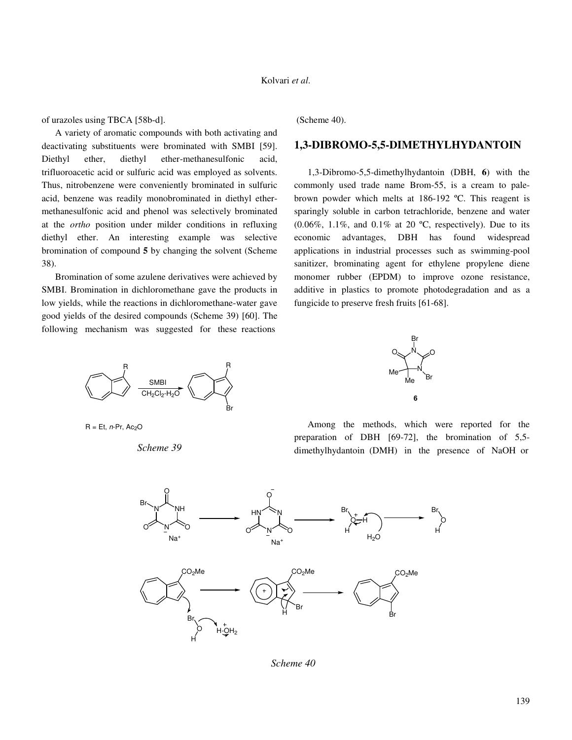of urazoles using TBCA [58b-d].

A variety of aromatic compounds with both activating and deactivating substituents were brominated with SMBI [59]. Diethyl ether, diethyl ether-methanesulfonic acid, trifluoroacetic acid or sulfuric acid was employed as solvents. Thus, nitrobenzene were conveniently brominated in sulfuric acid, benzene was readily monobrominated in diethyl ether-methanesulfonic acid and phenol was selectively brominated at the *ortho* position under milder conditions in refluxing diethyl ether. An interesting example was selective bromination of compound **5** by changing the solvent (Scheme 38).

Bromination of some azulene derivatives were achieved by SMBI. Bromination in dichloromethane gave the products in low yields, while the reactions in dichloromethane-water gave good yields of the desired compounds (Scheme 39) [60]. The following mechanism was suggested for these reactions (Scheme 40).

R = Et, *n*-Pr, $Ac_2O$

*Scheme 39*

*Scheme 40*

## 1,3-DIBROMO-5,5-DIMETHYLHYDANTOIN

1,3-Dibromo-5,5-dimethylhydantoin (DBH, **6**) with the commonly used trade name Brom-55, is a cream to pale-brown powder which melts at 186-192 ºC. This reagent is sparingly soluble in carbon tetrachloride, benzene and water (0.06%, 1.1%, and 0.1% at 20 ºC, respectively). Due to its economic advantages, DBH has found widespread applications in industrial processes such as swimming-pool sanitizer, brominating agent for ethylene propylene diene monomer rubber (EPDM) to improve ozone resistance, additive in plastics to promote photodegradation and as a fungicide to preserve fresh fruits [61-68].

**6**

Among the methods, which were reported for the preparation of DBH [69-72], the bromination of 5,5-dimethylhydantoin (DMH) in the presence of NaOH or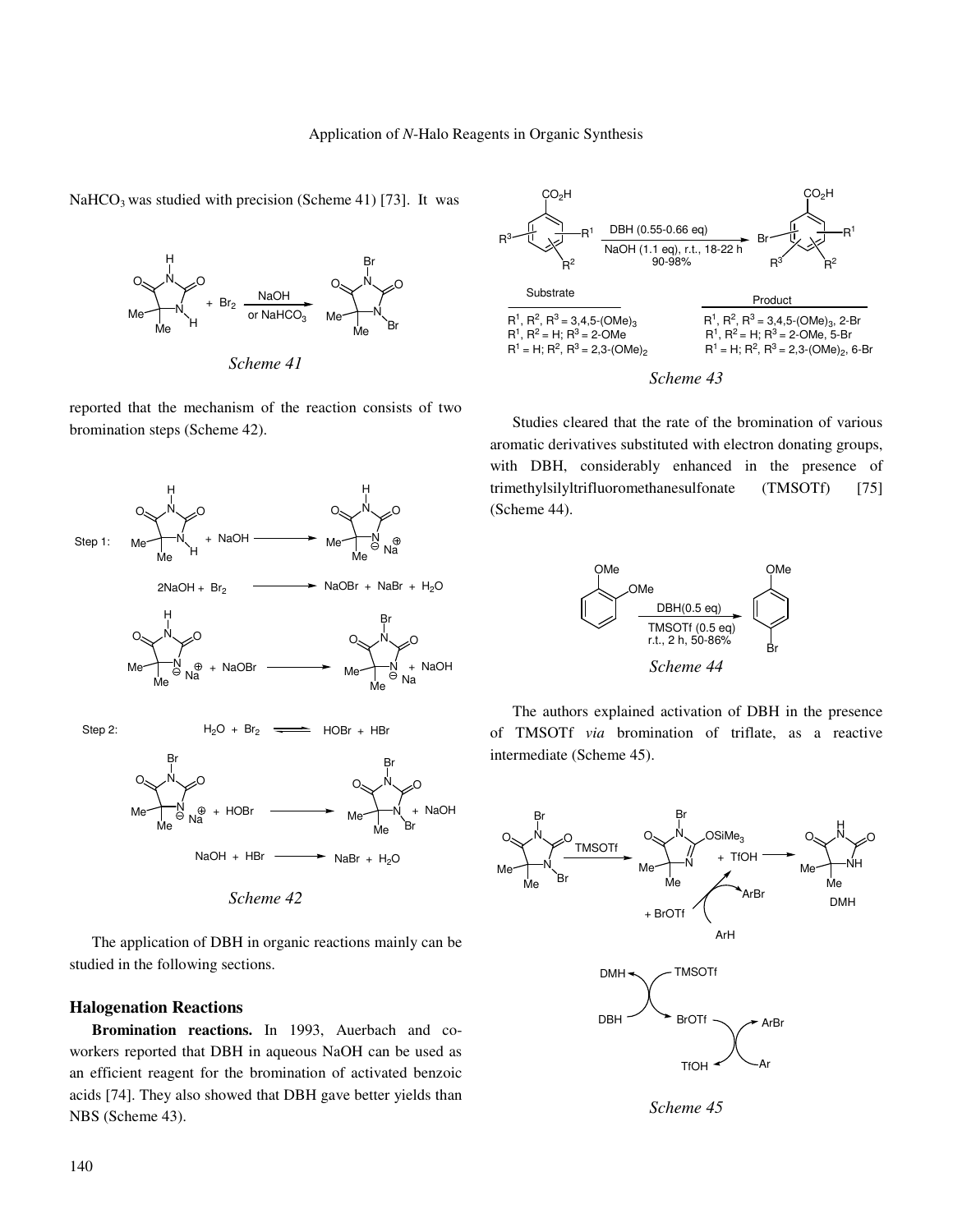NaHCO$_3$ was studied with precision (Scheme 41) [73]. It was

*Scheme 41*

reported that the mechanism of the reaction consists of two bromination steps (Scheme 42).

*Scheme 42*

The application of DBH in organic reactions mainly can be studied in the following sections.

## Halogenation Reactions

**Bromination reactions.** In 1993, Auerbach and co-workers reported that DBH in aqueous NaOH can be used as an efficient reagent for the bromination of activated benzoic acids [74]. They also showed that DBH gave better yields than NBS (Scheme 43).

| Substrate | Product |
|---|---|
| $R^1, R^2, R^3$ = 3,4,5-(OMe)$_3$ | $R^1, R^2, R^3$ = 3,4,5-(OMe)$_3$, 2-Br |
| $R^1, R^2$ = H; $R^3$ = 2-OMe | $R^1, R^2$ = H; $R^3$ = 2-OMe, 5-Br |
| $R^1$ = H; $R^2, R^3$ = 2,3-(OMe)$_2$ | $R^1$ = H; $R^2, R^3$ = 2,3-(OMe)$_2$, 6-Br |

*Scheme 43*

Studies cleared that the rate of the bromination of various aromatic derivatives substituted with electron donating groups, with DBH, considerably enhanced in the presence of trimethylsilyltrifluoromethanesulfonate (TMSOTf) [75] (Scheme 44).

*Scheme 44*

The authors explained activation of DBH in the presence of TMSOTf *via* bromination of triflate, as a reactive intermediate (Scheme 45).

*Scheme 45*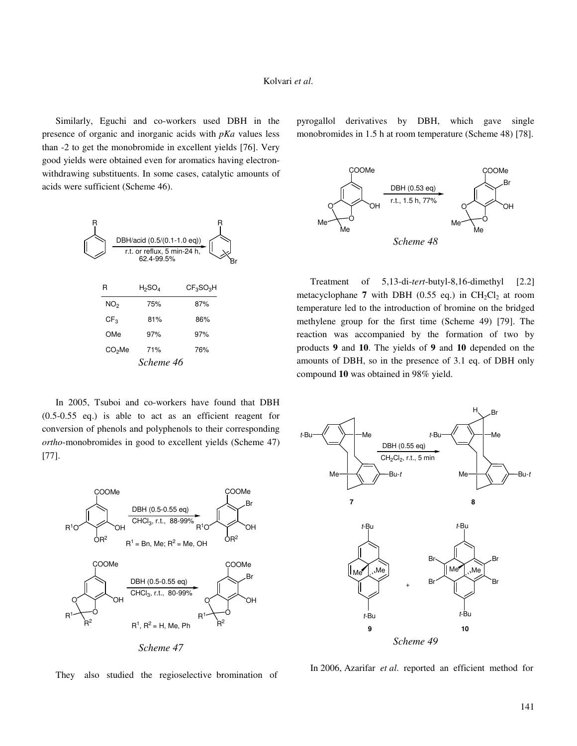Similarly, Eguchi and co-workers used DBH in the presence of organic and inorganic acids with *pKa* values less than -2 to get the monobromide in excellent yields [76]. Very good yields were obtained even for aromatics having electron-withdrawing substituents. In some cases, catalytic amounts of acids were sufficient (Scheme 46).

DBH/acid (0.5/(0.1-1.0 eq)), r.t. or reflux, 5 min-24 h, 62.4-99.5%

| R | $H_2SO_4$ | $CF_3SO_3H$ |
|---|---|---|
| $NO_2$ | 75% | 87% |
| $CF_3$ | 81% | 86% |
| OMe | 97% | 97% |
| $CO_2Me$ | 71% | 76% |

*Scheme 46*

In 2005, Tsuboi and co-workers have found that DBH (0.5-0.55 eq.) is able to act as an efficient reagent for conversion of phenols and polyphenols to their corresponding *ortho*-monobromides in good to excellent yields (Scheme 47) [77].

DBH (0.5-0.55 eq), $CHCl_3$, r.t., 88-99%; $R^1$ = Bn, Me; $R^2$ = Me, OH

DBH (0.5-0.55 eq), $CHCl_3$, r.t., 80-99%; $R^1$, $R^2$ = H, Me, Ph

*Scheme 47*

They also studied the regioselective bromination of pyrogallol derivatives by DBH, which gave single monobromides in 1.5 h at room temperature (Scheme 48) [78].

DBH (0.53 eq), r.t., 1.5 h, 77%

*Scheme 48*

Treatment of 5,13-di-*tert*-butyl-8,16-dimethyl [2.2] metacyclophane **7** with DBH (0.55 eq.) in $CH_2Cl_2$ at room temperature led to the introduction of bromine on the bridged methylene group for the first time (Scheme 49) [79]. The reaction was accompanied by the formation of two by products **9** and **10**. The yields of **9** and **10** depended on the amounts of DBH, so in the presence of 3.1 eq. of DBH only compound **10** was obtained in 98% yield.

DBH (0.55 eq), $CH_2Cl_2$, r.t., 5 min

*Scheme 49*

In 2006, Azarifar *et al*. reported an efficient method for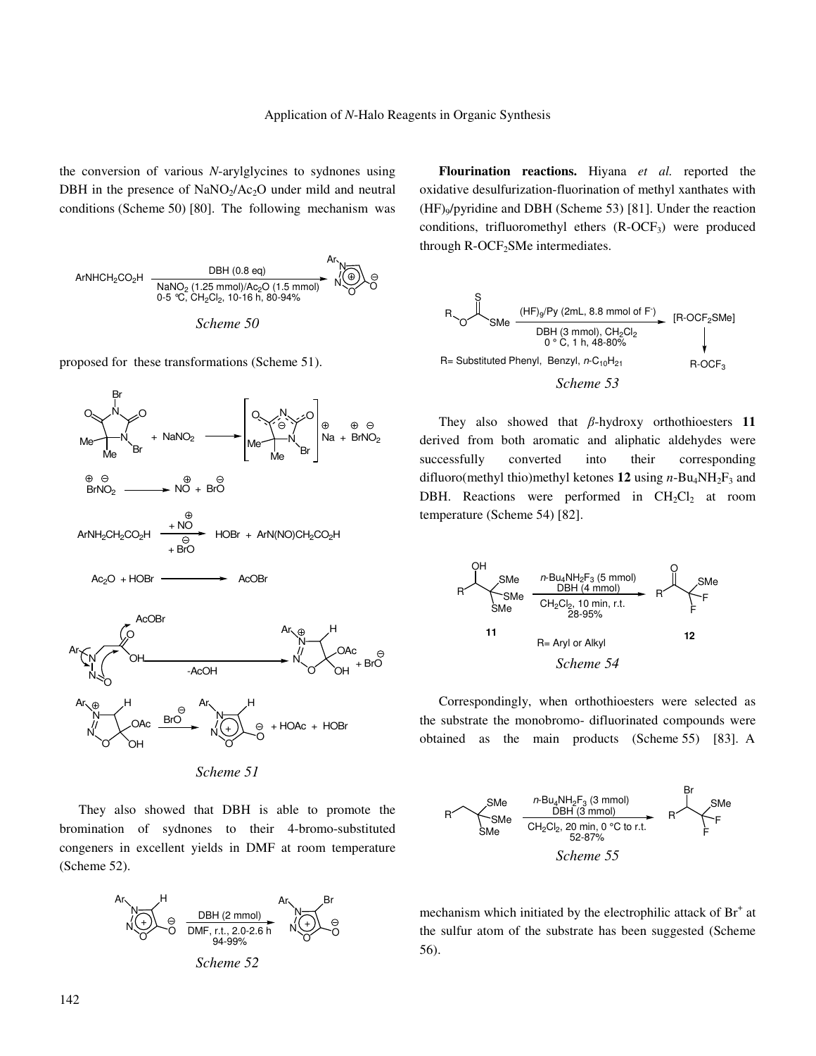the conversion of various *N*-arylglycines to sydnones using DBH in the presence of $NaNO_2/Ac_2O$ under mild and neutral conditions (Scheme 50) [80]. The following mechanism was

*Scheme 50*

proposed for these transformations (Scheme 51).

*Scheme 51*

They also showed that DBH is able to promote the bromination of sydnones to their 4-bromo-substituted congeners in excellent yields in DMF at room temperature (Scheme 52).

*Scheme 52*

**Flourination reactions.** Hiyana *et al.* reported the oxidative desulfurization-fluorination of methyl xanthates with $(HF)_9$/pyridine and DBH (Scheme 53) [81]. Under the reaction conditions, trifluoromethyl ethers (R-$OCF_3$) were produced through R-$OCF_2$SMe intermediates.

*Scheme 53*

They also showed that $\beta$-hydroxy orthothioesters **11** derived from both aromatic and aliphatic aldehydes were successfully converted into their corresponding difluoro(methyl thio)methyl ketones **12** using $n$-$Bu_4NH_2F_3$ and DBH. Reactions were performed in $CH_2Cl_2$ at room temperature (Scheme 54) [82].

*Scheme 54*

Correspondingly, when orthothioesters were selected as the substrate the monobromo- difluorinated compounds were obtained as the main products (Scheme 55) [83]. A mechanism which initiated by the electrophilic attack of $Br^+$ at the sulfur atom of the substrate has been suggested (Scheme 56).

*Scheme 55*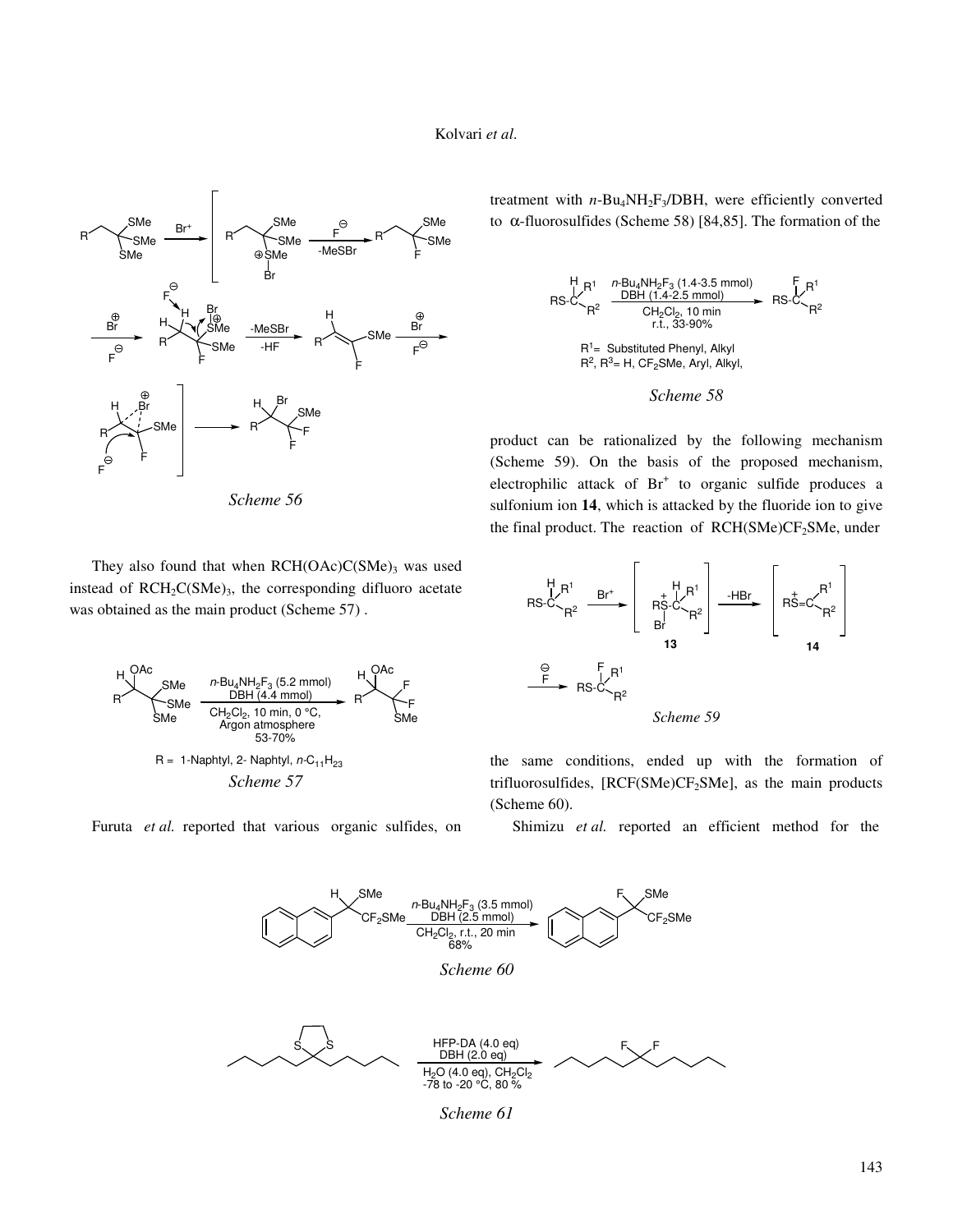Scheme 56

They also found that when $RCH(OAc)C(SMe)_3$ was used instead of $RCH_2C(SMe)_3$, the corresponding difluoro acetate was obtained as the main product (Scheme 57) .

Scheme 57

Furuta *et al.* reported that various organic sulfides, on treatment with $n$-$Bu_4NH_2F_3$/DBH, were efficiently converted to α-fluorosulfides (Scheme 58) [84,85]. The formation of the

Scheme 58

product can be rationalized by the following mechanism (Scheme 59). On the basis of the proposed mechanism, electrophilic attack of $Br^+$ to organic sulfide produces a sulfonium ion **14**, which is attacked by the fluoride ion to give the final product. The reaction of $RCH(SMe)CF_2SMe$, under

Scheme 59

the same conditions, ended up with the formation of trifluorosulfides, [$RCF(SMe)CF_2SMe$], as the main products (Scheme 60).

Shimizu *et al.* reported an efficient method for the

Scheme 60

Scheme 61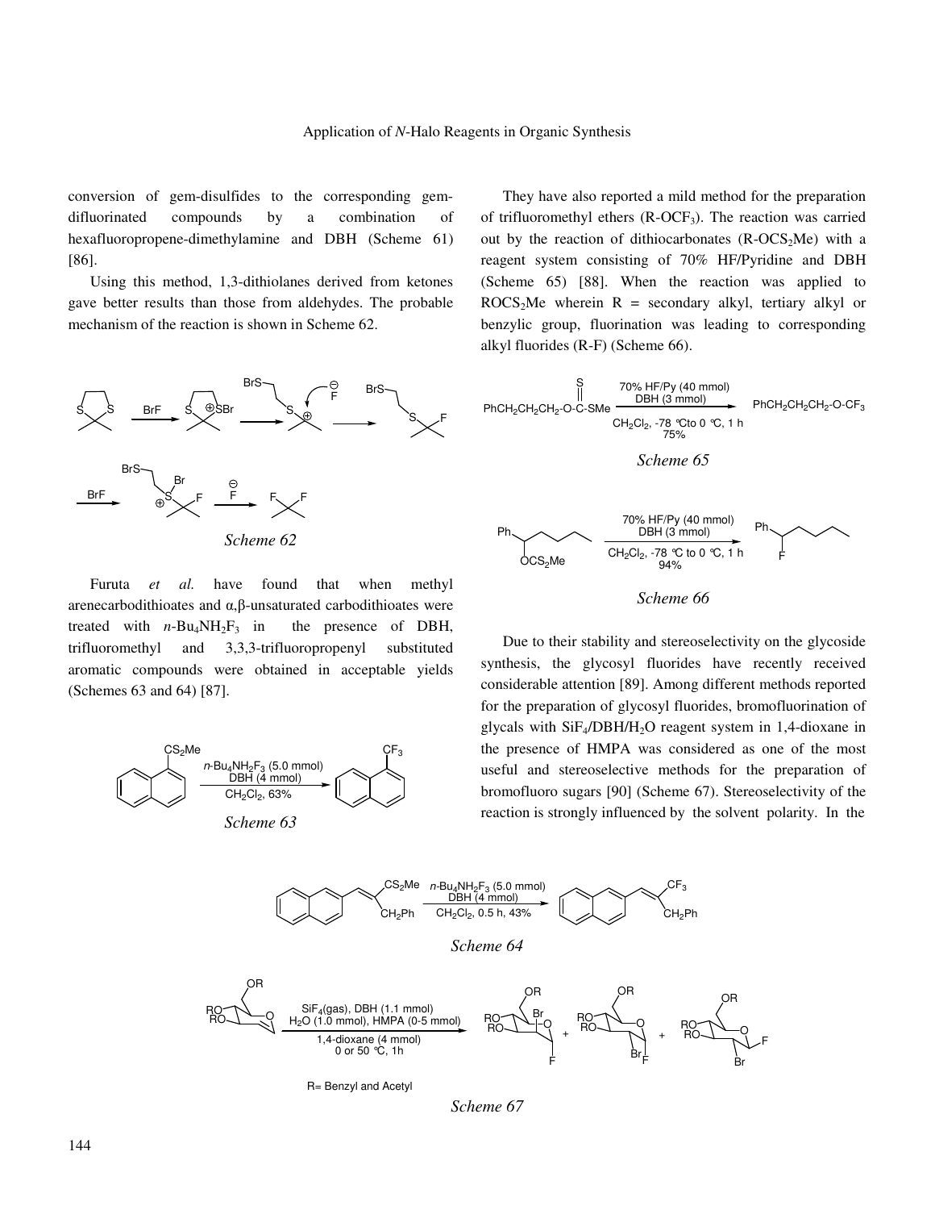conversion of gem-disulfides to the corresponding gem-difluorinated compounds by a combination of hexafluoropropene-dimethylamine and DBH (Scheme 61) [86].

Using this method, 1,3-dithiolanes derived from ketones gave better results than those from aldehydes. The probable mechanism of the reaction is shown in Scheme 62.

*Scheme 62*

Furuta *et al.* have found that when methyl arenecarbodithioates and α,β-unsaturated carbodithioates were treated with $n$-$Bu_4NH_2F_3$ in the presence of DBH, trifluoromethyl and 3,3,3-trifluoropropenyl substituted aromatic compounds were obtained in acceptable yields (Schemes 63 and 64) [87].

*Scheme 63*

They have also reported a mild method for the preparation of trifluoromethyl ethers (R-$OCF_3$). The reaction was carried out by the reaction of dithiocarbonates (R-$OCS_2Me$) with a reagent system consisting of 70% HF/Pyridine and DBH (Scheme 65) [88]. When the reaction was applied to $ROCS_2Me$ wherein R = secondary alkyl, tertiary alkyl or benzylic group, fluorination was leading to corresponding alkyl fluorides (R-F) (Scheme 66).

*Scheme 65*

*Scheme 66*

Due to their stability and stereoselectivity on the glycoside synthesis, the glycosyl fluorides have recently received considerable attention [89]. Among different methods reported for the preparation of glycosyl fluorides, bromofluorination of glycals with $SiF_4$/DBH/$H_2O$ reagent system in 1,4-dioxane in the presence of HMPA was considered as one of the most useful and stereoselective methods for the preparation of bromofluoro sugars [90] (Scheme 67). Stereoselectivity of the reaction is strongly influenced by the solvent polarity. In the

*Scheme 64*

R= Benzyl and Acetyl

*Scheme 67*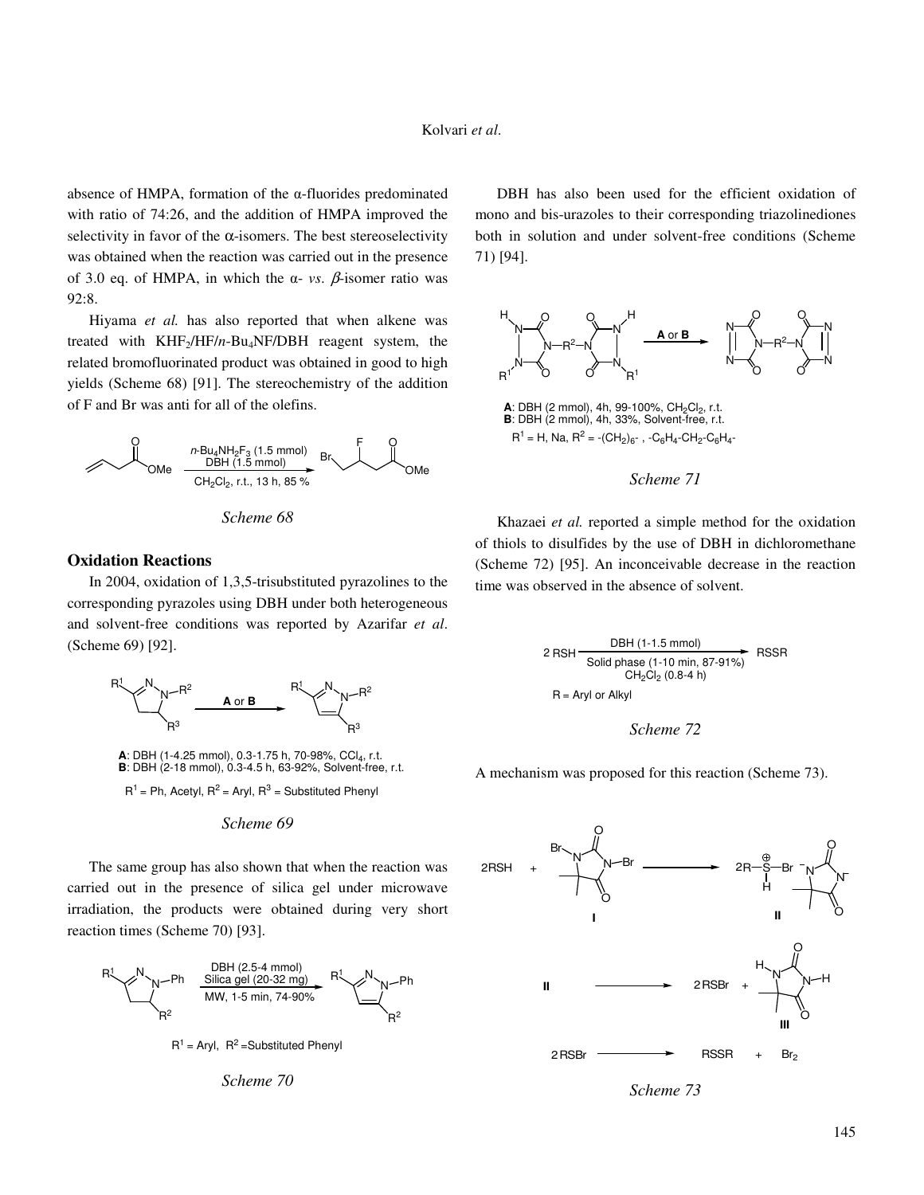absence of HMPA, formation of the α-fluorides predominated with ratio of 74:26, and the addition of HMPA improved the selectivity in favor of the α-isomers. The best stereoselectivity was obtained when the reaction was carried out in the presence of 3.0 eq. of HMPA, in which the α- *vs*. β-isomer ratio was 92:8.

Hiyama *et al.* has also reported that when alkene was treated with $KHF_2$/HF/$n$-$Bu_4NF$/DBH reagent system, the related bromofluorinated product was obtained in good to high yields (Scheme 68) [91]. The stereochemistry of the addition of F and Br was anti for all of the olefins.

$n$-$Bu_4NH_2F_3$ (1.5 mmol)
DBH (1.5 mmol)
$CH_2Cl_2$, r.t., 13 h, 85 %

*Scheme 68*

## Oxidation Reactions

In 2004, oxidation of 1,3,5-trisubstituted pyrazolines to the corresponding pyrazoles using DBH under both heterogeneous and solvent-free conditions was reported by Azarifar *et al*. (Scheme 69) [92].

**A** or **B**

**A**: DBH (1-4.25 mmol), 0.3-1.75 h, 70-98%, $CCl_4$, r.t.
**B**: DBH (2-18 mmol), 0.3-4.5 h, 63-92%, Solvent-free, r.t.

$R^1$ = Ph, Acetyl, $R^2$ = Aryl, $R^3$ = Substituted Phenyl

*Scheme 69*

The same group has also shown that when the reaction was carried out in the presence of silica gel under microwave irradiation, the products were obtained during very short reaction times (Scheme 70) [93].

DBH (2.5-4 mmol)
Silica gel (20-32 mg)
MW, 1-5 min, 74-90%

$R^1$ = Aryl, $R^2$ =Substituted Phenyl

*Scheme 70*

DBH has also been used for the efficient oxidation of mono and bis-urazoles to their corresponding triazolinediones both in solution and under solvent-free conditions (Scheme 71) [94].

**A** or **B**

**A**: DBH (2 mmol), 4h, 99-100%, $CH_2Cl_2$, r.t.
**B**: DBH (2 mmol), 4h, 33%, Solvent-free, r.t.

$R^1$ = H, Na, $R^2$ = -$(CH_2)_6$- , -$C_6H_4$-$CH_2$-$C_6H_4$-

*Scheme 71*

Khazaei *et al.* reported a simple method for the oxidation of thiols to disulfides by the use of DBH in dichloromethane (Scheme 72) [95]. An inconceivable decrease in the reaction time was observed in the absence of solvent.

$$2\,RSH \xrightarrow[\text{Solid phase (1-10 min, 87-91\%)}\ CH_2Cl_2\ (0.8\text{-}4\ h)]{\text{DBH (1-1.5 mmol)}} RSSR$$

R = Aryl or Alkyl

*Scheme 72*

A mechanism was proposed for this reaction (Scheme 73).

$2RSH$ + **I** ⟶ $2R-\overset{\oplus}{S}(H)-Br$ + **II**

**II** ⟶ $2RSBr$ + **III**

$2RSBr$ ⟶ $RSSR$ + $Br_2$

*Scheme 73*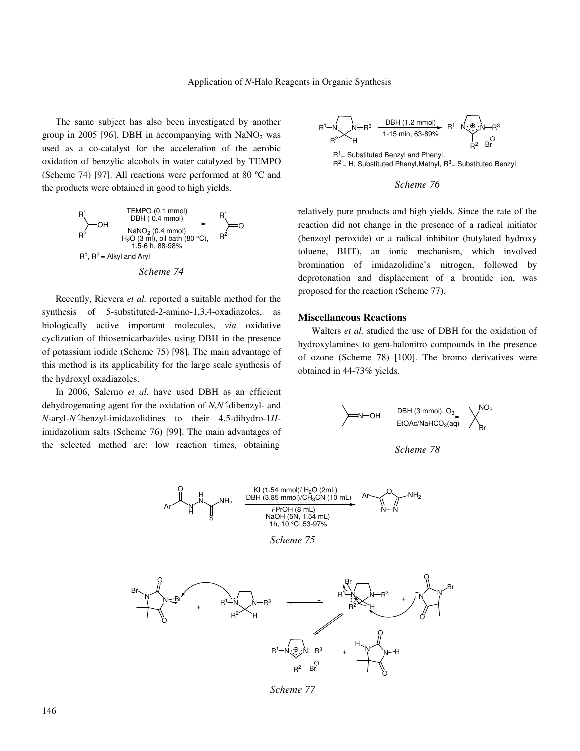The same subject has also been investigated by another group in 2005 [96]. DBH in accompanying with $NaNO_2$ was used as a co-catalyst for the acceleration of the aerobic oxidation of benzylic alcohols in water catalyzed by TEMPO (Scheme 74) [97]. All reactions were performed at 80 ºC and the products were obtained in good to high yields.

TEMPO (0.1 mmol), DBH (0.4 mmol), $NaNO_2$ (0.4 mmol), $H_2O$ (3 ml), oil bath (80 °C), 1.5-6 h, 88-98%

$R^1$, $R^2$ = Alkyl and Aryl

*Scheme 74*

Recently, Rievera *et al.* reported a suitable method for the synthesis of 5-substituted-2-amino-1,3,4-oxadiazoles, as biologically active important molecules, *via* oxidative cyclization of thiosemicarbazides using DBH in the presence of potassium iodide (Scheme 75) [98]. The main advantage of this method is its applicability for the large scale synthesis of the hydroxyl oxadiazoles.

In 2006, Salerno *et al.* have used DBH as an efficient dehydrogenating agent for the oxidation of *N,N*´-dibenzyl- and *N*-aryl-*N*´-benzyl-imidazolidines to their 4,5-dihydro-1*H*-imidazolium salts (Scheme 76) [99]. The main advantages of the selected method are: low reaction times, obtaining relatively pure products and high yields. Since the rate of the reaction did not change in the presence of a radical initiator (benzoyl peroxide) or a radical inhibitor (butylated hydroxy toluene, BHT), an ionic mechanism, which involved bromination of imidazolidine`s nitrogen, followed by deprotonation and displacement of a bromide ion, was proposed for the reaction (Scheme 77).

DBH (1.2 mmol), 1-15 min, 63-89%

$R^1$= Substituted Benzyl and Phenyl,
$R^2$ = H, Substituted Phenyl,Methyl, $R^3$= Substituted Benzyl

*Scheme 76*

## Miscellaneous Reactions

Walters *et al.* studied the use of DBH for the oxidation of hydroxylamines to gem-halonitro compounds in the presence of ozone (Scheme 78) [100]. The bromo derivatives were obtained in 44-73% yields.

DBH (3 mmol), $O_3$, EtOAc/$NaHCO_3$(aq)

*Scheme 78*

KI (1.54 mmol)/ $H_2O$ (2mL), DBH (3.85 mmol)/$CH_3CN$ (10 mL), *i*-PrOH (8 mL), NaOH (5N, 1.54 mL), 1h, 10 °C, 53-97%

*Scheme 75*

*Scheme 77*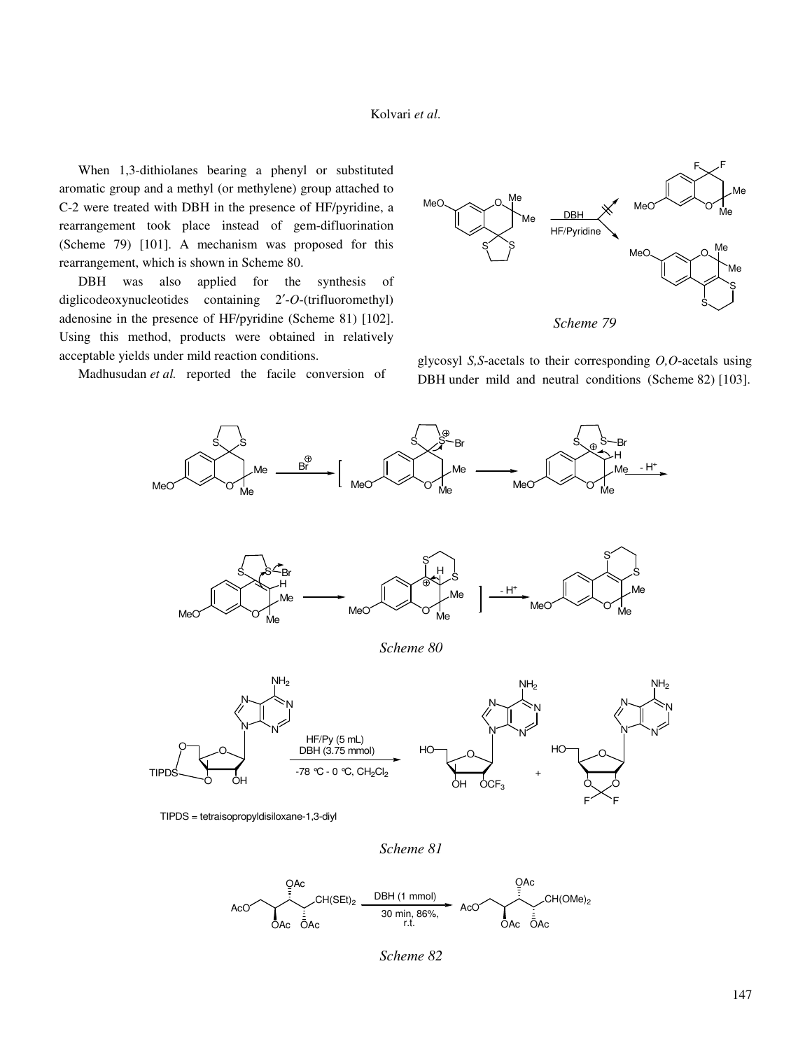When 1,3-dithiolanes bearing a phenyl or substituted aromatic group and a methyl (or methylene) group attached to C-2 were treated with DBH in the presence of HF/pyridine, a rearrangement took place instead of gem-difluorination (Scheme 79) [101]. A mechanism was proposed for this rearrangement, which is shown in Scheme 80.

DBH was also applied for the synthesis of diglicodeoxynucleotides containing 2′-*O*-(trifluoromethyl) adenosine in the presence of HF/pyridine (Scheme 81) [102]. Using this method, products were obtained in relatively acceptable yields under mild reaction conditions.

Madhusudan *et al.* reported the facile conversion of glycosyl *S,S*-acetals to their corresponding *O,O*-acetals using DBH under mild and neutral conditions (Scheme 82) [103].

*Scheme 79*

*Scheme 80*

TIPDS = tetraisopropyldisiloxane-1,3-diyl

*Scheme 81*

*Scheme 82*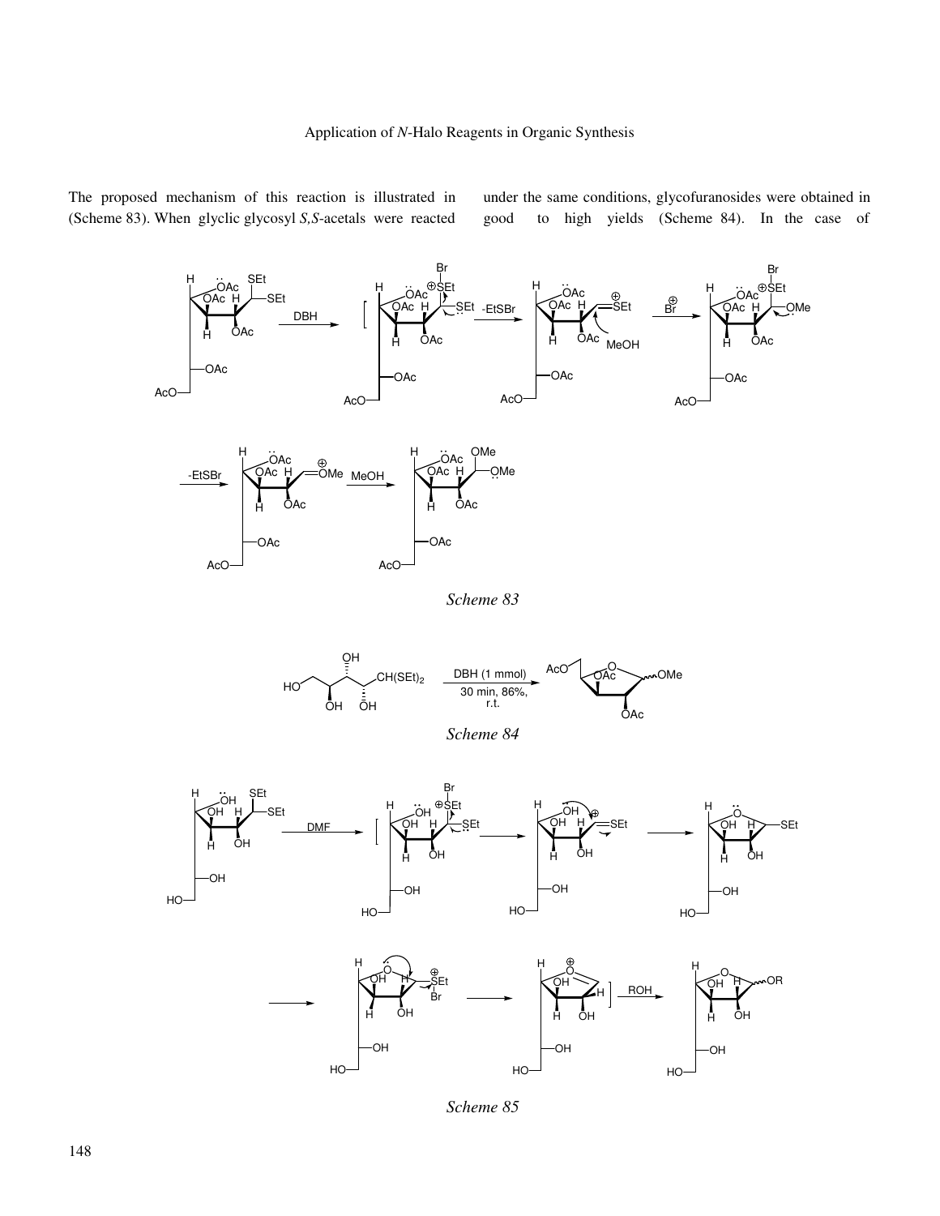The proposed mechanism of this reaction is illustrated in (Scheme 83). When glyclic glycosyl *S,S*-acetals were reacted under the same conditions, glycofuranosides were obtained in good to high yields (Scheme 84). In the case of

*Scheme 83*

*Scheme 84*

*Scheme 85*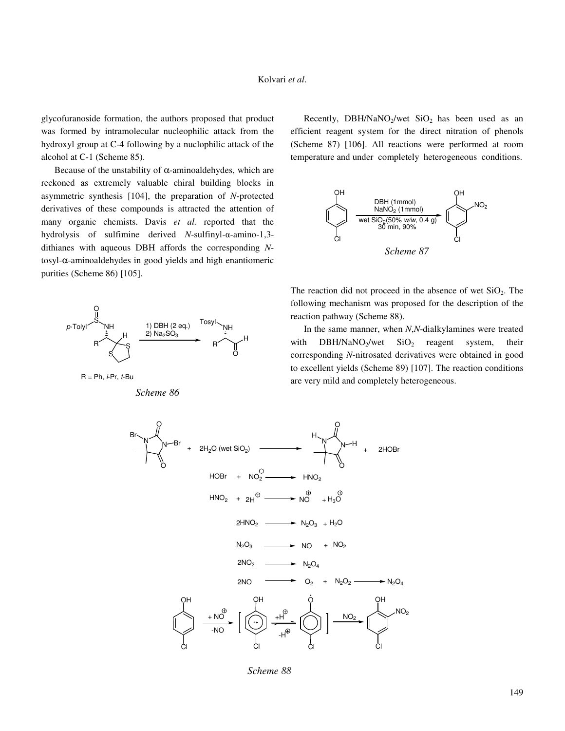glycofuranoside formation, the authors proposed that product was formed by intramolecular nucleophilic attack from the hydroxyl group at C-4 following by a nuclophilic attack of the alcohol at C-1 (Scheme 85).

Because of the unstability of α-aminoaldehydes, which are reckoned as extremely valuable chiral building blocks in asymmetric synthesis [104], the preparation of *N*-protected derivatives of these compounds is attracted the attention of many organic chemists. Davis *et al.* reported that the hydrolysis of sulfimine derived *N*-sulfinyl-α-amino-1,3-dithianes with aqueous DBH affords the corresponding *N*-tosyl-α-aminoaldehydes in good yields and high enantiomeric purities (Scheme 86) [105].

*Scheme 86*

Recently, DBH/$NaNO_2$/wet $SiO_2$ has been used as an efficient reagent system for the direct nitration of phenols (Scheme 87) [106]. All reactions were performed at room temperature and under completely heterogeneous conditions.

*Scheme 87*

The reaction did not proceed in the absence of wet $SiO_2$. The following mechanism was proposed for the description of the reaction pathway (Scheme 88).

In the same manner, when *N*,*N*-dialkylamines were treated with DBH/$NaNO_2$/wet $SiO_2$ reagent system, their corresponding *N*-nitrosated derivatives were obtained in good to excellent yields (Scheme 89) [107]. The reaction conditions are very mild and completely heterogeneous.

*Scheme 88*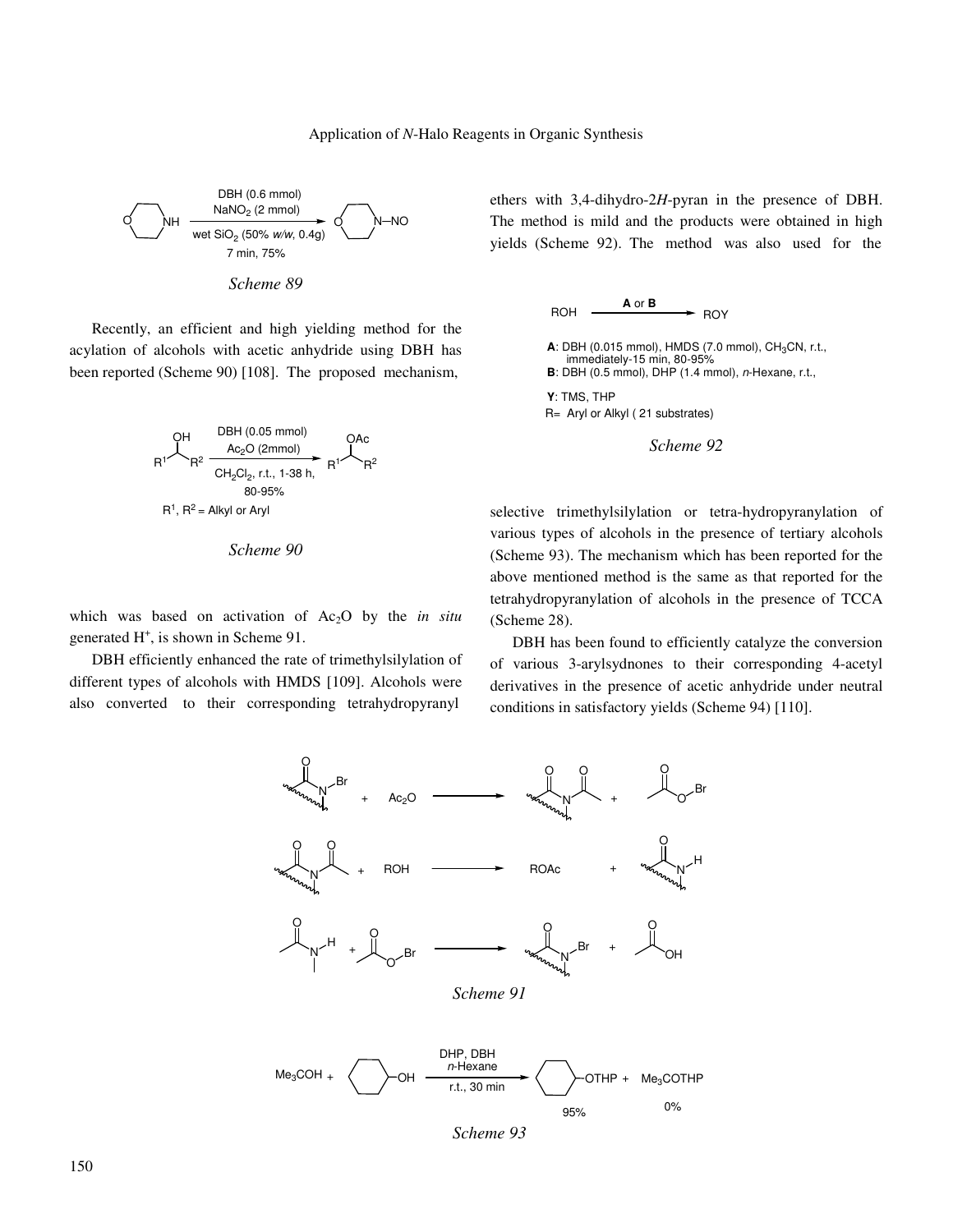DBH (0.6 mmol), $NaNO_2$ (2 mmol), wet $SiO_2$ (50% *w/w*, 0.4g), 7 min, 75%

*Scheme 89*

Recently, an efficient and high yielding method for the acylation of alcohols with acetic anhydride using DBH has been reported (Scheme 90) [108]. The proposed mechanism, which was based on activation of $Ac_2O$ by the *in situ* generated $H^+$, is shown in Scheme 91.

DBH (0.05 mmol), $Ac_2O$ (2mmol), $CH_2Cl_2$, r.t., 1-38 h, 80-95%

$R^1$, $R^2$ = Alkyl or Aryl

*Scheme 90*

DBH efficiently enhanced the rate of trimethylsilylation of different types of alcohols with HMDS [109]. Alcohols were also converted to their corresponding tetrahydropyranyl ethers with 3,4-dihydro-2*H*-pyran in the presence of DBH. The method is mild and the products were obtained in high yields (Scheme 92). The method was also used for the selective trimethylsilylation or tetra-hydropyranylation of various types of alcohols in the presence of tertiary alcohols (Scheme 93). The mechanism which has been reported for the above mentioned method is the same as that reported for the tetrahydropyranylation of alcohols in the presence of TCCA (Scheme 28).

ROH —(A or B)→ ROY

**A**: DBH (0.015 mmol), HMDS (7.0 mmol), $CH_3CN$, r.t., immediately-15 min, 80-95%

**B**: DBH (0.5 mmol), DHP (1.4 mmol), *n*-Hexane, r.t.,

**Y**: TMS, THP

R= Aryl or Alkyl ( 21 substrates)

*Scheme 92*

DBH has been found to efficiently catalyze the conversion of various 3-arylsydnones to their corresponding 4-acetyl derivatives in the presence of acetic anhydride under neutral conditions in satisfactory yields (Scheme 94) [110].

*Scheme 91*

$Me_3COH$ + cyclohexanol —(DHP, DBH, *n*-Hexane, r.t., 30 min)→ cyclohexyl-OTHP (95%) + $Me_3COTHP$ (0%)

*Scheme 93*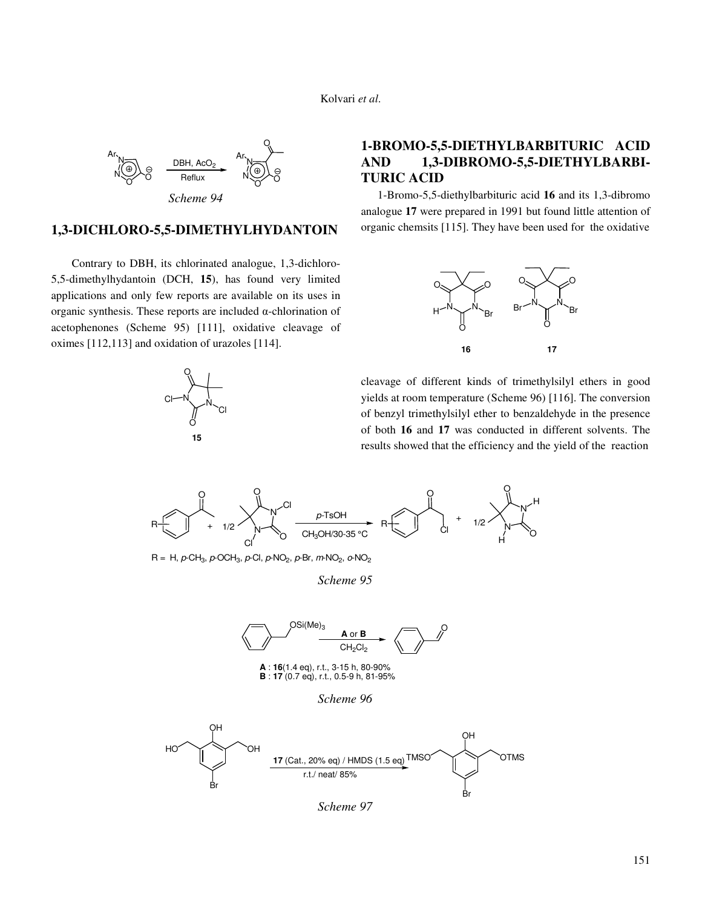*Scheme 94*

## 1,3-DICHLORO-5,5-DIMETHYLHYDANTOIN

Contrary to DBH, its chlorinated analogue, 1,3-dichloro-5,5-dimethylhydantoin (DCH, **15**), has found very limited applications and only few reports are available on its uses in organic synthesis. These reports are included α-chlorination of acetophenones (Scheme 95) [111], oxidative cleavage of oximes [112,113] and oxidation of urazoles [114].

**15**

## 1-BROMO-5,5-DIETHYLBARBITURIC ACID AND 1,3-DIBROMO-5,5-DIETHYLBARBITURIC ACID

1-Bromo-5,5-diethylbarbituric acid **16** and its 1,3-dibromo analogue **17** were prepared in 1991 but found little attention of organic chemsits [115]. They have been used for the oxidative cleavage of different kinds of trimethylsilyl ethers in good yields at room temperature (Scheme 96) [116]. The conversion of benzyl trimethylsilyl ether to benzaldehyde in the presence of both **16** and **17** was conducted in different solvents. The results showed that the efficiency and the yield of the reaction

**16** **17**

R = H, p-$CH_3$, p-$OCH_3$, p-Cl, p-$NO_2$, p-Br, m-$NO_2$, o-$NO_2$

*Scheme 95*

**A** : **16**(1.4 eq), r.t., 3-15 h, 80-90%
**B** : **17** (0.7 eq), r.t., 0.5-9 h, 81-95%

*Scheme 96*

*Scheme 97*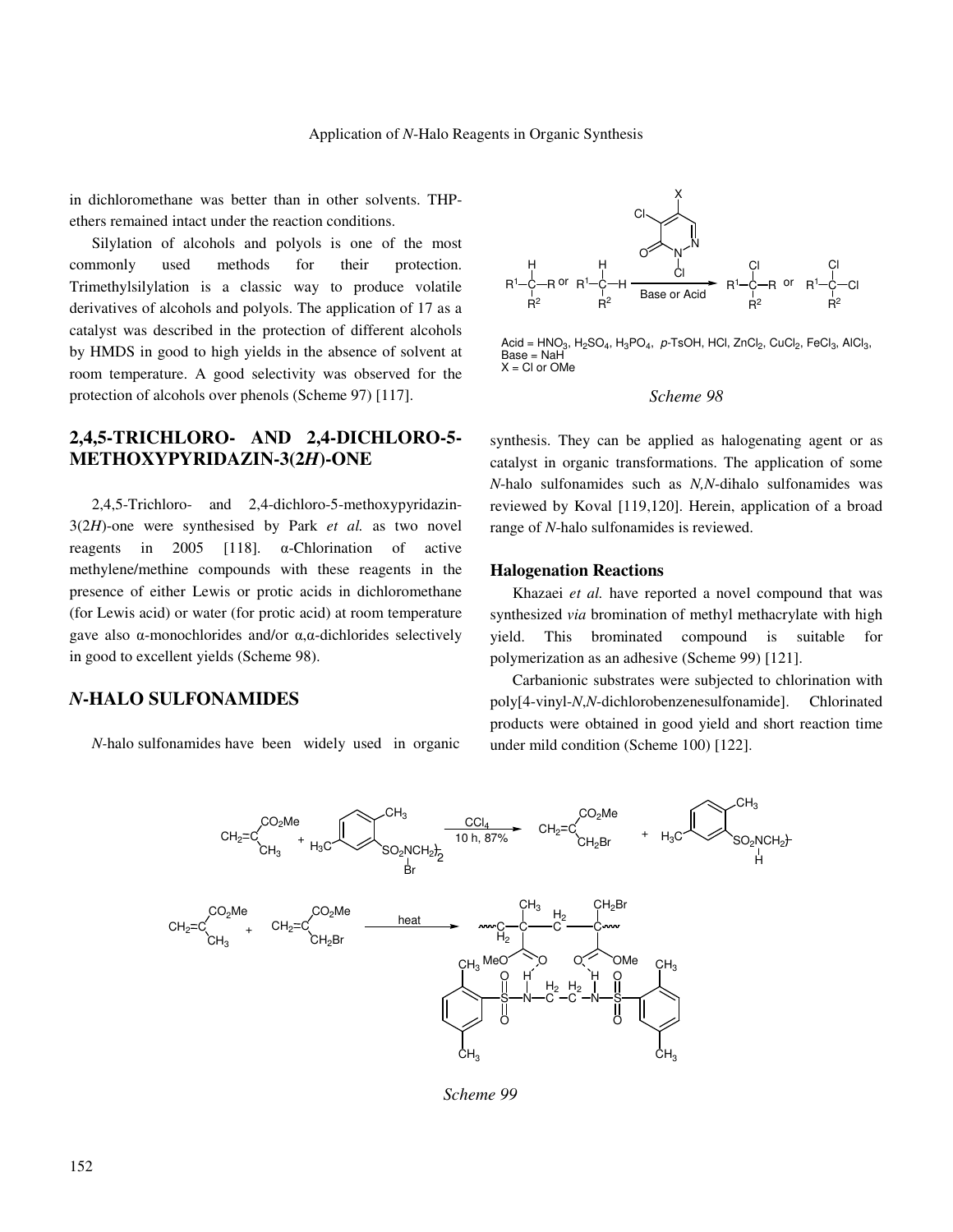in dichloromethane was better than in other solvents. THP-ethers remained intact under the reaction conditions.

Silylation of alcohols and polyols is one of the most commonly used methods for their protection. Trimethylsilylation is a classic way to produce volatile derivatives of alcohols and polyols. The application of 17 as a catalyst was described in the protection of different alcohols by HMDS in good to high yields in the absence of solvent at room temperature. A good selectivity was observed for the protection of alcohols over phenols (Scheme 97) [117].

## 2,4,5-TRICHLORO- AND 2,4-DICHLORO-5-METHOXYPYRIDAZIN-3(2*H*)-ONE

2,4,5-Trichloro- and 2,4-dichloro-5-methoxypyridazin-3(2*H*)-one were synthesised by Park *et al.* as two novel reagents in 2005 [118]. α-Chlorination of active methylene/methine compounds with these reagents in the presence of either Lewis or protic acids in dichloromethane (for Lewis acid) or water (for protic acid) at room temperature gave also α-monochlorides and/or α,α-dichlorides selectively in good to excellent yields (Scheme 98).

Acid = $HNO_3$, $H_2SO_4$, $H_3PO_4$, *p*-TsOH, HCl, $ZnCl_2$, $CuCl_2$, $FeCl_3$, $AlCl_3$, Base = NaH
X = Cl or OMe

*Scheme 98*

## *N*-HALO SULFONAMIDES

*N*-halo sulfonamides have been widely used in organic synthesis. They can be applied as halogenating agent or as catalyst in organic transformations. The application of some *N*-halo sulfonamides such as *N,N*-dihalo sulfonamides was reviewed by Koval [119,120]. Herein, application of a broad range of *N*-halo sulfonamides is reviewed.

### Halogenation Reactions

Khazaei *et al.* have reported a novel compound that was synthesized *via* bromination of methyl methacrylate with high yield. This brominated compound is suitable for polymerization as an adhesive (Scheme 99) [121].

Carbanionic substrates were subjected to chlorination with poly[4-vinyl-*N*,*N*-dichlorobenzenesulfonamide]. Chlorinated products were obtained in good yield and short reaction time under mild condition (Scheme 100) [122].

*Scheme 99*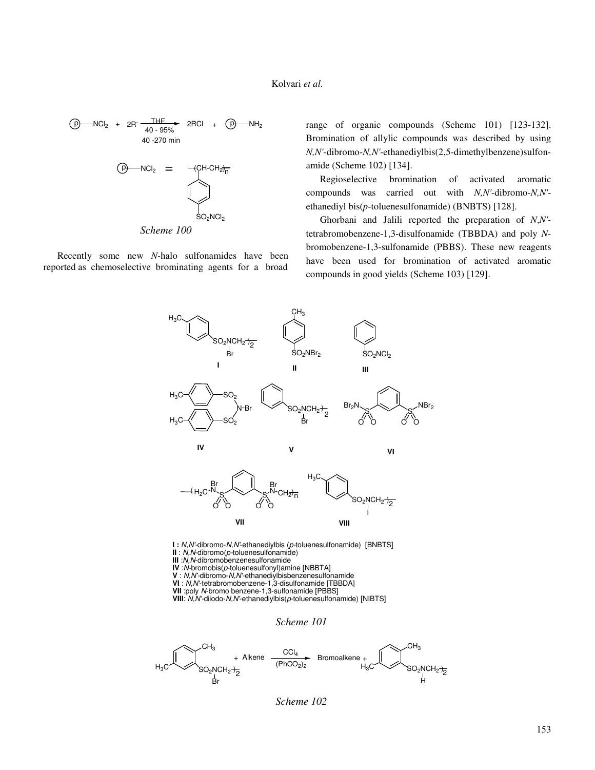*Scheme 100*

Recently some new *N*-halo sulfonamides have been reported as chemoselective brominating agents for a broad range of organic compounds (Scheme 101) [123-132]. Bromination of allylic compounds was described by using *N,N'*-dibromo-*N,N'*-ethanediylbis(2,5-dimethylbenzene)sulfonamide (Scheme 102) [134].

Regioselective bromination of activated aromatic compounds was carried out with *N,N'*-dibromo-*N,N'*-ethanediyl bis(*p*-toluenesulfonamide) (BNBTS) [128].

Ghorbani and Jalili reported the preparation of *N,N'*-tetrabromobenzene-1,3-disulfonamide (TBBDA) and poly *N*-bromobenzene-1,3-sulfonamide (PBBS). These new reagents have been used for bromination of activated aromatic compounds in good yields (Scheme 103) [129].

**I :** *N,N'*-dibromo-*N,N'*-ethanediylbis (*p*-toluenesulfonamide) [BNBTS]
**II** : *N,N*-dibromo(*p*-toluenesulfonamide)
**III** :*N,N*-dibromobenzenesulfonamide
**IV** :*N*-bromobis(*p*-toluenesulfonyl)amine [NBBTA]
**V** : *N,N'*-dibromo-*N,N'*-ethanediylbisbenzenesulfonamide
**VI** : *N,N'*-tetrabromobenzene-1,3-disulfonamide [TBBDA]
**VII** :poly *N*-bromo benzene-1,3-sulfonamide [PBBS]
**VIII**: *N,N'*-diiodo-*N,N'*-ethanediylbis(*p*-toluenesulfonamide) [NIBTS]

*Scheme 101*

*Scheme 102*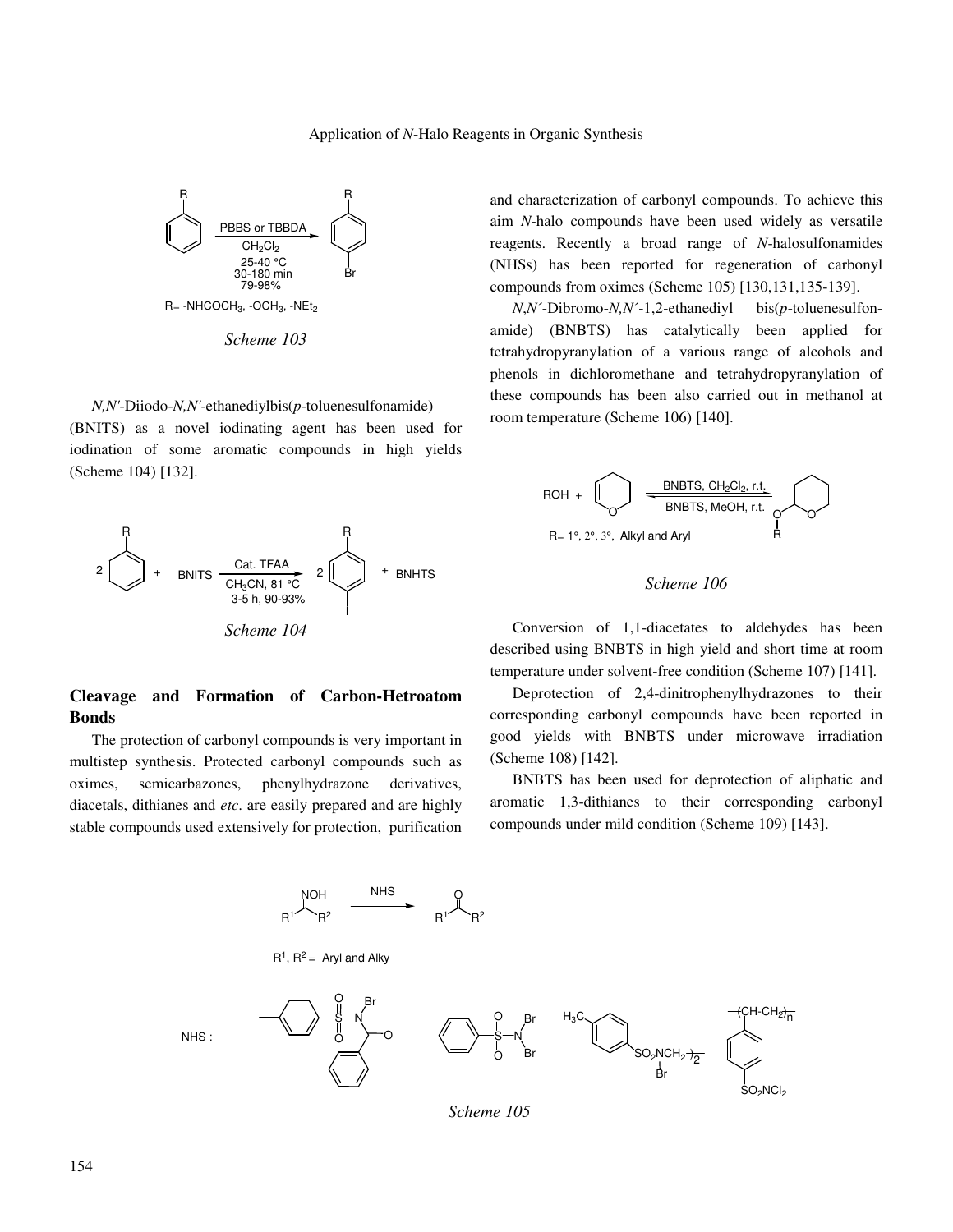R= -NHCOCH$_3$, -OCH$_3$, -NEt$_2$

*Scheme 103*

*N,N'*-Diiodo-*N,N'*-ethanediylbis(*p*-toluenesulfonamide) (BNITS) as a novel iodinating agent has been used for iodination of some aromatic compounds in high yields (Scheme 104) [132].

*Scheme 104*

## Cleavage and Formation of Carbon-Hetroatom Bonds

The protection of carbonyl compounds is very important in multistep synthesis. Protected carbonyl compounds such as oximes, semicarbazones, phenylhydrazone derivatives, diacetals, dithianes and *etc*. are easily prepared and are highly stable compounds used extensively for protection, purification and characterization of carbonyl compounds. To achieve this aim *N*-halo compounds have been used widely as versatile reagents. Recently a broad range of *N*-halosulfonamides (NHSs) has been reported for regeneration of carbonyl compounds from oximes (Scheme 105) [130,131,135-139].

*N*,*N´*-Dibromo-*N,N´*-1,2-ethanediyl bis(*p*-toluenesulfonamide) (BNBTS) has catalytically been applied for tetrahydropyranylation of a various range of alcohols and phenols in dichloromethane and tetrahydropyranylation of these compounds has been also carried out in methanol at room temperature (Scheme 106) [140].

R= 1°, 2°, 3°, Alkyl and Aryl

*Scheme 106*

Conversion of 1,1-diacetates to aldehydes has been described using BNBTS in high yield and short time at room temperature under solvent-free condition (Scheme 107) [141].

Deprotection of 2,4-dinitrophenylhydrazones to their corresponding carbonyl compounds have been reported in good yields with BNBTS under microwave irradiation (Scheme 108) [142].

BNBTS has been used for deprotection of aliphatic and aromatic 1,3-dithianes to their corresponding carbonyl compounds under mild condition (Scheme 109) [143].

R$^1$, R$^2$ = Aryl and Alky

*Scheme 105*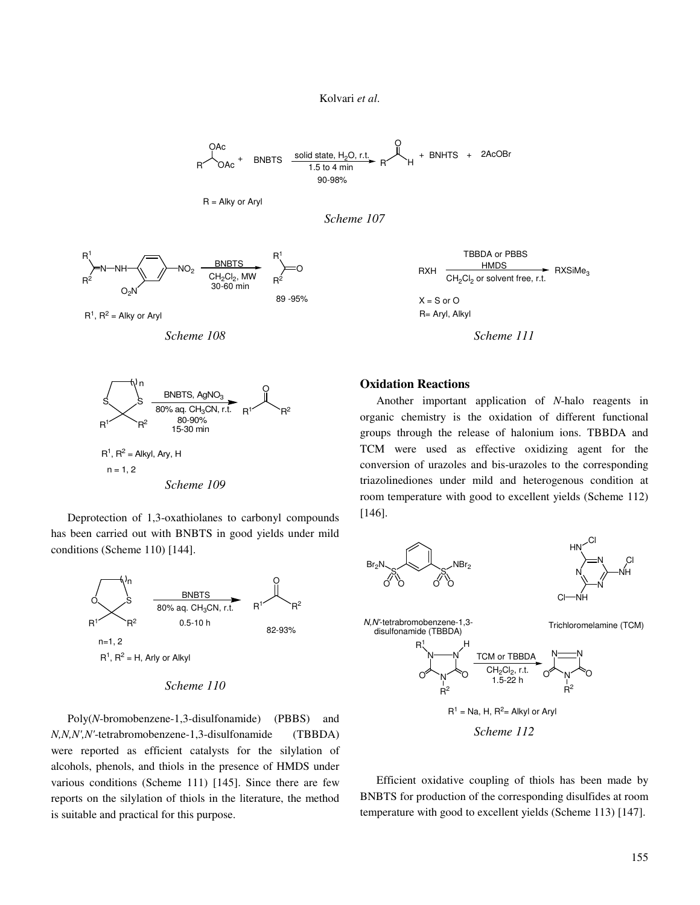R = Alky or Aryl

*Scheme 107*

$R^1$, $R^2$ = Alky or Aryl

*Scheme 108*

$R^1$, $R^2$ = Alkyl, Ary, H

n = 1, 2

*Scheme 109*

Deprotection of 1,3-oxathiolanes to carbonyl compounds has been carried out with BNBTS in good yields under mild conditions (Scheme 110) [144].

n=1, 2

$R^1$, $R^2$ = H, Arly or Alkyl

*Scheme 110*

Poly(*N*-bromobenzene-1,3-disulfonamide) (PBBS) and *N,N,N′,N′*-tetrabromobenzene-1,3-disulfonamide (TBBDA) were reported as efficient catalysts for the silylation of alcohols, phenols, and thiols in the presence of HMDS under various conditions (Scheme 111) [145]. Since there are few reports on the silylation of thiols in the literature, the method is suitable and practical for this purpose.

X = S or O

R= Aryl, Alkyl

*Scheme 111*

## Oxidation Reactions

Another important application of *N*-halo reagents in organic chemistry is the oxidation of different functional groups through the release of halonium ions. TBBDA and TCM were used as effective oxidizing agent for the conversion of urazoles and bis-urazoles to the corresponding triazolinediones under mild and heterogenous condition at room temperature with good to excellent yields (Scheme 112) [146].

$R^1$ = Na, H, $R^2$= Alkyl or Aryl

*Scheme 112*

Efficient oxidative coupling of thiols has been made by BNBTS for production of the corresponding disulfides at room temperature with good to excellent yields (Scheme 113) [147].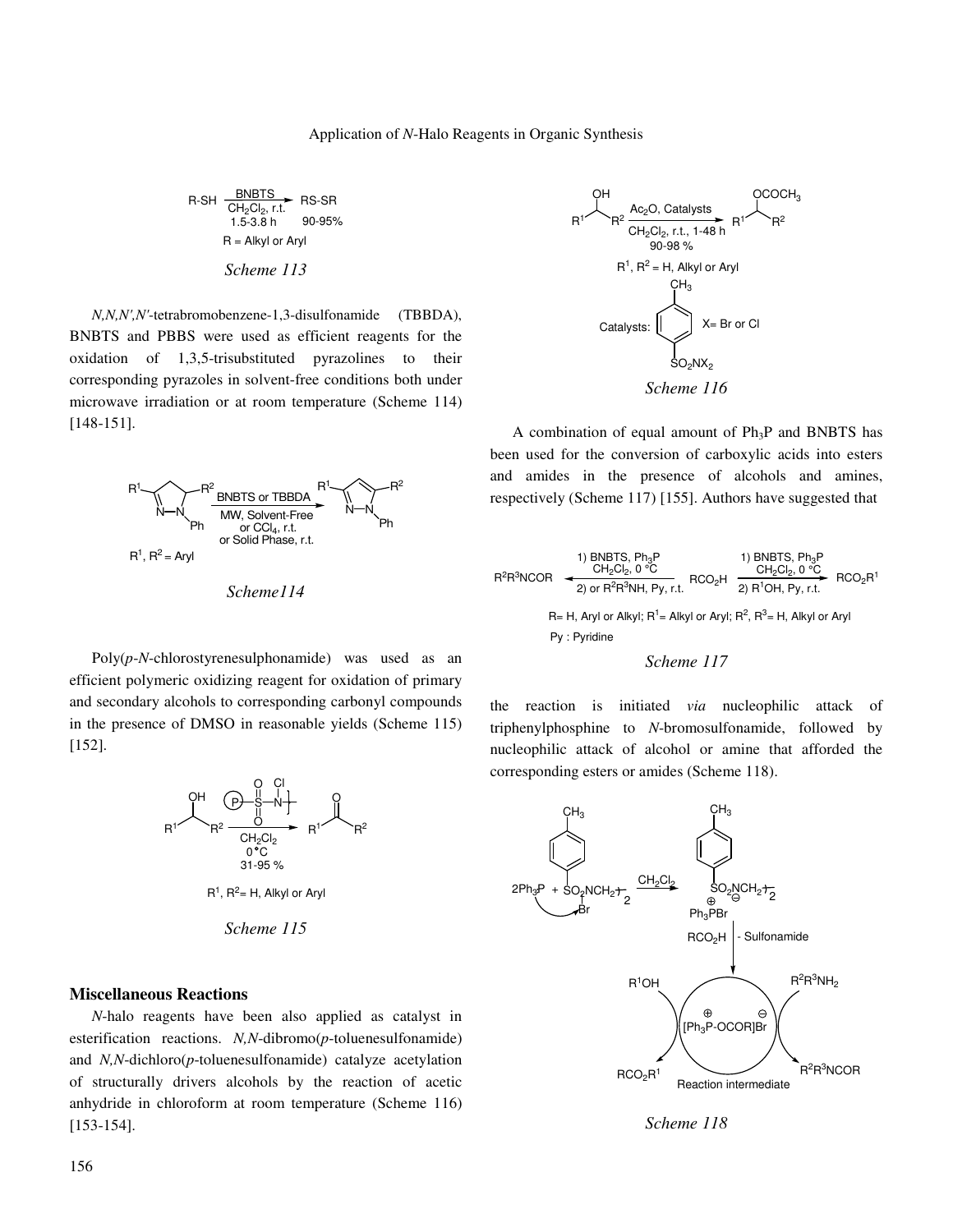$$\text{R-SH} \xrightarrow[\text{1.5-3.8 h}]{\text{BNBTS, } CH_2Cl_2\text{, r.t.}} \text{RS-SR} \quad 90\text{-}95\%$$

R = Alkyl or Aryl

*Scheme 113*

*N,N,N',N'*-tetrabromobenzene-1,3-disulfonamide (TBBDA), BNBTS and PBBS were used as efficient reagents for the oxidation of 1,3,5-trisubstituted pyrazolines to their corresponding pyrazoles in solvent-free conditions both under microwave irradiation or at room temperature (Scheme 114) [148-151].

BNBTS or TBBDA; MW, Solvent-Free or $CCl_4$, r.t. or Solid Phase, r.t.

$R^1$, $R^2$ = Aryl

*Scheme114*

Poly(*p*-*N*-chlorostyrenesulphonamide) was used as an efficient polymeric oxidizing reagent for oxidation of primary and secondary alcohols to corresponding carbonyl compounds in the presence of DMSO in reasonable yields (Scheme 115) [152].

$CH_2Cl_2$, 0°C, 31-95 %

$R^1$, $R^2$= H, Alkyl or Aryl

*Scheme 115*

## Miscellaneous Reactions

*N*-halo reagents have been also applied as catalyst in esterification reactions. *N,N*-dibromo(*p*-toluenesulfonamide) and *N,N*-dichloro(*p*-toluenesulfonamide) catalyze acetylation of structurally drivers alcohols by the reaction of acetic anhydride in chloroform at room temperature (Scheme 116) [153-154].

$Ac_2O$, Catalysts; $CH_2Cl_2$, r.t., 1-48 h; 90-98 %

$R^1$, $R^2$ = H, Alkyl or Aryl

Catalysts: $p\text{-}CH_3C_6H_4SO_2NX_2$, X= Br or Cl

*Scheme 116*

A combination of equal amount of $Ph_3P$ and BNBTS has been used for the conversion of carboxylic acids into esters and amides in the presence of alcohols and amines, respectively (Scheme 117) [155]. Authors have suggested that

$$R^2R^3NCOR \xleftarrow[\text{2) or } R^2R^3NH\text{, Py, r.t.}]{\text{1) BNBTS, } Ph_3P\text{, } CH_2Cl_2\text{, 0 °C}} RCO_2H \xrightarrow[\text{2) } R^1OH\text{, Py, r.t.}]{\text{1) BNBTS, } Ph_3P\text{, } CH_2Cl_2\text{, 0 °C}} RCO_2R^1$$

R= H, Aryl or Alkyl; $R^1$= Alkyl or Aryl; $R^2$, $R^3$= H, Alkyl or Aryl

Py : Pyridine

*Scheme 117*

the reaction is initiated *via* nucleophilic attack of triphenylphosphine to *N*-bromosulfonamide, followed by nucleophilic attack of alcohol or amine that afforded the corresponding esters or amides (Scheme 118).

$2Ph_3P$ + BNBTS $\xrightarrow{CH_2Cl_2}$ $Ph_3P^{\oplus}Br$ sulfonamide anion; $RCO_2H$, - Sulfonamide → $[Ph_3P\text{-}OCOR]^{\oplus}Br^{\ominus}$ (Reaction intermediate); $R^1OH$ → $RCO_2R^1$; $R^2R^3NH_2$ → $R^2R^3NCOR$

*Scheme 118*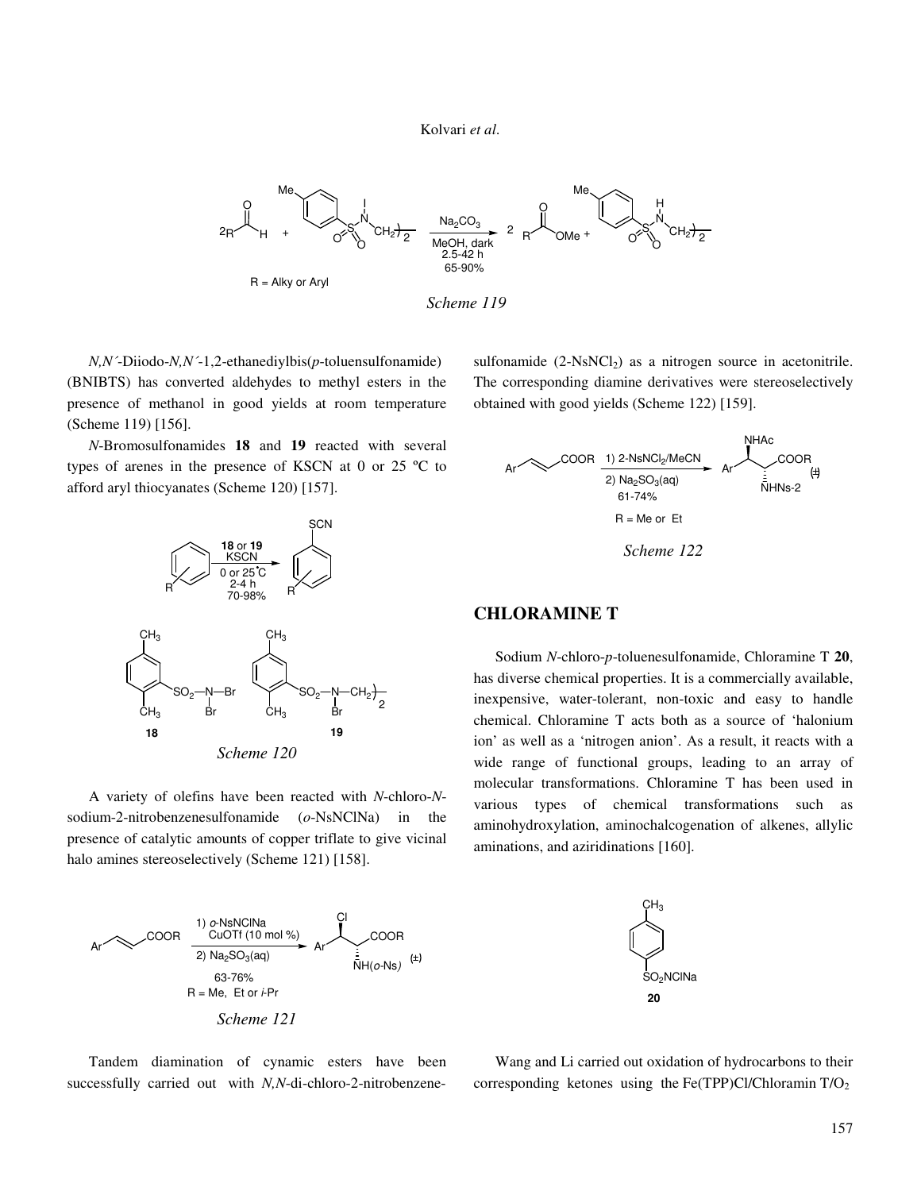*Scheme 119*

*N,N´*-Diiodo-*N,N´*-1,2-ethanediylbis(*p*-toluensulfonamide) (BNIBTS) has converted aldehydes to methyl esters in the presence of methanol in good yields at room temperature (Scheme 119) [156].

*N*-Bromosulfonamides **18** and **19** reacted with several types of arenes in the presence of KSCN at 0 or 25 ºC to afford aryl thiocyanates (Scheme 120) [157].

*Scheme 120*

A variety of olefins have been reacted with *N*-chloro-*N*-sodium-2-nitrobenzenesulfonamide (*o*-NsNClNa) in the presence of catalytic amounts of copper triflate to give vicinal halo amines stereoselectively (Scheme 121) [158].

*Scheme 121*

Tandem diamination of cynamic esters have been successfully carried out with *N,N*-di-chloro-2-nitrobenzene-sulfonamide (2-$NsNCl_2$) as a nitrogen source in acetonitrile. The corresponding diamine derivatives were stereoselectively obtained with good yields (Scheme 122) [159].

*Scheme 122*

## CHLORAMINE T

Sodium *N*-chloro-*p*-toluenesulfonamide, Chloramine T **20**, has diverse chemical properties. It is a commercially available, inexpensive, water-tolerant, non-toxic and easy to handle chemical. Chloramine T acts both as a source of 'halonium ion' as well as a 'nitrogen anion'. As a result, it reacts with a wide range of functional groups, leading to an array of molecular transformations. Chloramine T has been used in various types of chemical transformations such as aminohydroxylation, aminochalcogenation of alkenes, allylic aminations, and aziridinations [160].

Wang and Li carried out oxidation of hydrocarbons to their corresponding ketones using the Fe(TPP)Cl/Chloramin T/$O_2$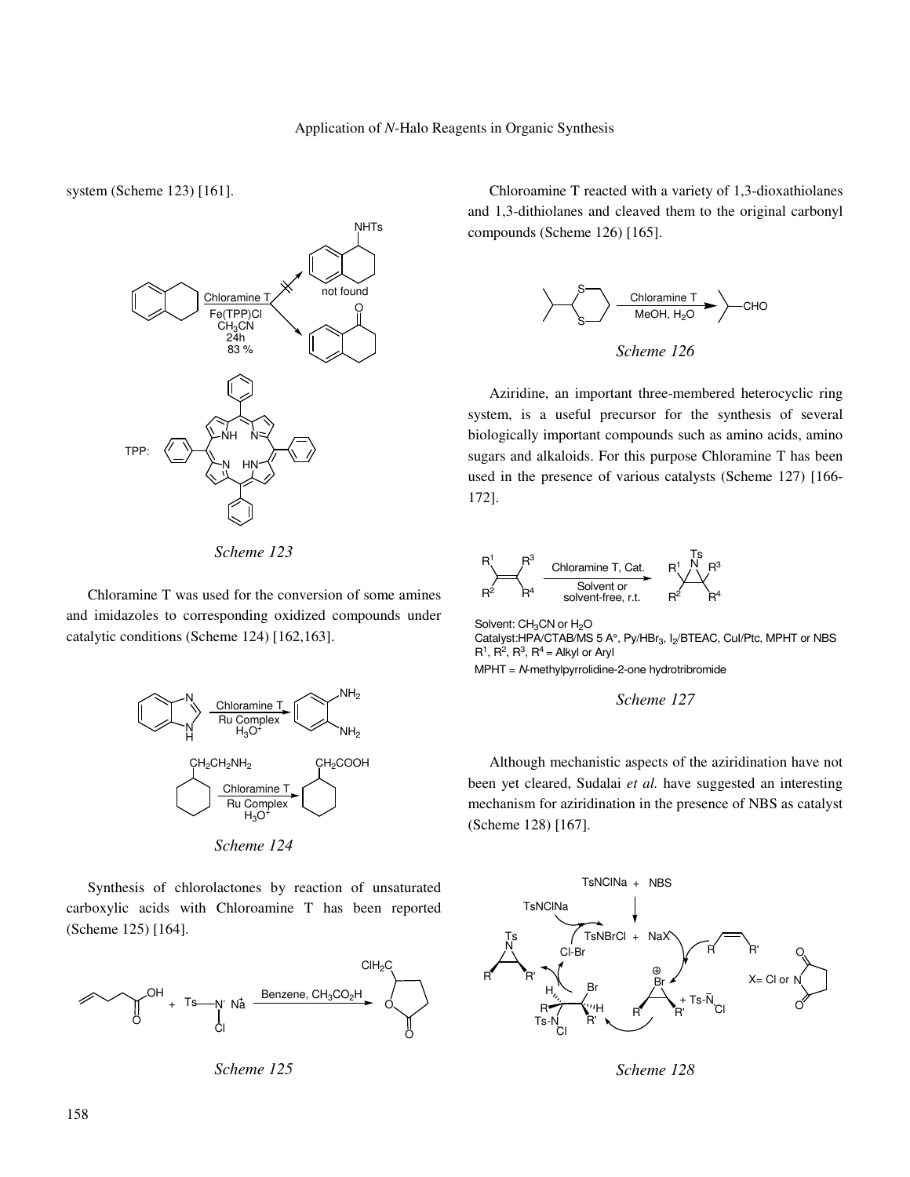system (Scheme 123) [161].

*Scheme 123*

Chloramine T was used for the conversion of some amines and imidazoles to corresponding oxidized compounds under catalytic conditions (Scheme 124) [162,163].

*Scheme 124*

Synthesis of chlorolactones by reaction of unsaturated carboxylic acids with Chloroamine T has been reported (Scheme 125) [164].

*Scheme 125*

Chloroamine T reacted with a variety of 1,3-dioxathiolanes and 1,3-dithiolanes and cleaved them to the original carbonyl compounds (Scheme 126) [165].

*Scheme 126*

Aziridine, an important three-membered heterocyclic ring system, is a useful precursor for the synthesis of several biologically important compounds such as amino acids, amino sugars and alkaloids. For this purpose Chloramine T has been used in the presence of various catalysts (Scheme 127) [166-172].

Solvent: $CH_3CN$ or $H_2O$
Catalyst: HPA/CTAB/MS 5 A°, Py/$HBr_3$, $I_2$/BTEAC, CuI/Ptc, MPHT or NBS
$R^1$, $R^2$, $R^3$, $R^4$ = Alkyl or Aryl
MPHT = *N*-methylpyrrolidine-2-one hydrotribromide

*Scheme 127*

Although mechanistic aspects of the aziridination have not been yet cleared, Sudalai *et al.* have suggested an interesting mechanism for aziridination in the presence of NBS as catalyst (Scheme 128) [167].

*Scheme 128*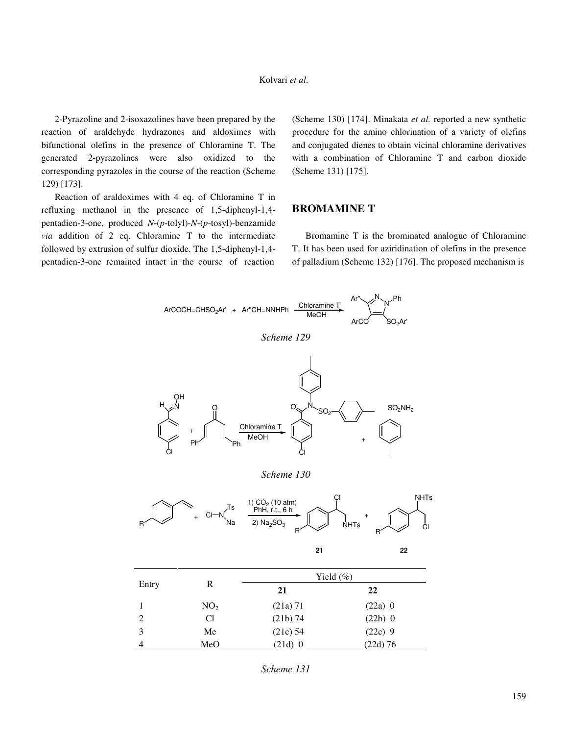2-Pyrazoline and 2-isoxazolines have been prepared by the reaction of araldehyde hydrazones and aldoximes with bifunctional olefins in the presence of Chloramine T. The generated 2-pyrazolines were also oxidized to the corresponding pyrazoles in the course of the reaction (Scheme 129) [173].

Reaction of araldoximes with 4 eq. of Chloramine T in refluxing methanol in the presence of 1,5-diphenyl-1,4-pentadien-3-one, produced *N*-(*p*-tolyl)-*N*-(*p*-tosyl)-benzamide *via* addition of 2 eq. Chloramine T to the intermediate followed by extrusion of sulfur dioxide. The 1,5-diphenyl-1,4-pentadien-3-one remained intact in the course of reaction (Scheme 130) [174]. Minakata *et al.* reported a new synthetic procedure for the amino chlorination of a variety of olefins and conjugated dienes to obtain vicinal chloramine derivatives with a combination of Chloramine T and carbon dioxide (Scheme 131) [175].

## BROMAMINE T

Bromamine T is the brominated analogue of Chloramine T. It has been used for aziridination of olefins in the presence of palladium (Scheme 132) [176]. The proposed mechanism is

ArCOCH=CHSO$_2$Ar' + Ar''CH=NNHPh →(Chloramine T, MeOH)

*Scheme 129*

Chloramine T, MeOH

*Scheme 130*

1) $CO_2$ (10 atm), PhH, r.t., 6 h; 2) $Na_2SO_3$

| Entry | R | Yield (%) | |
|---|---|---|---|
| | | **21** | **22** |
| 1 | $NO_2$ | (21a) 71 | (22a) 0 |
| 2 | Cl | (21b) 74 | (22b) 0 |
| 3 | Me | (21c) 54 | (22c) 9 |
| 4 | MeO | (21d) 0 | (22d) 76 |

*Scheme 131*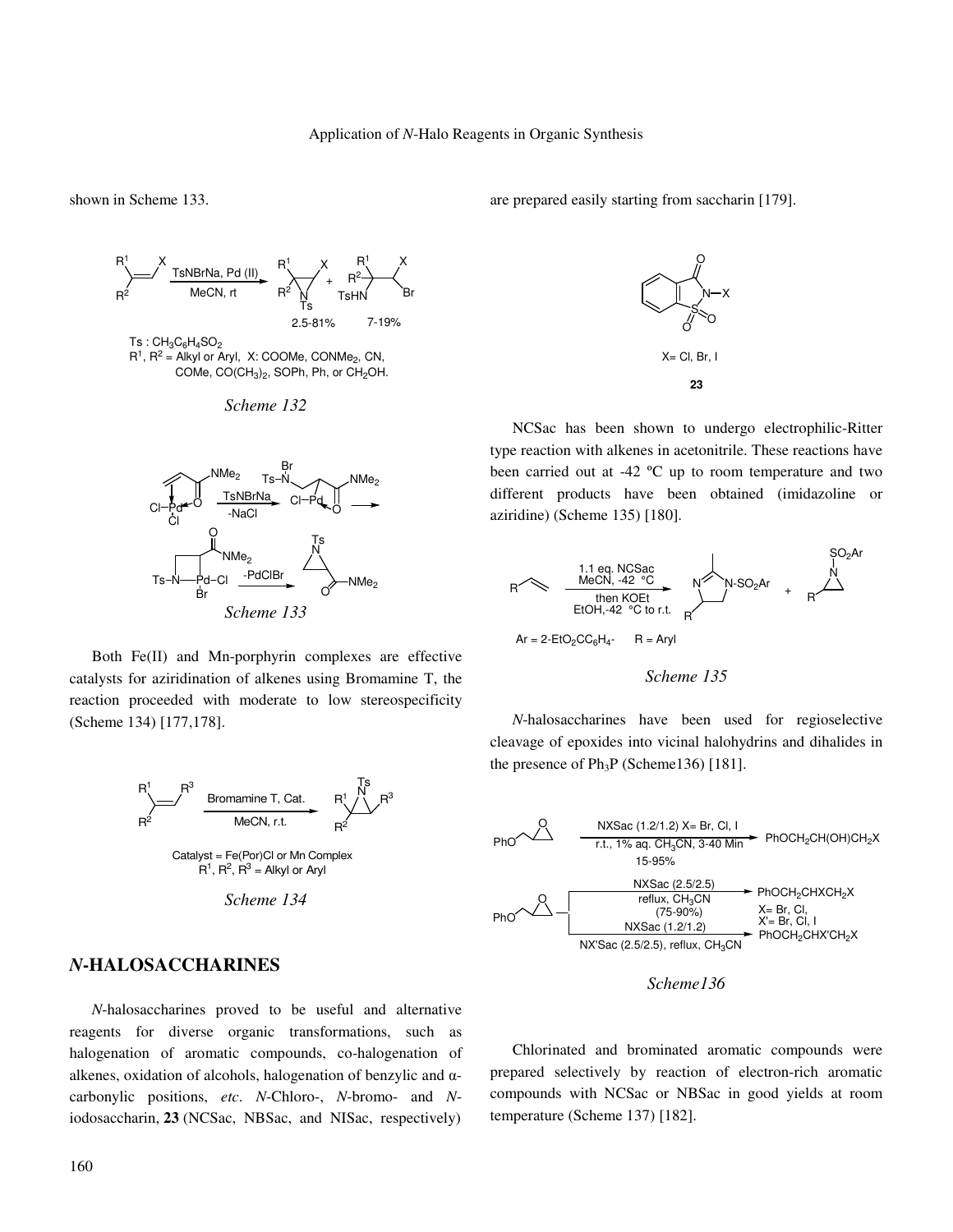shown in Scheme 133.

Ts : $CH_3C_6H_4SO_2$
$R^1$, $R^2$ = Alkyl or Aryl, X: COOMe, CONMe$_2$, CN, COMe, CO(CH$_3$)$_2$, SOPh, Ph, or CH$_2$OH.

*Scheme 132*

*Scheme 133*

Both Fe(II) and Mn-porphyrin complexes are effective catalysts for aziridination of alkenes using Bromamine T, the reaction proceeded with moderate to low stereospecificity (Scheme 134) [177,178].

Catalyst = Fe(Por)Cl or Mn Complex
$R^1$, $R^2$, $R^3$ = Alkyl or Aryl

*Scheme 134*

## *N*-HALOSACCHARINES

*N*-halosaccharines proved to be useful and alternative reagents for diverse organic transformations, such as halogenation of aromatic compounds, co-halogenation of alkenes, oxidation of alcohols, halogenation of benzylic and α-carbonylic positions, *etc*. *N*-Chloro-, *N*-bromo- and *N*-iodosaccharin, **23** (NCSac, NBSac, and NISac, respectively) are prepared easily starting from saccharin [179].

X= Cl, Br, I

**23**

NCSac has been shown to undergo electrophilic-Ritter type reaction with alkenes in acetonitrile. These reactions have been carried out at -42 ºC up to room temperature and two different products have been obtained (imidazoline or aziridine) (Scheme 135) [180].

Ar = 2-EtO$_2$CC$_6$H$_4$-     R = Aryl

*Scheme 135*

*N*-halosaccharines have been used for regioselective cleavage of epoxides into vicinal halohydrins and dihalides in the presence of Ph$_3$P (Scheme136) [181].

*Scheme136*

Chlorinated and brominated aromatic compounds were prepared selectively by reaction of electron-rich aromatic compounds with NCSac or NBSac in good yields at room temperature (Scheme 137) [182].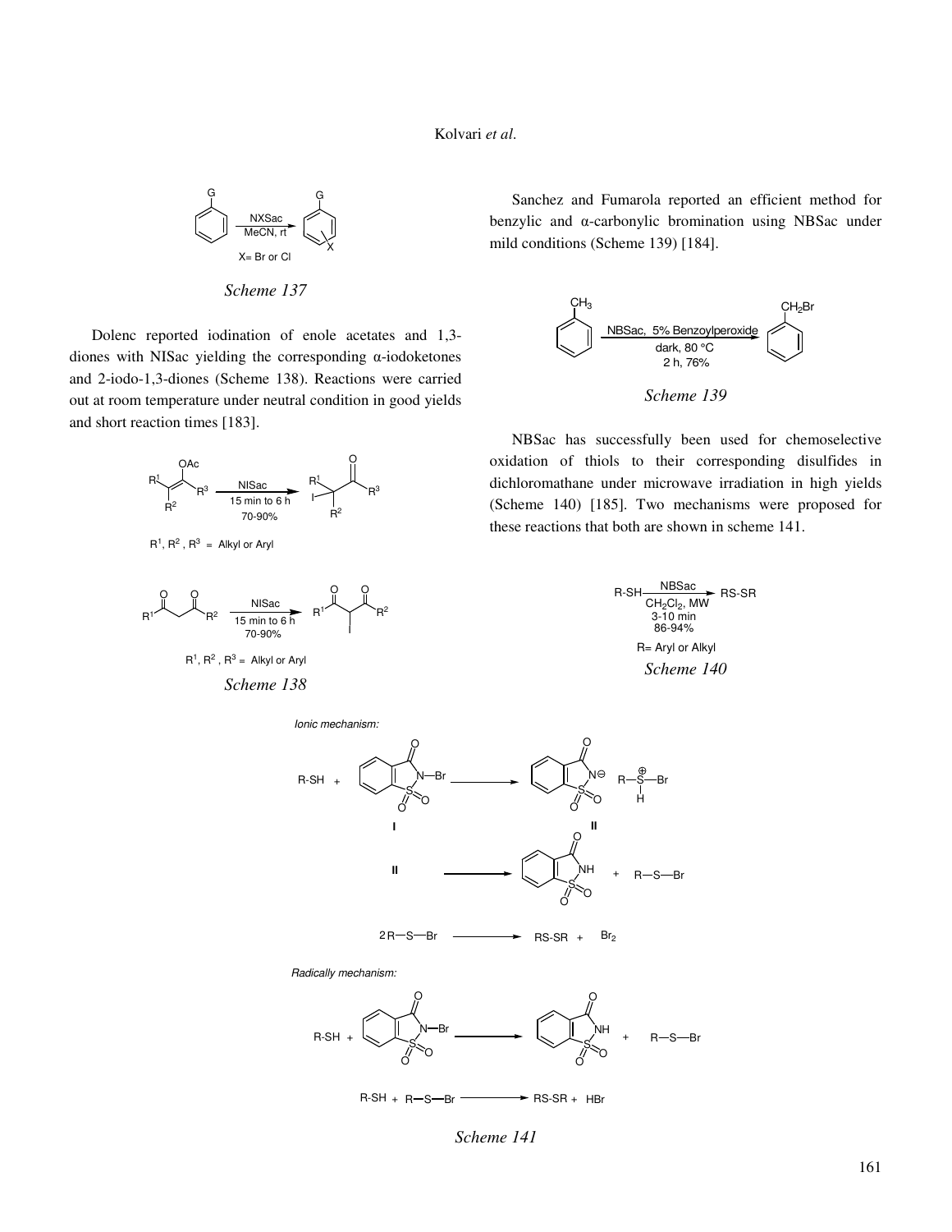X= Br or Cl

*Scheme 137*

Dolenc reported iodination of enole acetates and 1,3-diones with NISac yielding the corresponding α-iodoketones and 2-iodo-1,3-diones (Scheme 138). Reactions were carried out at room temperature under neutral condition in good yields and short reaction times [183].

$R^1$, $R^2$ , $R^3$ = Alkyl or Aryl

$R^1$, $R^2$ , $R^3$ = Alkyl or Aryl

*Scheme 138*

Sanchez and Fumarola reported an efficient method for benzylic and α-carbonylic bromination using NBSac under mild conditions (Scheme 139) [184].

*Scheme 139*

NBSac has successfully been used for chemoselective oxidation of thiols to their corresponding disulfides in dichloromathane under microwave irradiation in high yields (Scheme 140) [185]. Two mechanisms were proposed for these reactions that both are shown in scheme 141.

R= Aryl or Alkyl

*Scheme 140*

*Ionic mechanism:*

*Radically mechanism:*

*Scheme 141*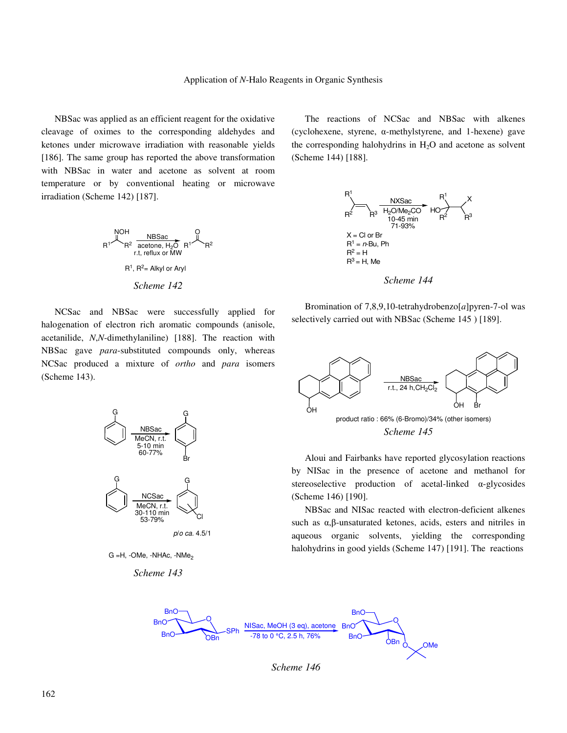NBSac was applied as an efficient reagent for the oxidative cleavage of oximes to the corresponding aldehydes and ketones under microwave irradiation with reasonable yields [186]. The same group has reported the above transformation with NBSac in water and acetone as solvent at room temperature or by conventional heating or microwave irradiation (Scheme 142) [187].

$R^1$, $R^2$= Alkyl or Aryl

*Scheme 142*

NCSac and NBSac were successfully applied for halogenation of electron rich aromatic compounds (anisole, acetanilide, *N*,*N*-dimethylaniline) [188]. The reaction with NBSac gave *para*-substituted compounds only, whereas NCSac produced a mixture of *ortho* and *para* isomers (Scheme 143).

NBSac, MeCN, r.t., 5-10 min, 60-77%

NCSac, MeCN, r.t., 30-110 min, 53-79%

*p*/*o ca.* 4.5/1

G =H, -OMe, -NHAc, $-NMe_2$

*Scheme 143*

The reactions of NCSac and NBSac with alkenes (cyclohexene, styrene, α-methylstyrene, and 1-hexene) gave the corresponding halohydrins in $H_2O$ and acetone as solvent (Scheme 144) [188].

NXSac, $H_2O/Me_2CO$, 10-45 min, 71-93%

X = Cl or Br
$R^1$ = *n*-Bu, Ph
$R^2$ = H
$R^3$ = H, Me

*Scheme 144*

Bromination of 7,8,9,10-tetrahydrobenzo[*a*]pyren-7-ol was selectively carried out with NBSac (Scheme 145 ) [189].

NBSac, r.t., 24 h, $CH_2Cl_2$

product ratio : 66% (6-Bromo)/34% (other isomers)

*Scheme 145*

Aloui and Fairbanks have reported glycosylation reactions by NISac in the presence of acetone and methanol for stereoselective production of acetal-linked α-glycosides (Scheme 146) [190].

NBSac and NISac reacted with electron-deficient alkenes such as α,β-unsaturated ketones, acids, esters and nitriles in aqueous organic solvents, yielding the corresponding halohydrins in good yields (Scheme 147) [191]. The reactions

NISac, MeOH (3 eq), acetone, -78 to 0 °C, 2.5 h, 76%

*Scheme 146*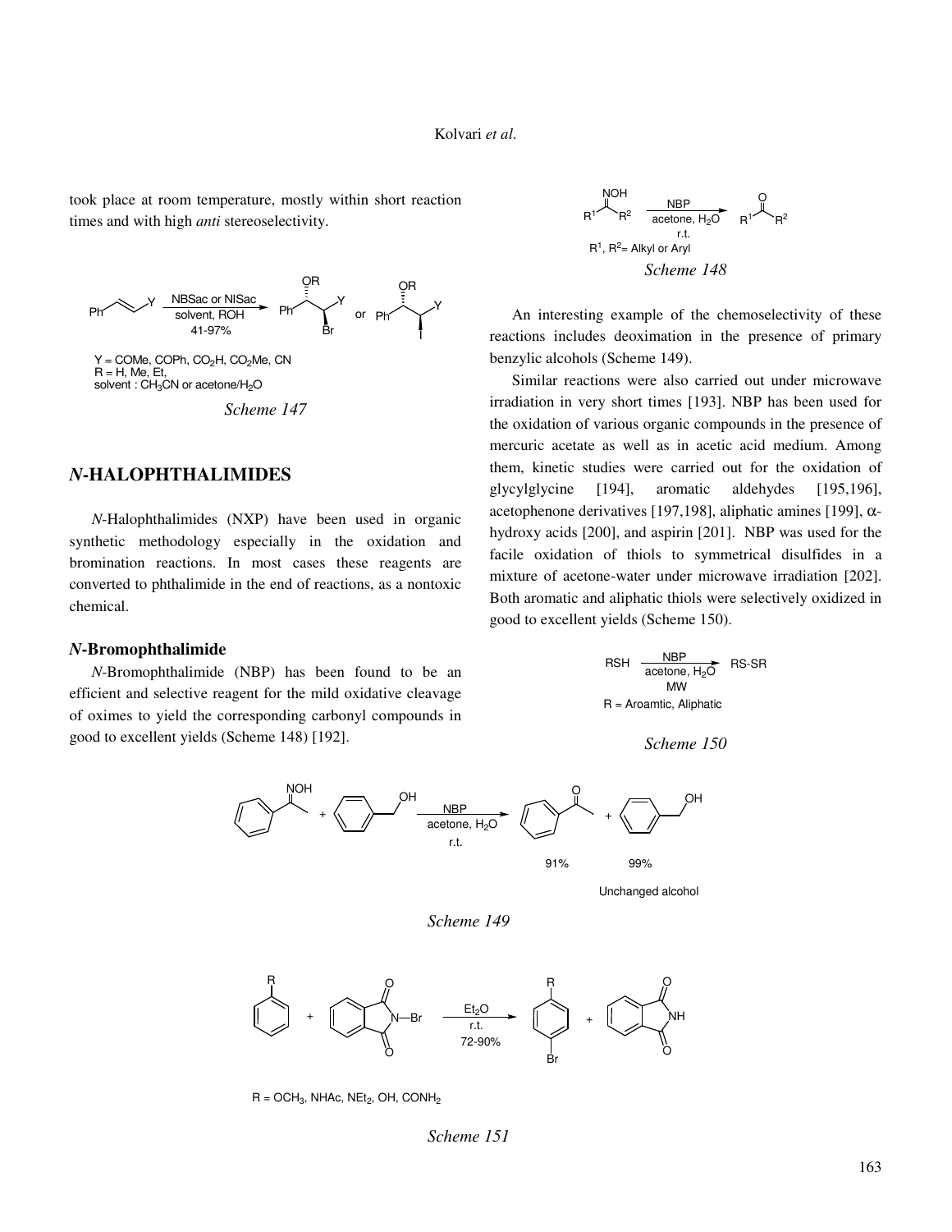took place at room temperature, mostly within short reaction times and with high *anti* stereoselectivity.

Y = COMe, COPh, $CO_2H$, $CO_2Me$, CN
R = H, Me, Et,
solvent : $CH_3CN$ or acetone/$H_2O$

*Scheme 147*

## *N*-HALOPHTHALIMIDES

*N*-Halophthalimides (NXP) have been used in organic synthetic methodology especially in the oxidation and bromination reactions. In most cases these reagents are converted to phthalimide in the end of reactions, as a nontoxic chemical.

### *N*-Bromophthalimide

*N*-Bromophthalimide (NBP) has been found to be an efficient and selective reagent for the mild oxidative cleavage of oximes to yield the corresponding carbonyl compounds in good to excellent yields (Scheme 148) [192].

$R^1$, $R^2$= Alkyl or Aryl

*Scheme 148*

An interesting example of the chemoselectivity of these reactions includes deoximation in the presence of primary benzylic alcohols (Scheme 149).

Similar reactions were also carried out under microwave irradiation in very short times [193]. NBP has been used for the oxidation of various organic compounds in the presence of mercuric acetate as well as in acetic acid medium. Among them, kinetic studies were carried out for the oxidation of glycylglycine [194], aromatic aldehydes [195,196], acetophenone derivatives [197,198], aliphatic amines [199], α-hydroxy acids [200], and aspirin [201]. NBP was used for the facile oxidation of thiols to symmetrical disulfides in a mixture of acetone-water under microwave irradiation [202]. Both aromatic and aliphatic thiols were selectively oxidized in good to excellent yields (Scheme 150).

R = Aroamtic, Aliphatic

*Scheme 150*

Unchanged alcohol

*Scheme 149*

R = $OCH_3$, NHAc, $NEt_2$, OH, $CONH_2$

*Scheme 151*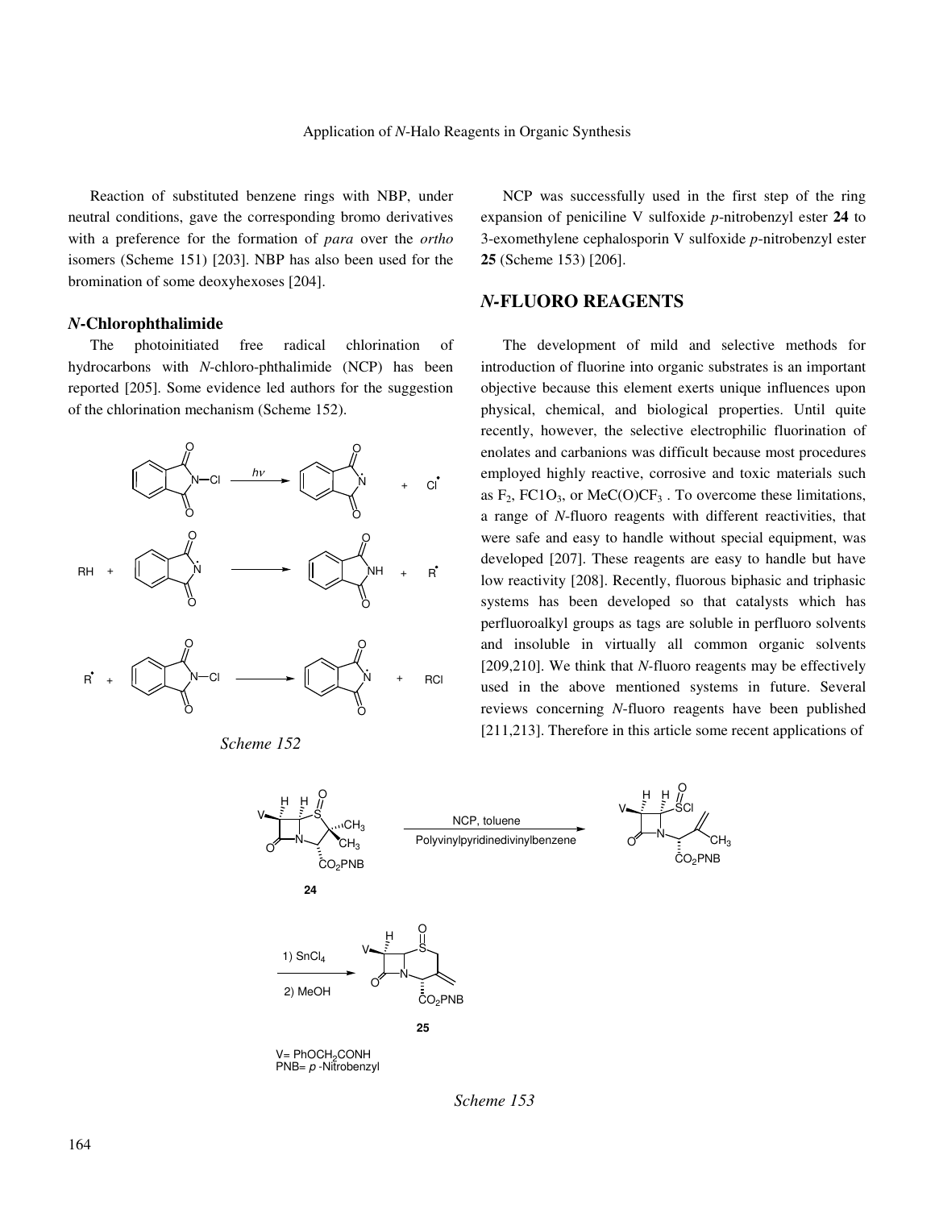Reaction of substituted benzene rings with NBP, under neutral conditions, gave the corresponding bromo derivatives with a preference for the formation of *para* over the *ortho* isomers (Scheme 151) [203]. NBP has also been used for the bromination of some deoxyhexoses [204].

### *N*-Chlorophthalimide

The photoinitiated free radical chlorination of hydrocarbons with *N*-chloro-phthalimide (NCP) has been reported [205]. Some evidence led authors for the suggestion of the chlorination mechanism (Scheme 152).

*Scheme 152*

NCP was successfully used in the first step of the ring expansion of peniciline V sulfoxide *p*-nitrobenzyl ester **24** to 3-exomethylene cephalosporin V sulfoxide *p*-nitrobenzyl ester **25** (Scheme 153) [206].

## *N*-FLUORO REAGENTS

The development of mild and selective methods for introduction of fluorine into organic substrates is an important objective because this element exerts unique influences upon physical, chemical, and biological properties. Until quite recently, however, the selective electrophilic fluorination of enolates and carbanions was difficult because most procedures employed highly reactive, corrosive and toxic materials such as $F_2$, $FClO_3$, or $MeC(O)CF_3$ . To overcome these limitations, a range of *N*-fluoro reagents with different reactivities, that were safe and easy to handle without special equipment, was developed [207]. These reagents are easy to handle but have low reactivity [208]. Recently, fluorous biphasic and triphasic systems has been developed so that catalysts which has perfluoroalkyl groups as tags are soluble in perfluoro solvents and insoluble in virtually all common organic solvents [209,210]. We think that *N*-fluoro reagents may be effectively used in the above mentioned systems in future. Several reviews concerning *N*-fluoro reagents have been published [211,213]. Therefore in this article some recent applications of

V= $PhOCH_2CONH$
PNB= *p* -Nitrobenzyl

*Scheme 153*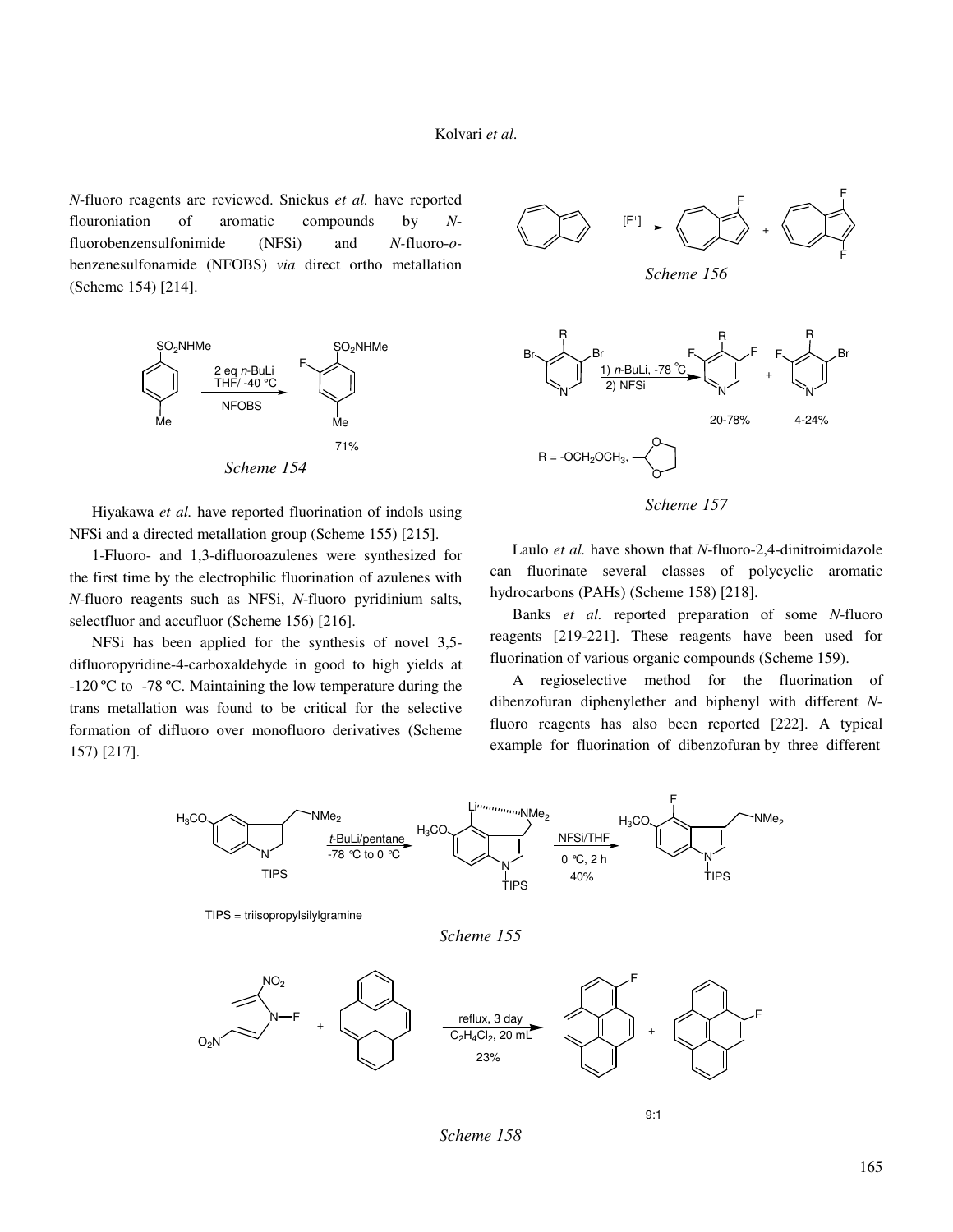*N*-fluoro reagents are reviewed. Sniekus *et al.* have reported flouroniation of aromatic compounds by *N*-fluorobenzensulfonimide (NFSi) and *N*-fluoro-*o*-benzenesulfonamide (NFOBS) *via* direct ortho metallation (Scheme 154) [214].

*Scheme 154*

Hiyakawa *et al.* have reported fluorination of indols using NFSi and a directed metallation group (Scheme 155) [215].

1-Fluoro- and 1,3-difluoroazulenes were synthesized for the first time by the electrophilic fluorination of azulenes with *N*-fluoro reagents such as NFSi, *N*-fluoro pyridinium salts, selectfluor and accufluor (Scheme 156) [216].

NFSi has been applied for the synthesis of novel 3,5-difluoropyridine-4-carboxaldehyde in good to high yields at -120 ºC to -78 ºC. Maintaining the low temperature during the trans metallation was found to be critical for the selective formation of difluoro over monofluoro derivatives (Scheme 157) [217].

*Scheme 156*

*Scheme 157*

Laulo *et al.* have shown that *N*-fluoro-2,4-dinitroimidazole can fluorinate several classes of polycyclic aromatic hydrocarbons (PAHs) (Scheme 158) [218].

Banks *et al.* reported preparation of some *N*-fluoro reagents [219-221]. These reagents have been used for fluorination of various organic compounds (Scheme 159).

A regioselective method for the fluorination of dibenzofuran diphenylether and biphenyl with different *N*-fluoro reagents has also been reported [222]. A typical example for fluorination of dibenzofuran by three different

*Scheme 155*

*Scheme 158*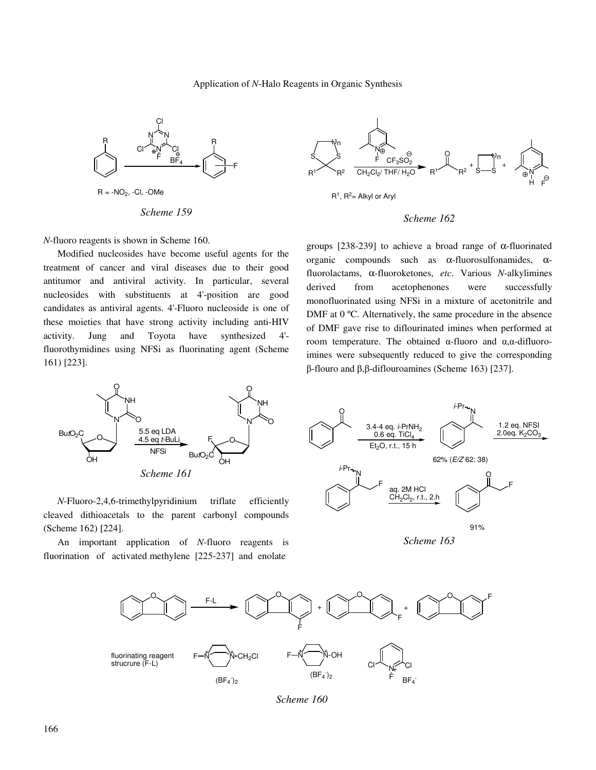*Scheme 159*

*Scheme 162*

*N*-fluoro reagents is shown in Scheme 160.

Modified nucleosides have become useful agents for the treatment of cancer and viral diseases due to their good antitumor and antiviral activity. In particular, several nucleosides with substituents at 4'-position are good candidates as antiviral agents. 4'-Fluoro nucleoside is one of these moieties that have strong activity including anti-HIV activity. Jung and Toyota have synthesized 4'-fluorothymidines using NFSi as fluorinating agent (Scheme 161) [223].

*Scheme 161*

*N*-Fluoro-2,4,6-trimethylpyridinium triflate efficiently cleaved dithioacetals to the parent carbonyl compounds (Scheme 162) [224].

An important application of *N*-fluoro reagents is fluorination of activated methylene [225-237] and enolate groups [238-239] to achieve a broad range of α-fluorinated organic compounds such as α-fluorosulfonamides, α-fluorolactams, α-fluoroketones, *etc*. Various *N*-alkylimines derived from acetophenones were successfully monofluorinated using NFSi in a mixture of acetonitrile and DMF at 0 ºC. Alternatively, the same procedure in the absence of DMF gave rise to diflourinated imines when performed at room temperature. The obtained α-fluoro and α,α-difluoro-imines were subsequently reduced to give the corresponding β-flouro and β,β-diflouroamines (Scheme 163) [237].

*Scheme 163*

*Scheme 160*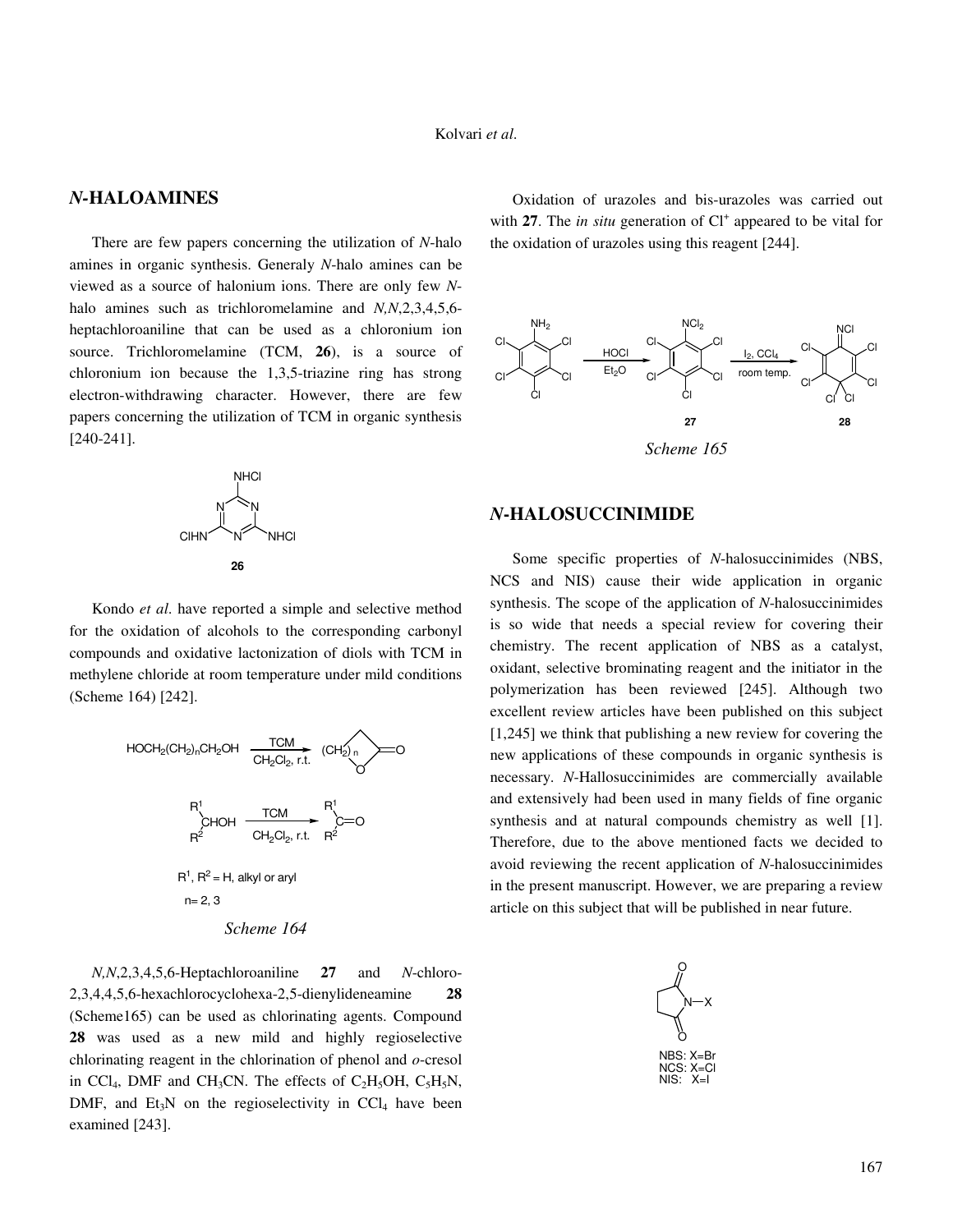## *N*-HALOAMINES

There are few papers concerning the utilization of *N*-halo amines in organic synthesis. Generaly *N*-halo amines can be viewed as a source of halonium ions. There are only few *N*-halo amines such as trichloromelamine and *N,N*,2,3,4,5,6-heptachloroaniline that can be used as a chloronium ion source. Trichloromelamine (TCM, **26**), is a source of chloronium ion because the 1,3,5-triazine ring has strong electron-withdrawing character. However, there are few papers concerning the utilization of TCM in organic synthesis [240-241].

**26**

Kondo *et al.* have reported a simple and selective method for the oxidation of alcohols to the corresponding carbonyl compounds and oxidative lactonization of diols with TCM in methylene chloride at room temperature under mild conditions (Scheme 164) [242].

$R^1$, $R^2$ = H, alkyl or aryl

n= 2, 3

*Scheme 164*

*N,N*,2,3,4,5,6-Heptachloroaniline **27** and *N*-chloro-2,3,4,4,5,6-hexachlorocyclohexa-2,5-dienylideneamine **28** (Scheme165) can be used as chlorinating agents. Compound **28** was used as a new mild and highly regioselective chlorinating reagent in the chlorination of phenol and *o*-cresol in $CCl_4$, DMF and $CH_3CN$. The effects of $C_2H_5OH$, $C_5H_5N$, DMF, and $Et_3N$ on the regioselectivity in $CCl_4$ have been examined [243].

Oxidation of urazoles and bis-urazoles was carried out with **27**. The *in situ* generation of $Cl^+$ appeared to be vital for the oxidation of urazoles using this reagent [244].

*Scheme 165*

## *N*-HALOSUCCINIMIDE

Some specific properties of *N*-halosuccinimides (NBS, NCS and NIS) cause their wide application in organic synthesis. The scope of the application of *N*-halosuccinimides is so wide that needs a special review for covering their chemistry. The recent application of NBS as a catalyst, oxidant, selective brominating reagent and the initiator in the polymerization has been reviewed [245]. Although two excellent review articles have been published on this subject [1,245] we think that publishing a new review for covering the new applications of these compounds in organic synthesis is necessary. *N*-Hallosuccinimides are commercially available and extensively had been used in many fields of fine organic synthesis and at natural compounds chemistry as well [1]. Therefore, due to the above mentioned facts we decided to avoid reviewing the recent application of *N*-halosuccinimides in the present manuscript. However, we are preparing a review article on this subject that will be published in near future.

NBS: X=Br
NCS: X=Cl
NIS: X=I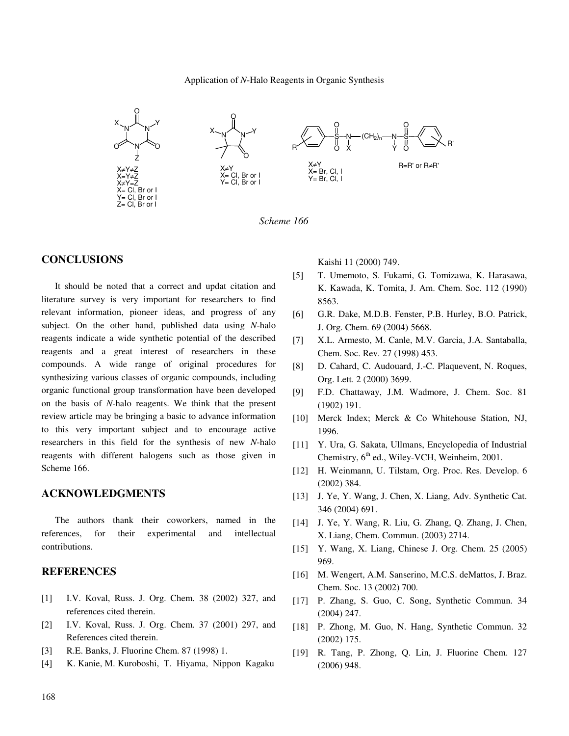X≠Y≠Z
X=Y≠Z
X≠Y=Z
X= Cl, Br or I
Y= Cl, Br or I
Z= Cl, Br or I

X≠Y
X= Cl, Br or I
Y= Cl, Br or I

X≠Y
X= Br, Cl, I
Y= Br, Cl, I

R=R' or R≠R'

*Scheme 166*

## CONCLUSIONS

It should be noted that a correct and updat citation and literature survey is very important for researchers to find relevant information, pioneer ideas, and progress of any subject. On the other hand, published data using *N*-halo reagents indicate a wide synthetic potential of the described reagents and a great interest of researchers in these compounds. A wide range of original procedures for synthesizing various classes of organic compounds, including organic functional group transformation have been developed on the basis of *N*-halo reagents. We think that the present review article may be bringing a basic to advance information to this very important subject and to encourage active researchers in this field for the synthesis of new *N*-halo reagents with different halogens such as those given in Scheme 166.

## ACKNOWLEDGMENTS

The authors thank their coworkers, named in the references, for their experimental and intellectual contributions.

## REFERENCES

[1] I.V. Koval, Russ. J. Org. Chem. 38 (2002) 327, and references cited therein.

[2] I.V. Koval, Russ. J. Org. Chem. 37 (2001) 297, and References cited therein.

[3] R.E. Banks, J. Fluorine Chem. 87 (1998) 1.

[4] K. Kanie, M. Kuroboshi, T. Hiyama, Nippon Kagaku Kaishi 11 (2000) 749.

[5] T. Umemoto, S. Fukami, G. Tomizawa, K. Harasawa, K. Kawada, K. Tomita, J. Am. Chem. Soc. 112 (1990) 8563.

[6] G.R. Dake, M.D.B. Fenster, P.B. Hurley, B.O. Patrick, J. Org. Chem. 69 (2004) 5668.

[7] X.L. Armesto, M. Canle, M.V. Garcia, J.A. Santaballa, Chem. Soc. Rev. 27 (1998) 453.

[8] D. Cahard, C. Audouard, J.-C. Plaquevent, N. Roques, Org. Lett. 2 (2000) 3699.

[9] F.D. Chattaway, J.M. Wadmore, J. Chem. Soc. 81 (1902) 191.

[10] Merck Index; Merck & Co Whitehouse Station, NJ, 1996.

[11] Y. Ura, G. Sakata, Ullmans, Encyclopedia of Industrial Chemistry, 6th ed., Wiley-VCH, Weinheim, 2001.

[12] H. Weinmann, U. Tilstam, Org. Proc. Res. Develop. 6 (2002) 384.

[13] J. Ye, Y. Wang, J. Chen, X. Liang, Adv. Synthetic Cat. 346 (2004) 691.

[14] J. Ye, Y. Wang, R. Liu, G. Zhang, Q. Zhang, J. Chen, X. Liang, Chem. Commun. (2003) 2714.

[15] Y. Wang, X. Liang, Chinese J. Org. Chem. 25 (2005) 969.

[16] M. Wengert, A.M. Sanserino, M.C.S. deMattos, J. Braz. Chem. Soc. 13 (2002) 700.

[17] P. Zhang, S. Guo, C. Song, Synthetic Commun. 34 (2004) 247.

[18] P. Zhong, M. Guo, N. Hang, Synthetic Commun. 32 (2002) 175.

[19] R. Tang, P. Zhong, Q. Lin, J. Fluorine Chem. 127 (2006) 948.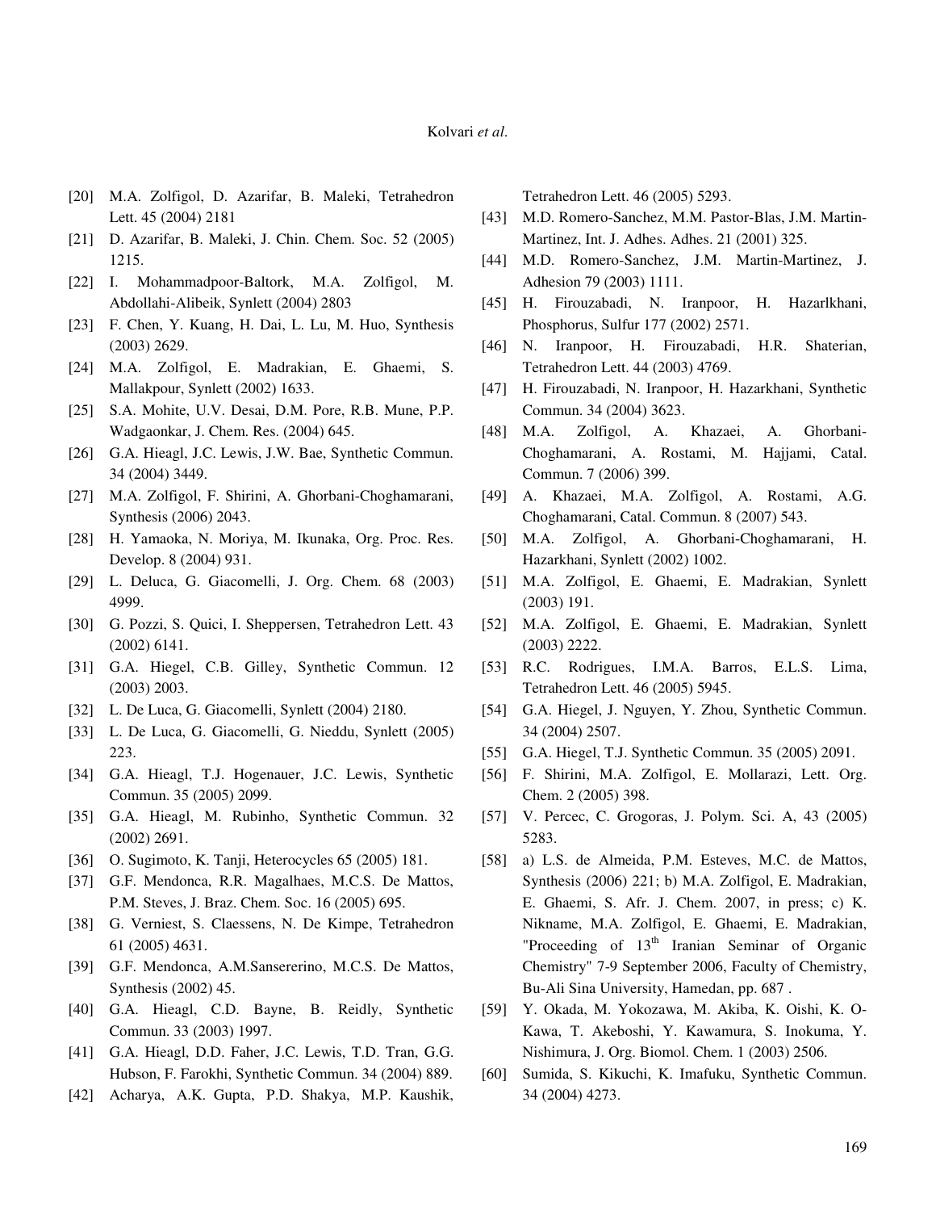[20] M.A. Zolfigol, D. Azarifar, B. Maleki, Tetrahedron Lett. 45 (2004) 2181

[21] D. Azarifar, B. Maleki, J. Chin. Chem. Soc. 52 (2005) 1215.

[22] I. Mohammadpoor-Baltork, M.A. Zolfigol, M. Abdollahi-Alibeik, Synlett (2004) 2803

[23] F. Chen, Y. Kuang, H. Dai, L. Lu, M. Huo, Synthesis (2003) 2629.

[24] M.A. Zolfigol, E. Madrakian, E. Ghaemi, S. Mallakpour, Synlett (2002) 1633.

[25] S.A. Mohite, U.V. Desai, D.M. Pore, R.B. Mune, P.P. Wadgaonkar, J. Chem. Res. (2004) 645.

[26] G.A. Hieagl, J.C. Lewis, J.W. Bae, Synthetic Commun. 34 (2004) 3449.

[27] M.A. Zolfigol, F. Shirini, A. Ghorbani-Choghamarani, Synthesis (2006) 2043.

[28] H. Yamaoka, N. Moriya, M. Ikunaka, Org. Proc. Res. Develop. 8 (2004) 931.

[29] L. Deluca, G. Giacomelli, J. Org. Chem. 68 (2003) 4999.

[30] G. Pozzi, S. Quici, I. Sheppersen, Tetrahedron Lett. 43 (2002) 6141.

[31] G.A. Hiegel, C.B. Gilley, Synthetic Commun. 12 (2003) 2003.

[32] L. De Luca, G. Giacomelli, Synlett (2004) 2180.

[33] L. De Luca, G. Giacomelli, G. Nieddu, Synlett (2005) 223.

[34] G.A. Hieagl, T.J. Hogenauer, J.C. Lewis, Synthetic Commun. 35 (2005) 2099.

[35] G.A. Hieagl, M. Rubinho, Synthetic Commun. 32 (2002) 2691.

[36] O. Sugimoto, K. Tanji, Heterocycles 65 (2005) 181.

[37] G.F. Mendonca, R.R. Magalhaes, M.C.S. De Mattos, P.M. Steves, J. Braz. Chem. Soc. 16 (2005) 695.

[38] G. Verniest, S. Claessens, N. De Kimpe, Tetrahedron 61 (2005) 4631.

[39] G.F. Mendonca, A.M.Sansererino, M.C.S. De Mattos, Synthesis (2002) 45.

[40] G.A. Hieagl, C.D. Bayne, B. Reidly, Synthetic Commun. 33 (2003) 1997.

[41] G.A. Hieagl, D.D. Faher, J.C. Lewis, T.D. Tran, G.G. Hubson, F. Farokhi, Synthetic Commun. 34 (2004) 889.

[42] Acharya, A.K. Gupta, P.D. Shakya, M.P. Kaushik, Tetrahedron Lett. 46 (2005) 5293.

[43] M.D. Romero-Sanchez, M.M. Pastor-Blas, J.M. Martin-Martinez, Int. J. Adhes. Adhes. 21 (2001) 325.

[44] M.D. Romero-Sanchez, J.M. Martin-Martinez, J. Adhesion 79 (2003) 1111.

[45] H. Firouzabadi, N. Iranpoor, H. Hazarlkhani, Phosphorus, Sulfur 177 (2002) 2571.

[46] N. Iranpoor, H. Firouzabadi, H.R. Shaterian, Tetrahedron Lett. 44 (2003) 4769.

[47] H. Firouzabadi, N. Iranpoor, H. Hazarkhani, Synthetic Commun. 34 (2004) 3623.

[48] M.A. Zolfigol, A. Khazaei, A. Ghorbani-Choghamarani, A. Rostami, M. Hajjami, Catal. Commun. 7 (2006) 399.

[49] A. Khazaei, M.A. Zolfigol, A. Rostami, A.G. Choghamarani, Catal. Commun. 8 (2007) 543.

[50] M.A. Zolfigol, A. Ghorbani-Choghamarani, H. Hazarkhani, Synlett (2002) 1002.

[51] M.A. Zolfigol, E. Ghaemi, E. Madrakian, Synlett (2003) 191.

[52] M.A. Zolfigol, E. Ghaemi, E. Madrakian, Synlett (2003) 2222.

[53] R.C. Rodrigues, I.M.A. Barros, E.L.S. Lima, Tetrahedron Lett. 46 (2005) 5945.

[54] G.A. Hiegel, J. Nguyen, Y. Zhou, Synthetic Commun. 34 (2004) 2507.

[55] G.A. Hiegel, T.J. Synthetic Commun. 35 (2005) 2091.

[56] F. Shirini, M.A. Zolfigol, E. Mollarazi, Lett. Org. Chem. 2 (2005) 398.

[57] V. Percec, C. Grogoras, J. Polym. Sci. A, 43 (2005) 5283.

[58] a) L.S. de Almeida, P.M. Esteves, M.C. de Mattos, Synthesis (2006) 221; b) M.A. Zolfigol, E. Madrakian, E. Ghaemi, S. Afr. J. Chem. 2007, in press; c) K. Nikname, M.A. Zolfigol, E. Ghaemi, E. Madrakian, "Proceeding of 13th Iranian Seminar of Organic Chemistry" 7-9 September 2006, Faculty of Chemistry, Bu-Ali Sina University, Hamedan, pp. 687 .

[59] Y. Okada, M. Yokozawa, M. Akiba, K. Oishi, K. O-Kawa, T. Akeboshi, Y. Kawamura, S. Inokuma, Y. Nishimura, J. Org. Biomol. Chem. 1 (2003) 2506.

[60] Sumida, S. Kikuchi, K. Imafuku, Synthetic Commun. 34 (2004) 4273.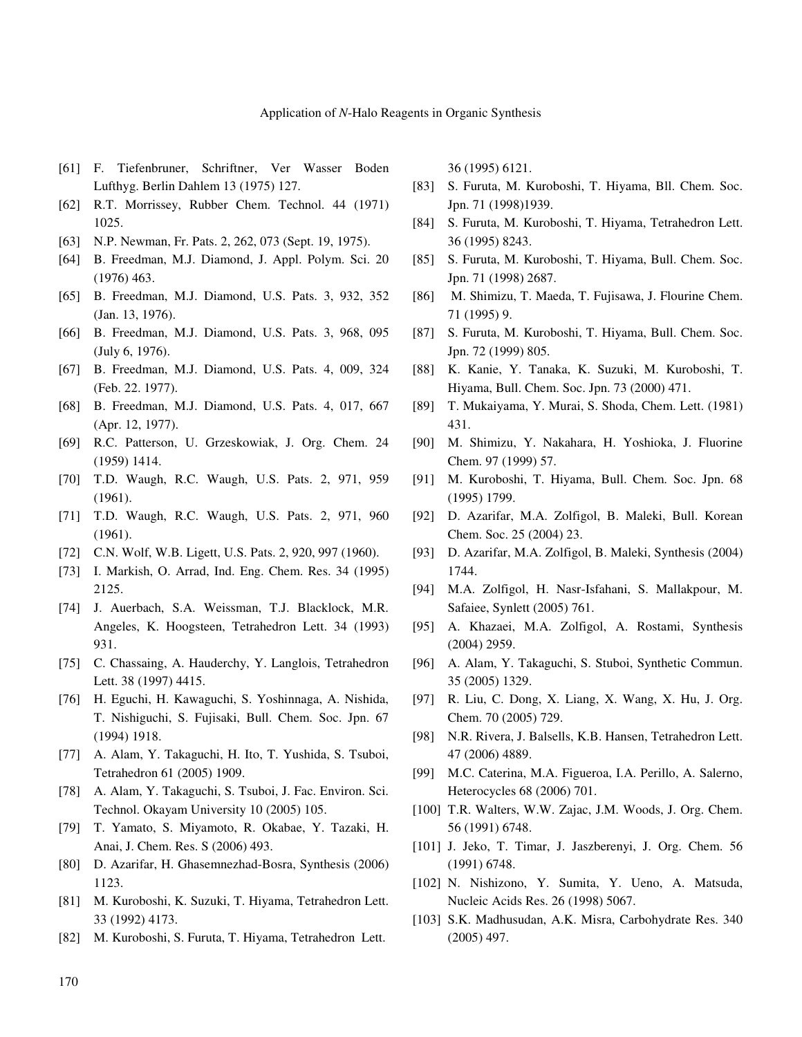[61] F. Tiefenbruner, Schriftner, Ver Wasser Boden Lufthyg. Berlin Dahlem 13 (1975) 127.

[62] R.T. Morrissey, Rubber Chem. Technol. 44 (1971) 1025.

[63] N.P. Newman, Fr. Pats. 2, 262, 073 (Sept. 19, 1975).

[64] B. Freedman, M.J. Diamond, J. Appl. Polym. Sci. 20 (1976) 463.

[65] B. Freedman, M.J. Diamond, U.S. Pats. 3, 932, 352 (Jan. 13, 1976).

[66] B. Freedman, M.J. Diamond, U.S. Pats. 3, 968, 095 (July 6, 1976).

[67] B. Freedman, M.J. Diamond, U.S. Pats. 4, 009, 324 (Feb. 22. 1977).

[68] B. Freedman, M.J. Diamond, U.S. Pats. 4, 017, 667 (Apr. 12, 1977).

[69] R.C. Patterson, U. Grzeskowiak, J. Org. Chem. 24 (1959) 1414.

[70] T.D. Waugh, R.C. Waugh, U.S. Pats. 2, 971, 959 (1961).

[71] T.D. Waugh, R.C. Waugh, U.S. Pats. 2, 971, 960 (1961).

[72] C.N. Wolf, W.B. Ligett, U.S. Pats. 2, 920, 997 (1960).

[73] I. Markish, O. Arrad, Ind. Eng. Chem. Res. 34 (1995) 2125.

[74] J. Auerbach, S.A. Weissman, T.J. Blacklock, M.R. Angeles, K. Hoogsteen, Tetrahedron Lett. 34 (1993) 931.

[75] C. Chassaing, A. Hauderchy, Y. Langlois, Tetrahedron Lett. 38 (1997) 4415.

[76] H. Eguchi, H. Kawaguchi, S. Yoshinnaga, A. Nishida, T. Nishiguchi, S. Fujisaki, Bull. Chem. Soc. Jpn. 67 (1994) 1918.

[77] A. Alam, Y. Takaguchi, H. Ito, T. Yushida, S. Tsuboi, Tetrahedron 61 (2005) 1909.

[78] A. Alam, Y. Takaguchi, S. Tsuboi, J. Fac. Environ. Sci. Technol. Okayam University 10 (2005) 105.

[79] T. Yamato, S. Miyamoto, R. Okabae, Y. Tazaki, H. Anai, J. Chem. Res. S (2006) 493.

[80] D. Azarifar, H. Ghasemnezhad-Bosra, Synthesis (2006) 1123.

[81] M. Kuroboshi, K. Suzuki, T. Hiyama, Tetrahedron Lett. 33 (1992) 4173.

[82] M. Kuroboshi, S. Furuta, T. Hiyama, Tetrahedron Lett. 36 (1995) 6121.

[83] S. Furuta, M. Kuroboshi, T. Hiyama, Bll. Chem. Soc. Jpn. 71 (1998)1939.

[84] S. Furuta, M. Kuroboshi, T. Hiyama, Tetrahedron Lett. 36 (1995) 8243.

[85] S. Furuta, M. Kuroboshi, T. Hiyama, Bull. Chem. Soc. Jpn. 71 (1998) 2687.

[86] M. Shimizu, T. Maeda, T. Fujisawa, J. Flourine Chem. 71 (1995) 9.

[87] S. Furuta, M. Kuroboshi, T. Hiyama, Bull. Chem. Soc. Jpn. 72 (1999) 805.

[88] K. Kanie, Y. Tanaka, K. Suzuki, M. Kuroboshi, T. Hiyama, Bull. Chem. Soc. Jpn. 73 (2000) 471.

[89] T. Mukaiyama, Y. Murai, S. Shoda, Chem. Lett. (1981) 431.

[90] M. Shimizu, Y. Nakahara, H. Yoshioka, J. Fluorine Chem. 97 (1999) 57.

[91] M. Kuroboshi, T. Hiyama, Bull. Chem. Soc. Jpn. 68 (1995) 1799.

[92] D. Azarifar, M.A. Zolfigol, B. Maleki, Bull. Korean Chem. Soc. 25 (2004) 23.

[93] D. Azarifar, M.A. Zolfigol, B. Maleki, Synthesis (2004) 1744.

[94] M.A. Zolfigol, H. Nasr-Isfahani, S. Mallakpour, M. Safaiee, Synlett (2005) 761.

[95] A. Khazaei, M.A. Zolfigol, A. Rostami, Synthesis (2004) 2959.

[96] A. Alam, Y. Takaguchi, S. Stuboi, Synthetic Commun. 35 (2005) 1329.

[97] R. Liu, C. Dong, X. Liang, X. Wang, X. Hu, J. Org. Chem. 70 (2005) 729.

[98] N.R. Rivera, J. Balsells, K.B. Hansen, Tetrahedron Lett. 47 (2006) 4889.

[99] M.C. Caterina, M.A. Figueroa, I.A. Perillo, A. Salerno, Heterocycles 68 (2006) 701.

[100] T.R. Walters, W.W. Zajac, J.M. Woods, J. Org. Chem. 56 (1991) 6748.

[101] J. Jeko, T. Timar, J. Jaszberenyi, J. Org. Chem. 56 (1991) 6748.

[102] N. Nishizono, Y. Sumita, Y. Ueno, A. Matsuda, Nucleic Acids Res. 26 (1998) 5067.

[103] S.K. Madhusudan, A.K. Misra, Carbohydrate Res. 340 (2005) 497.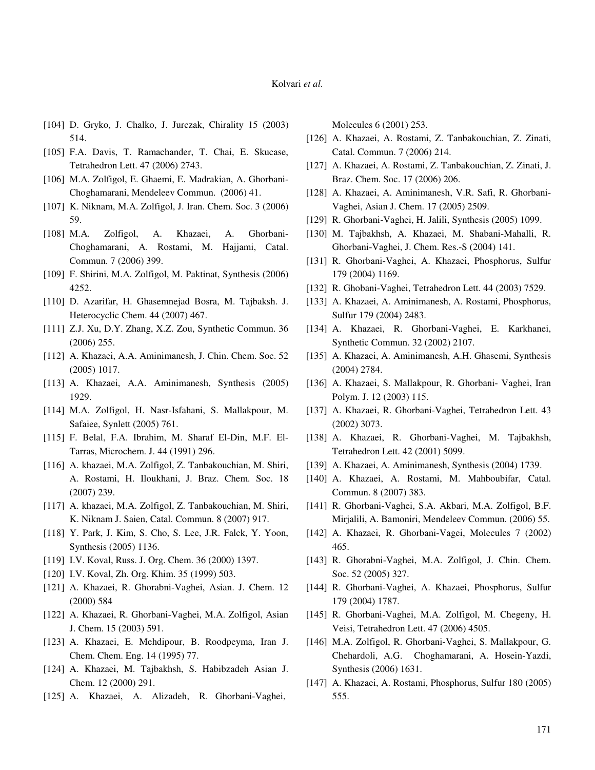[104] D. Gryko, J. Chalko, J. Jurczak, Chirality 15 (2003) 514.

[105] F.A. Davis, T. Ramachander, T. Chai, E. Skucase, Tetrahedron Lett. 47 (2006) 2743.

[106] M.A. Zolfigol, E. Ghaemi, E. Madrakian, A. Ghorbani-Choghamarani, Mendeleev Commun. (2006) 41.

[107] K. Niknam, M.A. Zolfigol, J. Iran. Chem. Soc. 3 (2006) 59.

[108] M.A. Zolfigol, A. Khazaei, A. Ghorbani-Choghamarani, A. Rostami, M. Hajjami, Catal. Commun. 7 (2006) 399.

[109] F. Shirini, M.A. Zolfigol, M. Paktinat, Synthesis (2006) 4252.

[110] D. Azarifar, H. Ghasemnejad Bosra, M. Tajbaksh. J. Heterocyclic Chem. 44 (2007) 467.

[111] Z.J. Xu, D.Y. Zhang, X.Z. Zou, Synthetic Commun. 36 (2006) 255.

[112] A. Khazaei, A.A. Aminimanesh, J. Chin. Chem. Soc. 52 (2005) 1017.

[113] A. Khazaei, A.A. Aminimanesh, Synthesis (2005) 1929.

[114] M.A. Zolfigol, H. Nasr-Isfahani, S. Mallakpour, M. Safaiee, Synlett (2005) 761.

[115] F. Belal, F.A. Ibrahim, M. Sharaf El-Din, M.F. El-Tarras, Microchem. J. 44 (1991) 296.

[116] A. khazaei, M.A. Zolfigol, Z. Tanbakouchian, M. Shiri, A. Rostami, H. Iloukhani, J. Braz. Chem. Soc. 18 (2007) 239.

[117] A. khazaei, M.A. Zolfigol, Z. Tanbakouchian, M. Shiri, K. Niknam J. Saien, Catal. Commun. 8 (2007) 917.

[118] Y. Park, J. Kim, S. Cho, S. Lee, J.R. Falck, Y. Yoon, Synthesis (2005) 1136.

[119] I.V. Koval, Russ. J. Org. Chem. 36 (2000) 1397.

[120] I.V. Koval, Zh. Org. Khim. 35 (1999) 503.

[121] A. Khazaei, R. Ghorabni-Vaghei, Asian. J. Chem. 12 (2000) 584

[122] A. Khazaei, R. Ghorbani-Vaghei, M.A. Zolfigol, Asian J. Chem. 15 (2003) 591.

[123] A. Khazaei, E. Mehdipour, B. Roodpeyma, Iran J. Chem. Chem. Eng. 14 (1995) 77.

[124] A. Khazaei, M. Tajbakhsh, S. Habibzadeh Asian J. Chem. 12 (2000) 291.

[125] A. Khazaei, A. Alizadeh, R. Ghorbani-Vaghei, Molecules 6 (2001) 253.

[126] A. Khazaei, A. Rostami, Z. Tanbakouchian, Z. Zinati, Catal. Commun. 7 (2006) 214.

[127] A. Khazaei, A. Rostami, Z. Tanbakouchian, Z. Zinati, J. Braz. Chem. Soc. 17 (2006) 206.

[128] A. Khazaei, A. Aminimanesh, V.R. Safi, R. Ghorbani-Vaghei, Asian J. Chem. 17 (2005) 2509.

[129] R. Ghorbani-Vaghei, H. Jalili, Synthesis (2005) 1099.

[130] M. Tajbakhsh, A. Khazaei, M. Shabani-Mahalli, R. Ghorbani-Vaghei, J. Chem. Res.-S (2004) 141.

[131] R. Ghorbani-Vaghei, A. Khazaei, Phosphorus, Sulfur 179 (2004) 1169.

[132] R. Ghobani-Vaghei, Tetrahedron Lett. 44 (2003) 7529.

[133] A. Khazaei, A. Aminimanesh, A. Rostami, Phosphorus, Sulfur 179 (2004) 2483.

[134] A. Khazaei, R. Ghorbani-Vaghei, E. Karkhanei, Synthetic Commun. 32 (2002) 2107.

[135] A. Khazaei, A. Aminimanesh, A.H. Ghasemi, Synthesis (2004) 2784.

[136] A. Khazaei, S. Mallakpour, R. Ghorbani- Vaghei, Iran Polym. J. 12 (2003) 115.

[137] A. Khazaei, R. Ghorbani-Vaghei, Tetrahedron Lett. 43 (2002) 3073.

[138] A. Khazaei, R. Ghorbani-Vaghei, M. Tajbakhsh, Tetrahedron Lett. 42 (2001) 5099.

[139] A. Khazaei, A. Aminimanesh, Synthesis (2004) 1739.

[140] A. Khazaei, A. Rostami, M. Mahboubifar, Catal. Commun. 8 (2007) 383.

[141] R. Ghorbani-Vaghei, S.A. Akbari, M.A. Zolfigol, B.F. Mirjalili, A. Bamoniri, Mendeleev Commun. (2006) 55.

[142] A. Khazaei, R. Ghorbani-Vagei, Molecules 7 (2002) 465.

[143] R. Ghorabni-Vaghei, M.A. Zolfigol, J. Chin. Chem. Soc. 52 (2005) 327.

[144] R. Ghorbani-Vaghei, A. Khazaei, Phosphorus, Sulfur 179 (2004) 1787.

[145] R. Ghorbani-Vaghei, M.A. Zolfigol, M. Chegeny, H. Veisi, Tetrahedron Lett. 47 (2006) 4505.

[146] M.A. Zolfigol, R. Ghorbani-Vaghei, S. Mallakpour, G. Chehardoli, A.G. Choghamarani, A. Hosein-Yazdi, Synthesis (2006) 1631.

[147] A. Khazaei, A. Rostami, Phosphorus, Sulfur 180 (2005) 555.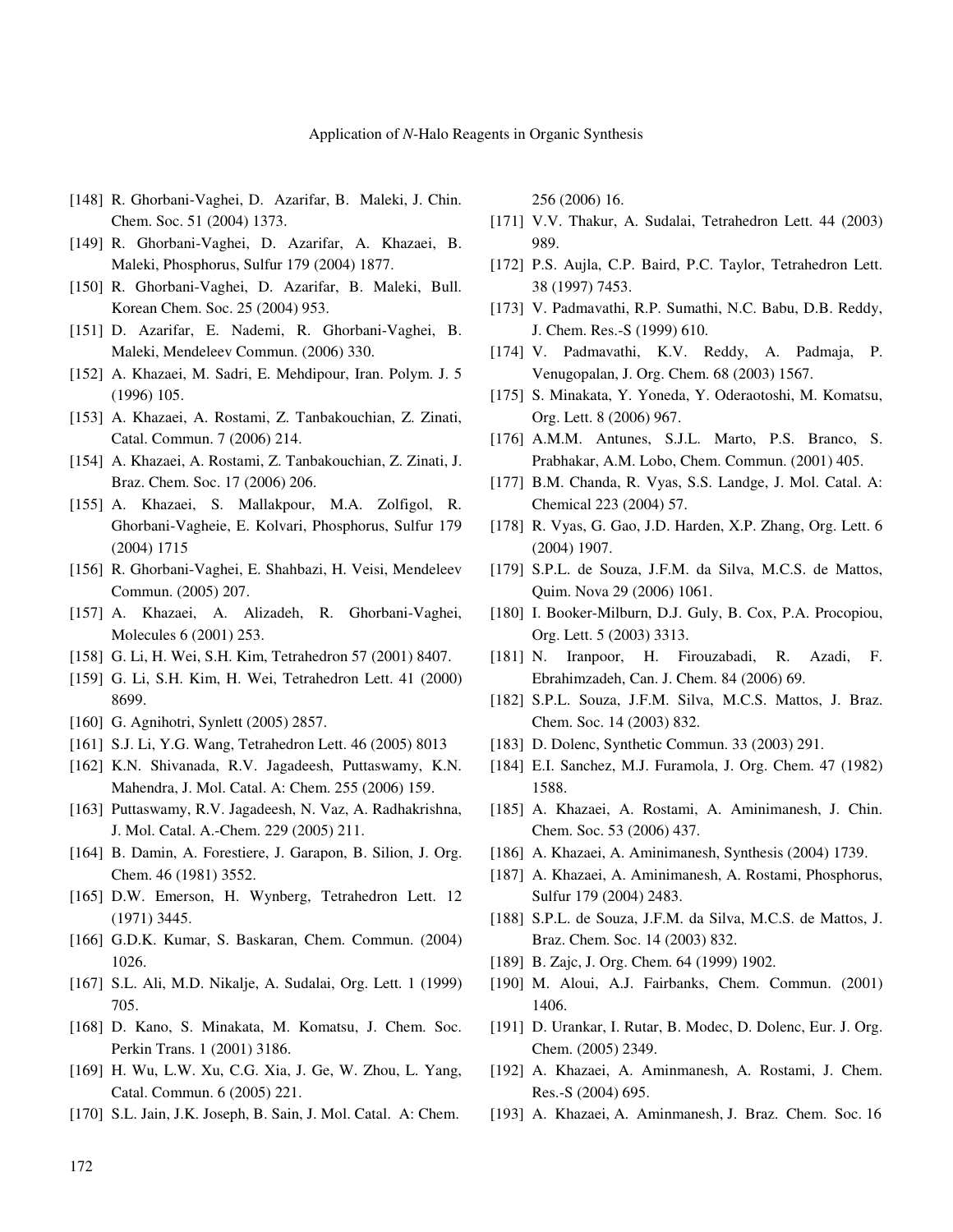[148] R. Ghorbani-Vaghei, D. Azarifar, B. Maleki, J. Chin. Chem. Soc. 51 (2004) 1373.

[149] R. Ghorbani-Vaghei, D. Azarifar, A. Khazaei, B. Maleki, Phosphorus, Sulfur 179 (2004) 1877.

[150] R. Ghorbani-Vaghei, D. Azarifar, B. Maleki, Bull. Korean Chem. Soc. 25 (2004) 953.

[151] D. Azarifar, E. Nademi, R. Ghorbani-Vaghei, B. Maleki, Mendeleev Commun. (2006) 330.

[152] A. Khazaei, M. Sadri, E. Mehdipour, Iran. Polym. J. 5 (1996) 105.

[153] A. Khazaei, A. Rostami, Z. Tanbakouchian, Z. Zinati, Catal. Commun. 7 (2006) 214.

[154] A. Khazaei, A. Rostami, Z. Tanbakouchian, Z. Zinati, J. Braz. Chem. Soc. 17 (2006) 206.

[155] A. Khazaei, S. Mallakpour, M.A. Zolfigol, R. Ghorbani-Vagheie, E. Kolvari, Phosphorus, Sulfur 179 (2004) 1715

[156] R. Ghorbani-Vaghei, E. Shahbazi, H. Veisi, Mendeleev Commun. (2005) 207.

[157] A. Khazaei, A. Alizadeh, R. Ghorbani-Vaghei, Molecules 6 (2001) 253.

[158] G. Li, H. Wei, S.H. Kim, Tetrahedron 57 (2001) 8407.

[159] G. Li, S.H. Kim, H. Wei, Tetrahedron Lett. 41 (2000) 8699.

[160] G. Agnihotri, Synlett (2005) 2857.

[161] S.J. Li, Y.G. Wang, Tetrahedron Lett. 46 (2005) 8013

[162] K.N. Shivanada, R.V. Jagadeesh, Puttaswamy, K.N. Mahendra, J. Mol. Catal. A: Chem. 255 (2006) 159.

[163] Puttaswamy, R.V. Jagadeesh, N. Vaz, A. Radhakrishna, J. Mol. Catal. A.-Chem. 229 (2005) 211.

[164] B. Damin, A. Forestiere, J. Garapon, B. Silion, J. Org. Chem. 46 (1981) 3552.

[165] D.W. Emerson, H. Wynberg, Tetrahedron Lett. 12 (1971) 3445.

[166] G.D.K. Kumar, S. Baskaran, Chem. Commun. (2004) 1026.

[167] S.L. Ali, M.D. Nikalje, A. Sudalai, Org. Lett. 1 (1999) 705.

[168] D. Kano, S. Minakata, M. Komatsu, J. Chem. Soc. Perkin Trans. 1 (2001) 3186.

[169] H. Wu, L.W. Xu, C.G. Xia, J. Ge, W. Zhou, L. Yang, Catal. Commun. 6 (2005) 221.

[170] S.L. Jain, J.K. Joseph, B. Sain, J. Mol. Catal. A: Chem. 256 (2006) 16.

[171] V.V. Thakur, A. Sudalai, Tetrahedron Lett. 44 (2003) 989.

[172] P.S. Aujla, C.P. Baird, P.C. Taylor, Tetrahedron Lett. 38 (1997) 7453.

[173] V. Padmavathi, R.P. Sumathi, N.C. Babu, D.B. Reddy, J. Chem. Res.-S (1999) 610.

[174] V. Padmavathi, K.V. Reddy, A. Padmaja, P. Venugopalan, J. Org. Chem. 68 (2003) 1567.

[175] S. Minakata, Y. Yoneda, Y. Oderaotoshi, M. Komatsu, Org. Lett. 8 (2006) 967.

[176] A.M.M. Antunes, S.J.L. Marto, P.S. Branco, S. Prabhakar, A.M. Lobo, Chem. Commun. (2001) 405.

[177] B.M. Chanda, R. Vyas, S.S. Landge, J. Mol. Catal. A: Chemical 223 (2004) 57.

[178] R. Vyas, G. Gao, J.D. Harden, X.P. Zhang, Org. Lett. 6 (2004) 1907.

[179] S.P.L. de Souza, J.F.M. da Silva, M.C.S. de Mattos, Quim. Nova 29 (2006) 1061.

[180] I. Booker-Milburn, D.J. Guly, B. Cox, P.A. Procopiou, Org. Lett. 5 (2003) 3313.

[181] N. Iranpoor, H. Firouzabadi, R. Azadi, F. Ebrahimzadeh, Can. J. Chem. 84 (2006) 69.

[182] S.P.L. Souza, J.F.M. Silva, M.C.S. Mattos, J. Braz. Chem. Soc. 14 (2003) 832.

[183] D. Dolenc, Synthetic Commun. 33 (2003) 291.

[184] E.I. Sanchez, M.J. Furamola, J. Org. Chem. 47 (1982) 1588.

[185] A. Khazaei, A. Rostami, A. Aminimanesh, J. Chin. Chem. Soc. 53 (2006) 437.

[186] A. Khazaei, A. Aminimanesh, Synthesis (2004) 1739.

[187] A. Khazaei, A. Aminimanesh, A. Rostami, Phosphorus, Sulfur 179 (2004) 2483.

[188] S.P.L. de Souza, J.F.M. da Silva, M.C.S. de Mattos, J. Braz. Chem. Soc. 14 (2003) 832.

[189] B. Zajc, J. Org. Chem. 64 (1999) 1902.

[190] M. Aloui, A.J. Fairbanks, Chem. Commun. (2001) 1406.

[191] D. Urankar, I. Rutar, B. Modec, D. Dolenc, Eur. J. Org. Chem. (2005) 2349.

[192] A. Khazaei, A. Aminmanesh, A. Rostami, J. Chem. Res.-S (2004) 695.

[193] A. Khazaei, A. Aminmanesh, J. Braz. Chem. Soc. 16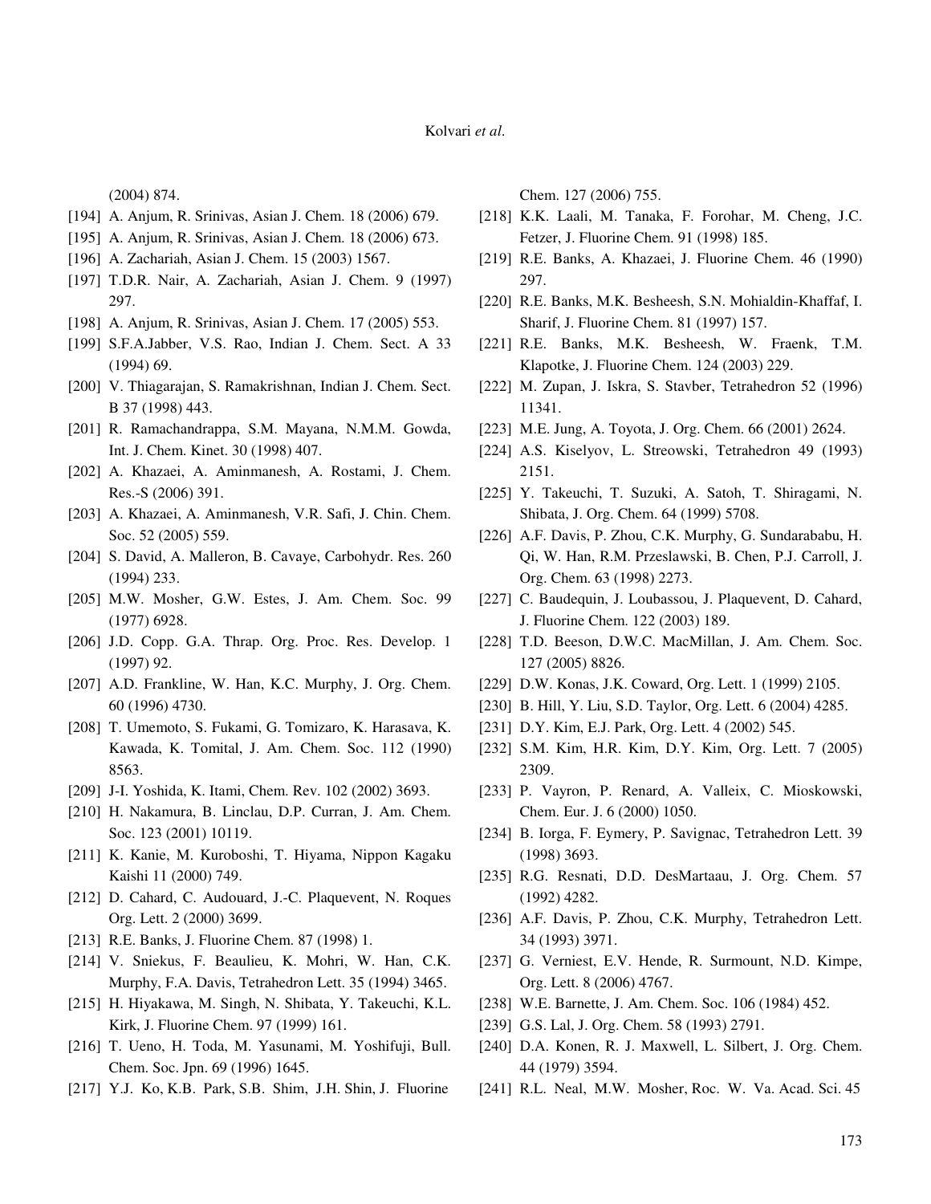(2004) 874.

[194] A. Anjum, R. Srinivas, Asian J. Chem. 18 (2006) 679.

[195] A. Anjum, R. Srinivas, Asian J. Chem. 18 (2006) 673.

[196] A. Zachariah, Asian J. Chem. 15 (2003) 1567.

[197] T.D.R. Nair, A. Zachariah, Asian J. Chem. 9 (1997) 297.

[198] A. Anjum, R. Srinivas, Asian J. Chem. 17 (2005) 553.

[199] S.F.A.Jabber, V.S. Rao, Indian J. Chem. Sect. A 33 (1994) 69.

[200] V. Thiagarajan, S. Ramakrishnan, Indian J. Chem. Sect. B 37 (1998) 443.

[201] R. Ramachandrappa, S.M. Mayana, N.M.M. Gowda, Int. J. Chem. Kinet. 30 (1998) 407.

[202] A. Khazaei, A. Aminmanesh, A. Rostami, J. Chem. Res.-S (2006) 391.

[203] A. Khazaei, A. Aminmanesh, V.R. Safi, J. Chin. Chem. Soc. 52 (2005) 559.

[204] S. David, A. Malleron, B. Cavaye, Carbohydr. Res. 260 (1994) 233.

[205] M.W. Mosher, G.W. Estes, J. Am. Chem. Soc. 99 (1977) 6928.

[206] J.D. Copp. G.A. Thrap. Org. Proc. Res. Develop. 1 (1997) 92.

[207] A.D. Frankline, W. Han, K.C. Murphy, J. Org. Chem. 60 (1996) 4730.

[208] T. Umemoto, S. Fukami, G. Tomizaro, K. Harasava, K. Kawada, K. Tomital, J. Am. Chem. Soc. 112 (1990) 8563.

[209] J-I. Yoshida, K. Itami, Chem. Rev. 102 (2002) 3693.

[210] H. Nakamura, B. Linclau, D.P. Curran, J. Am. Chem. Soc. 123 (2001) 10119.

[211] K. Kanie, M. Kuroboshi, T. Hiyama, Nippon Kagaku Kaishi 11 (2000) 749.

[212] D. Cahard, C. Audouard, J.-C. Plaquevent, N. Roques Org. Lett. 2 (2000) 3699.

[213] R.E. Banks, J. Fluorine Chem. 87 (1998) 1.

[214] V. Sniekus, F. Beaulieu, K. Mohri, W. Han, C.K. Murphy, F.A. Davis, Tetrahedron Lett. 35 (1994) 3465.

[215] H. Hiyakawa, M. Singh, N. Shibata, Y. Takeuchi, K.L. Kirk, J. Fluorine Chem. 97 (1999) 161.

[216] T. Ueno, H. Toda, M. Yasunami, M. Yoshifuji, Bull. Chem. Soc. Jpn. 69 (1996) 1645.

[217] Y.J. Ko, K.B. Park, S.B. Shim, J.H. Shin, J. Fluorine Chem. 127 (2006) 755.

[218] K.K. Laali, M. Tanaka, F. Forohar, M. Cheng, J.C. Fetzer, J. Fluorine Chem. 91 (1998) 185.

[219] R.E. Banks, A. Khazaei, J. Fluorine Chem. 46 (1990) 297.

[220] R.E. Banks, M.K. Besheesh, S.N. Mohialdin-Khaffaf, I. Sharif, J. Fluorine Chem. 81 (1997) 157.

[221] R.E. Banks, M.K. Besheesh, W. Fraenk, T.M. Klapotke, J. Fluorine Chem. 124 (2003) 229.

[222] M. Zupan, J. Iskra, S. Stavber, Tetrahedron 52 (1996) 11341.

[223] M.E. Jung, A. Toyota, J. Org. Chem. 66 (2001) 2624.

[224] A.S. Kiselyov, L. Streowski, Tetrahedron 49 (1993) 2151.

[225] Y. Takeuchi, T. Suzuki, A. Satoh, T. Shiragami, N. Shibata, J. Org. Chem. 64 (1999) 5708.

[226] A.F. Davis, P. Zhou, C.K. Murphy, G. Sundarababu, H. Qi, W. Han, R.M. Przeslawski, B. Chen, P.J. Carroll, J. Org. Chem. 63 (1998) 2273.

[227] C. Baudequin, J. Loubassou, J. Plaquevent, D. Cahard, J. Fluorine Chem. 122 (2003) 189.

[228] T.D. Beeson, D.W.C. MacMillan, J. Am. Chem. Soc. 127 (2005) 8826.

[229] D.W. Konas, J.K. Coward, Org. Lett. 1 (1999) 2105.

[230] B. Hill, Y. Liu, S.D. Taylor, Org. Lett. 6 (2004) 4285.

[231] D.Y. Kim, E.J. Park, Org. Lett. 4 (2002) 545.

[232] S.M. Kim, H.R. Kim, D.Y. Kim, Org. Lett. 7 (2005) 2309.

[233] P. Vayron, P. Renard, A. Valleix, C. Mioskowski, Chem. Eur. J. 6 (2000) 1050.

[234] B. Iorga, F. Eymery, P. Savignac, Tetrahedron Lett. 39 (1998) 3693.

[235] R.G. Resnati, D.D. DesMartaau, J. Org. Chem. 57 (1992) 4282.

[236] A.F. Davis, P. Zhou, C.K. Murphy, Tetrahedron Lett. 34 (1993) 3971.

[237] G. Verniest, E.V. Hende, R. Surmount, N.D. Kimpe, Org. Lett. 8 (2006) 4767.

[238] W.E. Barnette, J. Am. Chem. Soc. 106 (1984) 452.

[239] G.S. Lal, J. Org. Chem. 58 (1993) 2791.

[240] D.A. Konen, R. J. Maxwell, L. Silbert, J. Org. Chem. 44 (1979) 3594.

[241] R.L. Neal, M.W. Mosher, Roc. W. Va. Acad. Sci. 45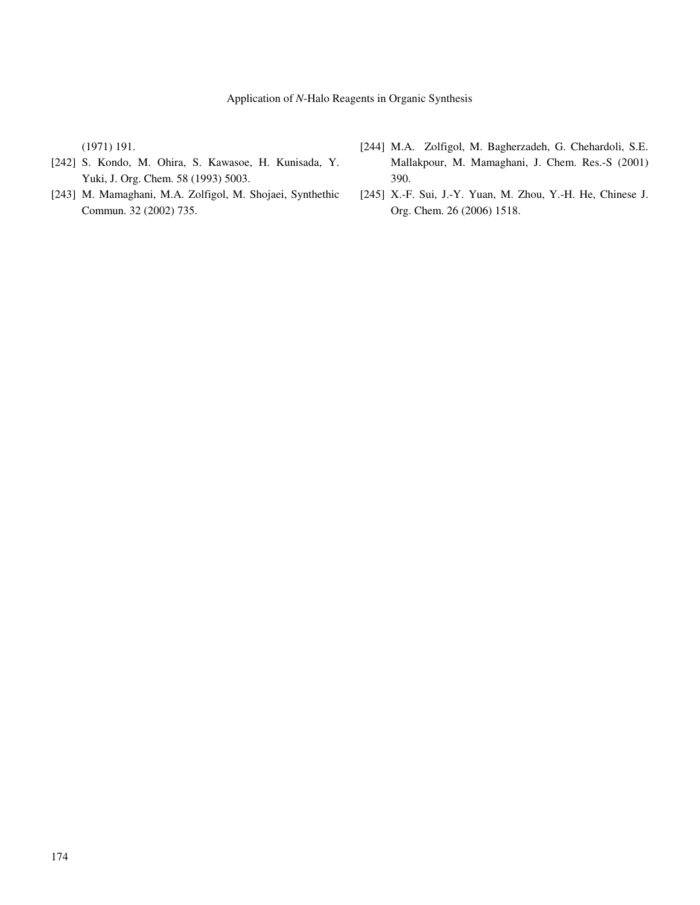(1971) 191.

[242] S. Kondo, M. Ohira, S. Kawasoe, H. Kunisada, Y. Yuki, J. Org. Chem. 58 (1993) 5003.

[243] M. Mamaghani, M.A. Zolfigol, M. Shojaei, Synthethic Commun. 32 (2002) 735.

[244] M.A. Zolfigol, M. Bagherzadeh, G. Chehardoli, S.E. Mallakpour, M. Mamaghani, J. Chem. Res.-S (2001) 390.

[245] X.-F. Sui, J.-Y. Yuan, M. Zhou, Y.-H. He, Chinese J. Org. Chem. 26 (2006) 1518.